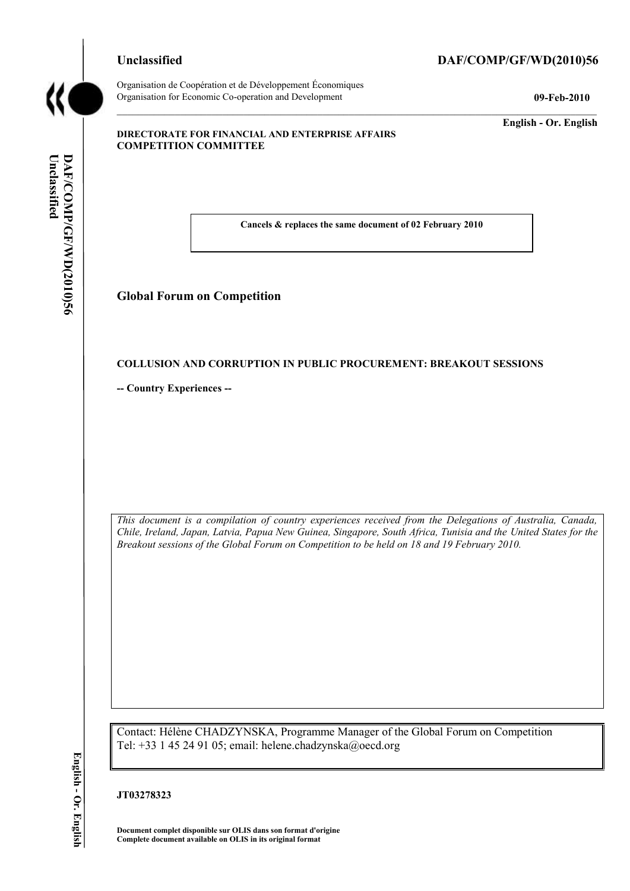Unclassified

**DAF/COMP/GF/WD(2010)56**

Organisation de Coopération et de Développement Économiques
Organisation for Economic Co-operation and Development

**09-Feb-2010**

**English - Or. English**

**DIRECTORATE FOR FINANCIAL AND ENTERPRISE AFFAIRS**
**COMPETITION COMMITTEE**

**Cancels & replaces the same document of 02 February 2010**

# Global Forum on Competition

**COLLUSION AND CORRUPTION IN PUBLIC PROCUREMENT: BREAKOUT SESSIONS**

**-- Country Experiences --**

*This document is a compilation of country experiences received from the Delegations of Australia, Canada, Chile, Ireland, Japan, Latvia, Papua New Guinea, Singapore, South Africa, Tunisia and the United States for the Breakout sessions of the Global Forum on Competition to be held on 18 and 19 February 2010.*

Contact: Hélène CHADZYNSKA, Programme Manager of the Global Forum on Competition
Tel: +33 1 45 24 91 05; email: helene.chadzynska@oecd.org

**JT03278323**

**Document complet disponible sur OLIS dans son format d'origine**
**Complete document available on OLIS in its original format**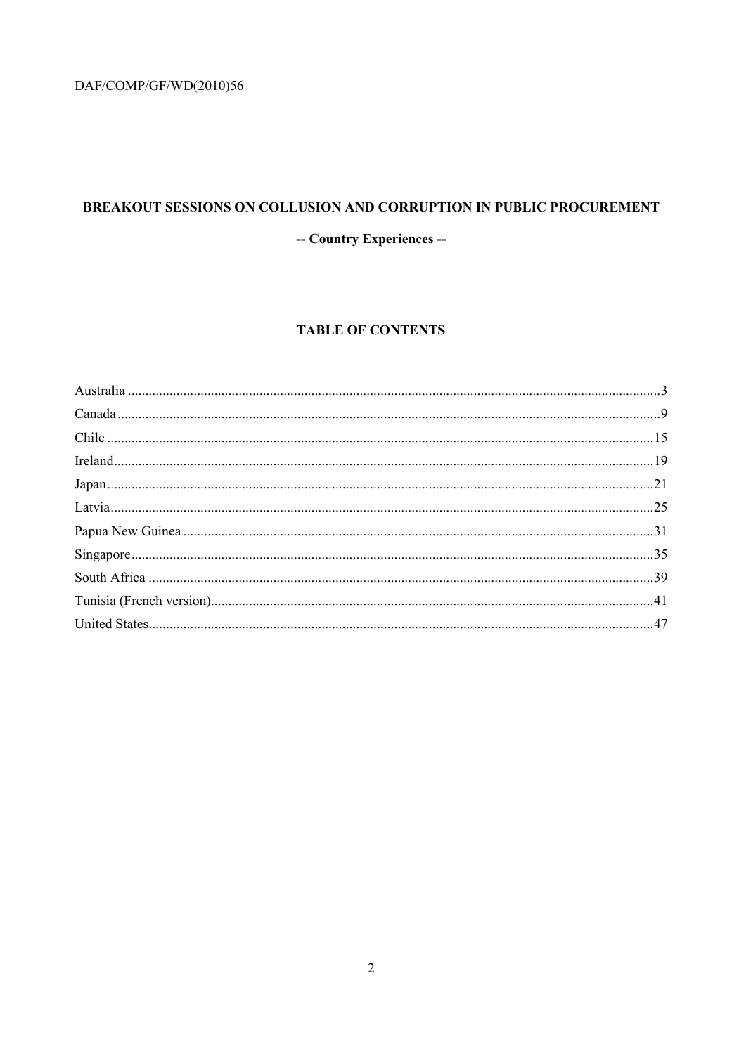# BREAKOUT SESSIONS ON COLLUSION AND CORRUPTION IN PUBLIC PROCUREMENT

## -- Country Experiences --

### TABLE OF CONTENTS

Australia ........................................................................................................................................3
Canada ...........................................................................................................................................9
Chile ............................................................................................................................................15
Ireland..........................................................................................................................................19
Japan ............................................................................................................................................21
Latvia ...........................................................................................................................................25
Papua New Guinea ......................................................................................................................31
Singapore .....................................................................................................................................35
South Africa ................................................................................................................................39
Tunisia (French version)..............................................................................................................41
United States................................................................................................................................47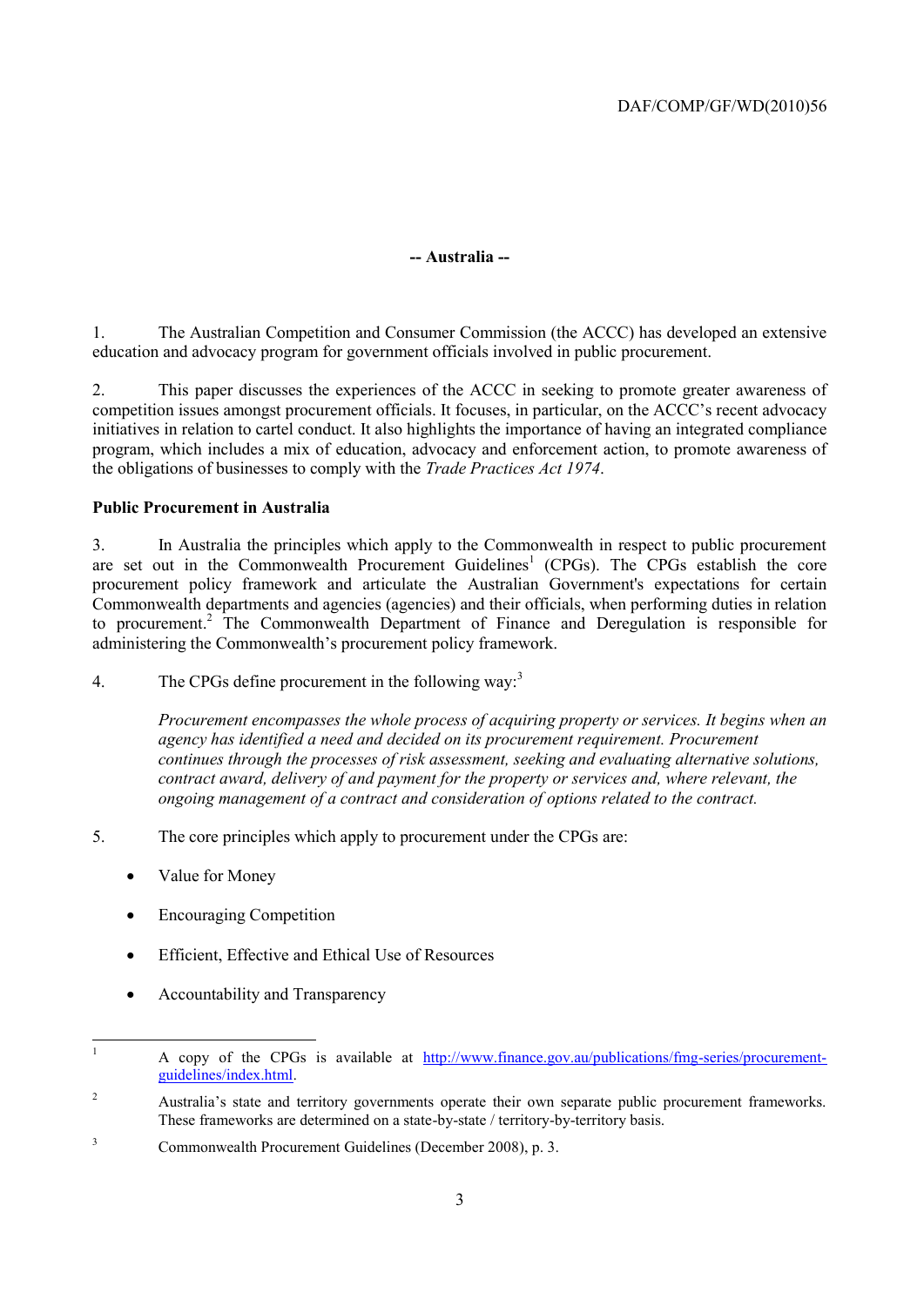## -- Australia --

1. The Australian Competition and Consumer Commission (the ACCC) has developed an extensive education and advocacy program for government officials involved in public procurement.

2. This paper discusses the experiences of the ACCC in seeking to promote greater awareness of competition issues amongst procurement officials. It focuses, in particular, on the ACCC's recent advocacy initiatives in relation to cartel conduct. It also highlights the importance of having an integrated compliance program, which includes a mix of education, advocacy and enforcement action, to promote awareness of the obligations of businesses to comply with the *Trade Practices Act 1974*.

### Public Procurement in Australia

3. In Australia the principles which apply to the Commonwealth in respect to public procurement are set out in the Commonwealth Procurement Guidelines[1] (CPGs). The CPGs establish the core procurement policy framework and articulate the Australian Government's expectations for certain Commonwealth departments and agencies (agencies) and their officials, when performing duties in relation to procurement.[2] The Commonwealth Department of Finance and Deregulation is responsible for administering the Commonwealth's procurement policy framework.

4. The CPGs define procurement in the following way:[3]

> *Procurement encompasses the whole process of acquiring property or services. It begins when an agency has identified a need and decided on its procurement requirement. Procurement continues through the processes of risk assessment, seeking and evaluating alternative solutions, contract award, delivery of and payment for the property or services and, where relevant, the ongoing management of a contract and consideration of options related to the contract.*

5. The core principles which apply to procurement under the CPGs are:

- Value for Money
- Encouraging Competition
- Efficient, Effective and Ethical Use of Resources
- Accountability and Transparency

---

[1] A copy of the CPGs is available at http://www.finance.gov.au/publications/fmg-series/procurement-guidelines/index.html.

[2] Australia's state and territory governments operate their own separate public procurement frameworks. These frameworks are determined on a state-by-state / territory-by-territory basis.

[3] Commonwealth Procurement Guidelines (December 2008), p. 3.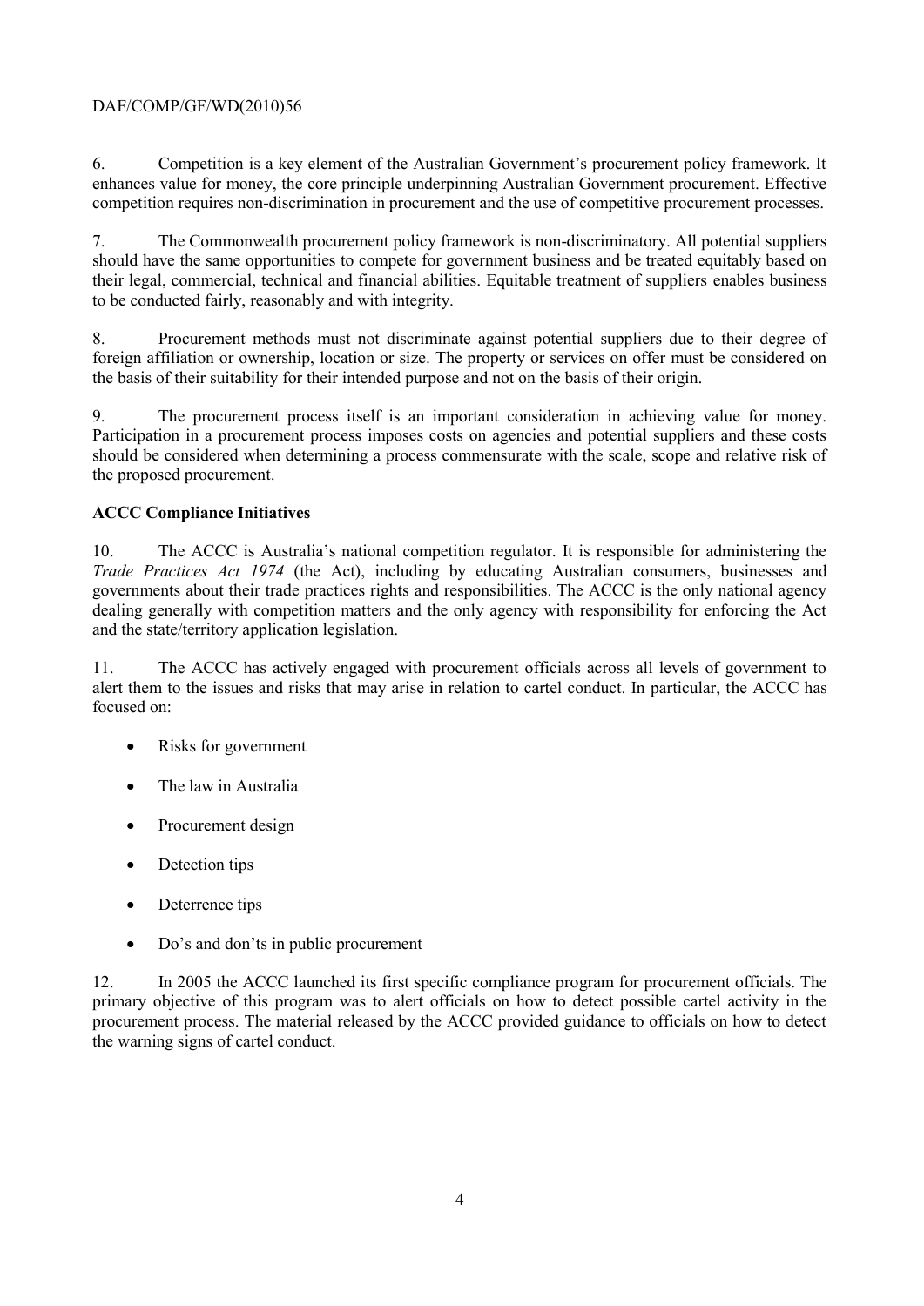6. Competition is a key element of the Australian Government's procurement policy framework. It enhances value for money, the core principle underpinning Australian Government procurement. Effective competition requires non-discrimination in procurement and the use of competitive procurement processes.

7. The Commonwealth procurement policy framework is non-discriminatory. All potential suppliers should have the same opportunities to compete for government business and be treated equitably based on their legal, commercial, technical and financial abilities. Equitable treatment of suppliers enables business to be conducted fairly, reasonably and with integrity.

8. Procurement methods must not discriminate against potential suppliers due to their degree of foreign affiliation or ownership, location or size. The property or services on offer must be considered on the basis of their suitability for their intended purpose and not on the basis of their origin.

9. The procurement process itself is an important consideration in achieving value for money. Participation in a procurement process imposes costs on agencies and potential suppliers and these costs should be considered when determining a process commensurate with the scale, scope and relative risk of the proposed procurement.

**ACCC Compliance Initiatives**

10. The ACCC is Australia's national competition regulator. It is responsible for administering the *Trade Practices Act 1974* (the Act), including by educating Australian consumers, businesses and governments about their trade practices rights and responsibilities. The ACCC is the only national agency dealing generally with competition matters and the only agency with responsibility for enforcing the Act and the state/territory application legislation.

11. The ACCC has actively engaged with procurement officials across all levels of government to alert them to the issues and risks that may arise in relation to cartel conduct. In particular, the ACCC has focused on:

- Risks for government
- The law in Australia
- Procurement design
- Detection tips
- Deterrence tips
- Do's and don'ts in public procurement

12. In 2005 the ACCC launched its first specific compliance program for procurement officials. The primary objective of this program was to alert officials on how to detect possible cartel activity in the procurement process. The material released by the ACCC provided guidance to officials on how to detect the warning signs of cartel conduct.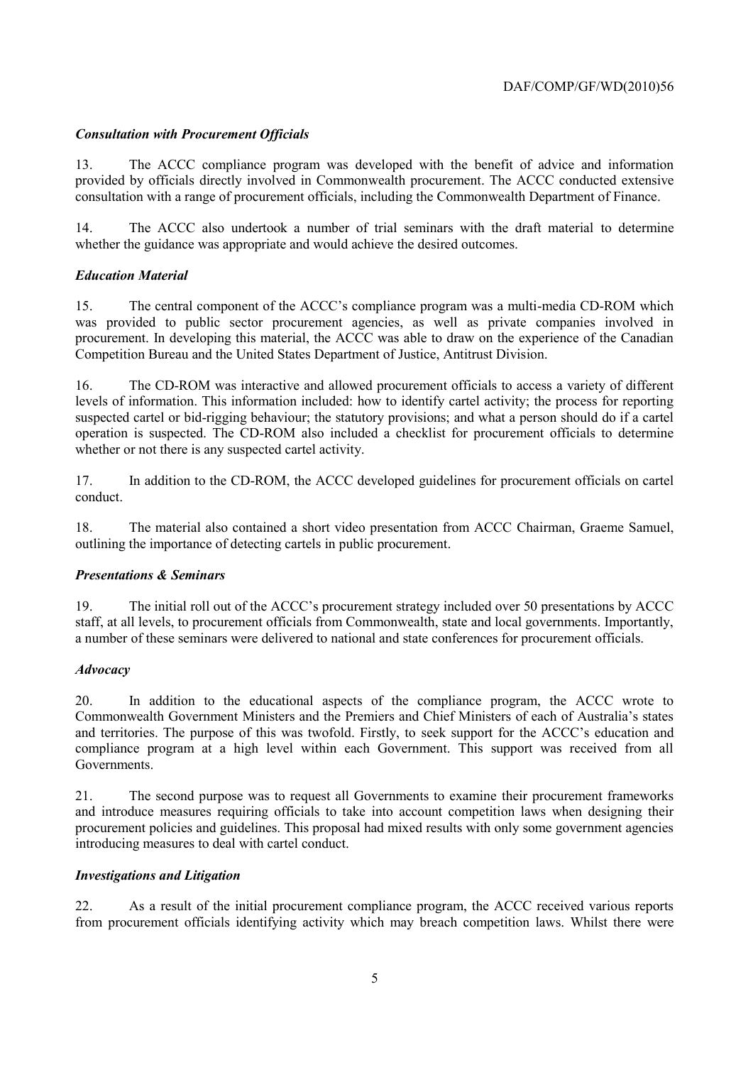### *Consultation with Procurement Officials*

13. The ACCC compliance program was developed with the benefit of advice and information provided by officials directly involved in Commonwealth procurement. The ACCC conducted extensive consultation with a range of procurement officials, including the Commonwealth Department of Finance.

14. The ACCC also undertook a number of trial seminars with the draft material to determine whether the guidance was appropriate and would achieve the desired outcomes.

### *Education Material*

15. The central component of the ACCC's compliance program was a multi-media CD-ROM which was provided to public sector procurement agencies, as well as private companies involved in procurement. In developing this material, the ACCC was able to draw on the experience of the Canadian Competition Bureau and the United States Department of Justice, Antitrust Division.

16. The CD-ROM was interactive and allowed procurement officials to access a variety of different levels of information. This information included: how to identify cartel activity; the process for reporting suspected cartel or bid-rigging behaviour; the statutory provisions; and what a person should do if a cartel operation is suspected. The CD-ROM also included a checklist for procurement officials to determine whether or not there is any suspected cartel activity.

17. In addition to the CD-ROM, the ACCC developed guidelines for procurement officials on cartel conduct.

18. The material also contained a short video presentation from ACCC Chairman, Graeme Samuel, outlining the importance of detecting cartels in public procurement.

### *Presentations & Seminars*

19. The initial roll out of the ACCC's procurement strategy included over 50 presentations by ACCC staff, at all levels, to procurement officials from Commonwealth, state and local governments. Importantly, a number of these seminars were delivered to national and state conferences for procurement officials.

### *Advocacy*

20. In addition to the educational aspects of the compliance program, the ACCC wrote to Commonwealth Government Ministers and the Premiers and Chief Ministers of each of Australia's states and territories. The purpose of this was twofold. Firstly, to seek support for the ACCC's education and compliance program at a high level within each Government. This support was received from all Governments.

21. The second purpose was to request all Governments to examine their procurement frameworks and introduce measures requiring officials to take into account competition laws when designing their procurement policies and guidelines. This proposal had mixed results with only some government agencies introducing measures to deal with cartel conduct.

### *Investigations and Litigation*

22. As a result of the initial procurement compliance program, the ACCC received various reports from procurement officials identifying activity which may breach competition laws. Whilst there were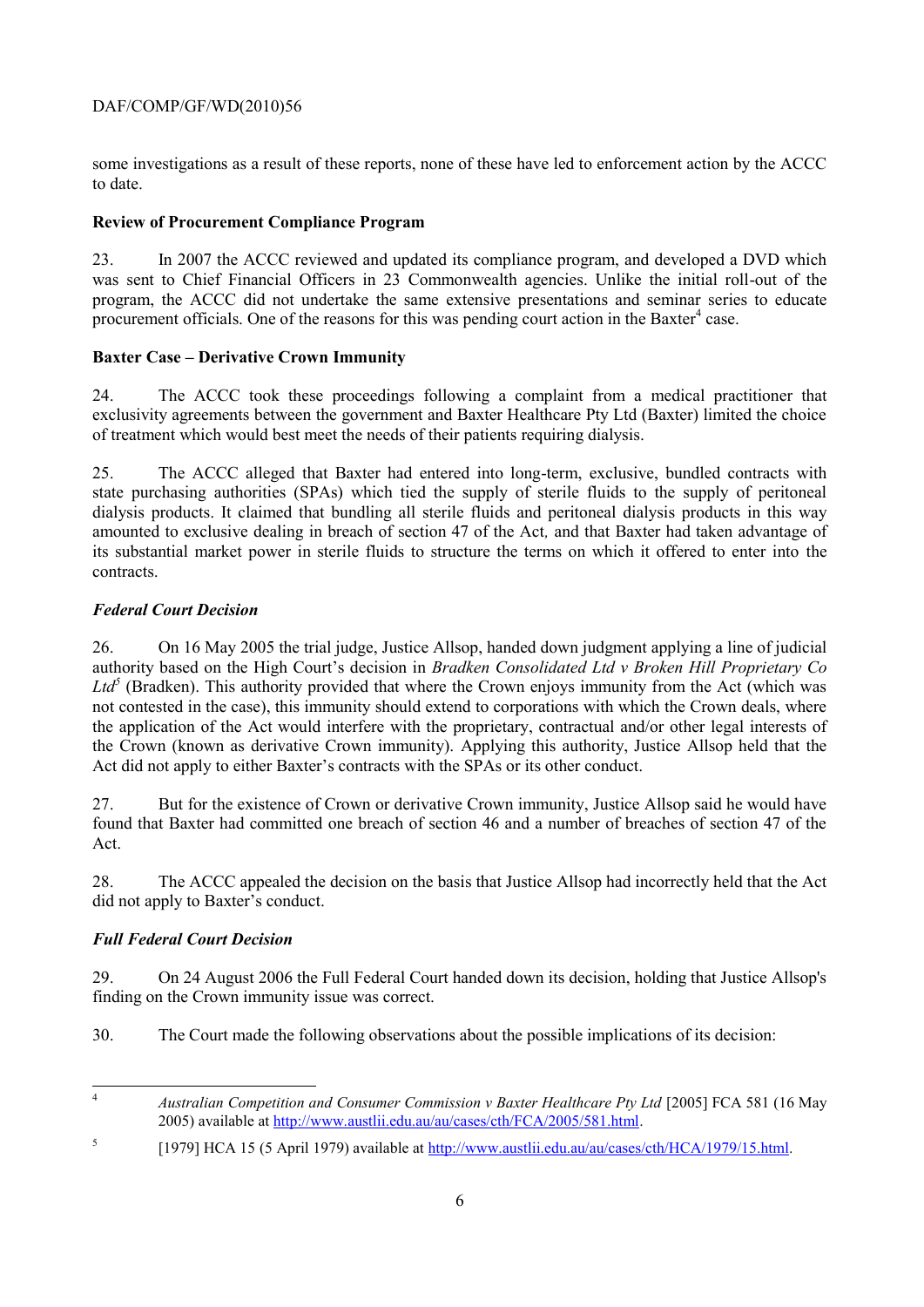some investigations as a result of these reports, none of these have led to enforcement action by the ACCC to date.

**Review of Procurement Compliance Program**

23. In 2007 the ACCC reviewed and updated its compliance program, and developed a DVD which was sent to Chief Financial Officers in 23 Commonwealth agencies. Unlike the initial roll-out of the program, the ACCC did not undertake the same extensive presentations and seminar series to educate procurement officials. One of the reasons for this was pending court action in the Baxter[4] case.

**Baxter Case – Derivative Crown Immunity**

24. The ACCC took these proceedings following a complaint from a medical practitioner that exclusivity agreements between the government and Baxter Healthcare Pty Ltd (Baxter) limited the choice of treatment which would best meet the needs of their patients requiring dialysis.

25. The ACCC alleged that Baxter had entered into long-term, exclusive, bundled contracts with state purchasing authorities (SPAs) which tied the supply of sterile fluids to the supply of peritoneal dialysis products. It claimed that bundling all sterile fluids and peritoneal dialysis products in this way amounted to exclusive dealing in breach of section 47 of the Act*,* and that Baxter had taken advantage of its substantial market power in sterile fluids to structure the terms on which it offered to enter into the contracts.

***Federal Court Decision***

26. On 16 May 2005 the trial judge, Justice Allsop, handed down judgment applying a line of judicial authority based on the High Court's decision in *Bradken Consolidated Ltd v Broken Hill Proprietary Co Ltd*[5] (Bradken). This authority provided that where the Crown enjoys immunity from the Act (which was not contested in the case), this immunity should extend to corporations with which the Crown deals, where the application of the Act would interfere with the proprietary, contractual and/or other legal interests of the Crown (known as derivative Crown immunity). Applying this authority, Justice Allsop held that the Act did not apply to either Baxter's contracts with the SPAs or its other conduct.

27. But for the existence of Crown or derivative Crown immunity, Justice Allsop said he would have found that Baxter had committed one breach of section 46 and a number of breaches of section 47 of the Act.

28. The ACCC appealed the decision on the basis that Justice Allsop had incorrectly held that the Act did not apply to Baxter's conduct.

***Full Federal Court Decision***

29. On 24 August 2006 the Full Federal Court handed down its decision, holding that Justice Allsop's finding on the Crown immunity issue was correct.

30. The Court made the following observations about the possible implications of its decision:

---

[4] *Australian Competition and Consumer Commission v Baxter Healthcare Pty Ltd* [2005] FCA 581 (16 May 2005) available at http://www.austlii.edu.au/au/cases/cth/FCA/2005/581.html.

[5] [1979] HCA 15 (5 April 1979) available at http://www.austlii.edu.au/au/cases/cth/HCA/1979/15.html.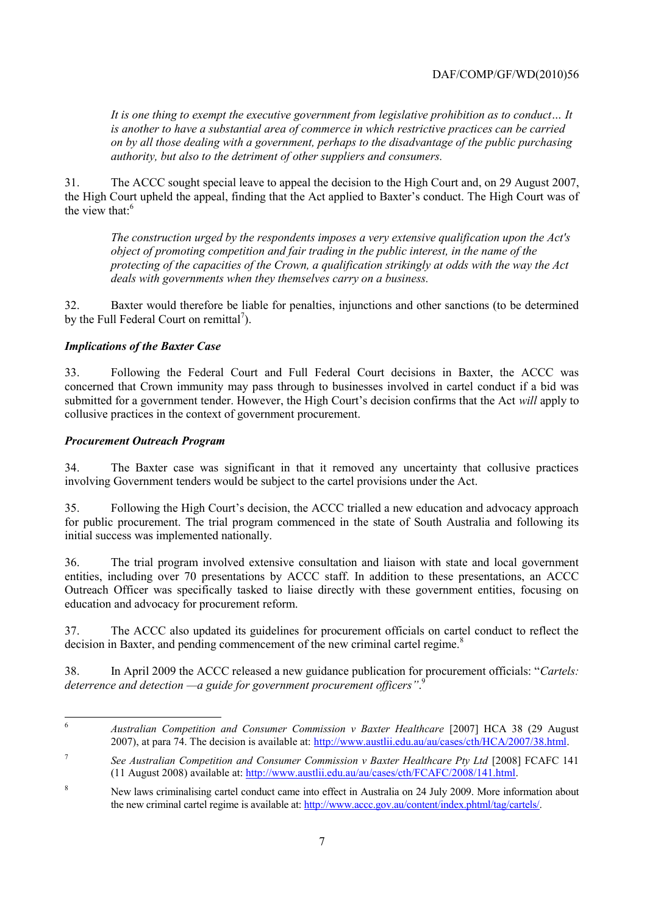> *It is one thing to exempt the executive government from legislative prohibition as to conduct… It is another to have a substantial area of commerce in which restrictive practices can be carried on by all those dealing with a government, perhaps to the disadvantage of the public purchasing authority, but also to the detriment of other suppliers and consumers.*

31. The ACCC sought special leave to appeal the decision to the High Court and, on 29 August 2007, the High Court upheld the appeal, finding that the Act applied to Baxter's conduct. The High Court was of the view that:[6]

> *The construction urged by the respondents imposes a very extensive qualification upon the Act's object of promoting competition and fair trading in the public interest, in the name of the protecting of the capacities of the Crown, a qualification strikingly at odds with the way the Act deals with governments when they themselves carry on a business.*

32. Baxter would therefore be liable for penalties, injunctions and other sanctions (to be determined by the Full Federal Court on remittal[7]).

***Implications of the Baxter Case***

33. Following the Federal Court and Full Federal Court decisions in Baxter, the ACCC was concerned that Crown immunity may pass through to businesses involved in cartel conduct if a bid was submitted for a government tender. However, the High Court's decision confirms that the Act *will* apply to collusive practices in the context of government procurement.

***Procurement Outreach Program***

34. The Baxter case was significant in that it removed any uncertainty that collusive practices involving Government tenders would be subject to the cartel provisions under the Act.

35. Following the High Court's decision, the ACCC trialled a new education and advocacy approach for public procurement. The trial program commenced in the state of South Australia and following its initial success was implemented nationally.

36. The trial program involved extensive consultation and liaison with state and local government entities, including over 70 presentations by ACCC staff. In addition to these presentations, an ACCC Outreach Officer was specifically tasked to liaise directly with these government entities, focusing on education and advocacy for procurement reform.

37. The ACCC also updated its guidelines for procurement officials on cartel conduct to reflect the decision in Baxter, and pending commencement of the new criminal cartel regime.[8]

38. In April 2009 the ACCC released a new guidance publication for procurement officials: "*Cartels: deterrence and detection —a guide for government procurement officers"*.[9]

---

[6] *Australian Competition and Consumer Commission v Baxter Healthcare* [2007] HCA 38 (29 August 2007), at para 74. The decision is available at: http://www.austlii.edu.au/au/cases/cth/HCA/2007/38.html.

[7] *See Australian Competition and Consumer Commission v Baxter Healthcare Pty Ltd* [2008] FCAFC 141 (11 August 2008) available at: http://www.austlii.edu.au/au/cases/cth/FCAFC/2008/141.html.

[8] New laws criminalising cartel conduct came into effect in Australia on 24 July 2009. More information about the new criminal cartel regime is available at: http://www.accc.gov.au/content/index.phtml/tag/cartels/.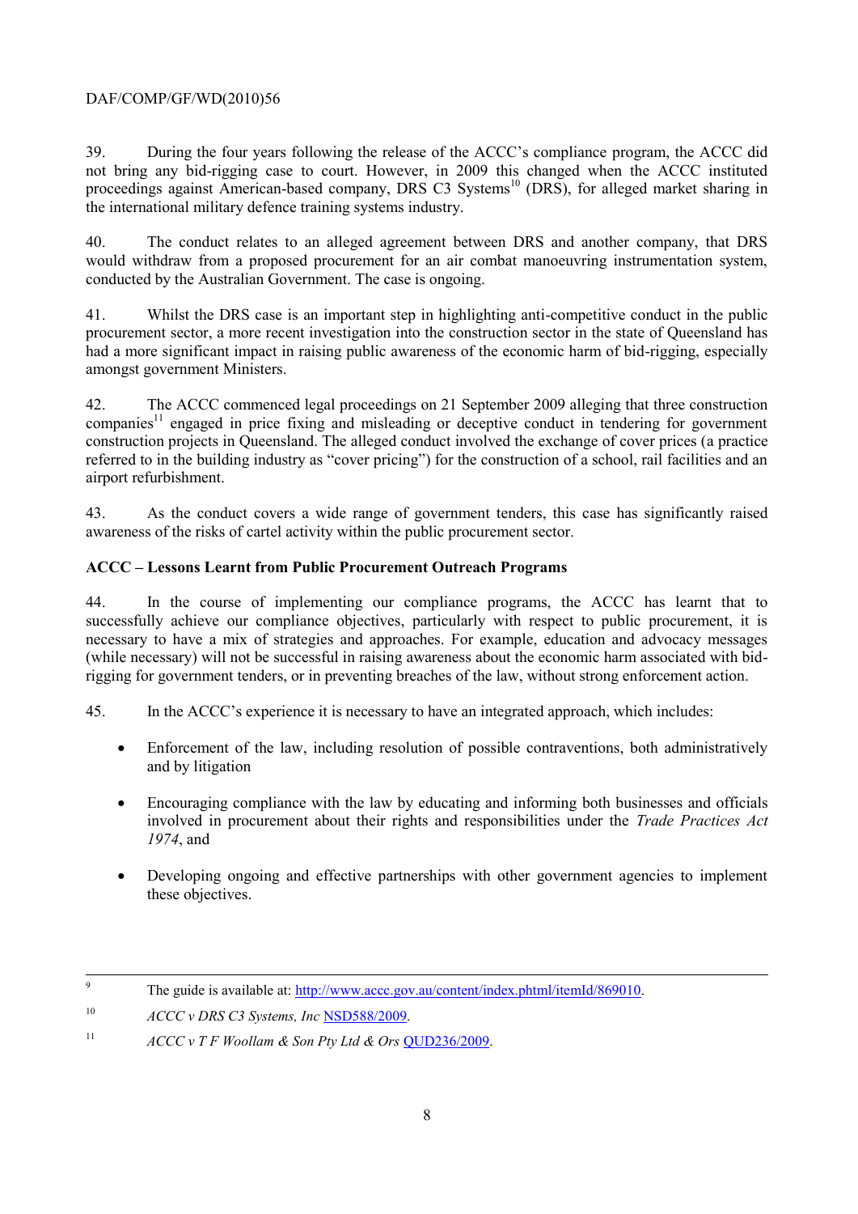39. During the four years following the release of the ACCC's compliance program, the ACCC did not bring any bid-rigging case to court. However, in 2009 this changed when the ACCC instituted proceedings against American-based company, DRS C3 Systems[10] (DRS), for alleged market sharing in the international military defence training systems industry.

40. The conduct relates to an alleged agreement between DRS and another company, that DRS would withdraw from a proposed procurement for an air combat manoeuvring instrumentation system, conducted by the Australian Government. The case is ongoing.

41. Whilst the DRS case is an important step in highlighting anti-competitive conduct in the public procurement sector, a more recent investigation into the construction sector in the state of Queensland has had a more significant impact in raising public awareness of the economic harm of bid-rigging, especially amongst government Ministers.

42. The ACCC commenced legal proceedings on 21 September 2009 alleging that three construction companies[11] engaged in price fixing and misleading or deceptive conduct in tendering for government construction projects in Queensland. The alleged conduct involved the exchange of cover prices (a practice referred to in the building industry as "cover pricing") for the construction of a school, rail facilities and an airport refurbishment.

43. As the conduct covers a wide range of government tenders, this case has significantly raised awareness of the risks of cartel activity within the public procurement sector.

**ACCC – Lessons Learnt from Public Procurement Outreach Programs**

44. In the course of implementing our compliance programs, the ACCC has learnt that to successfully achieve our compliance objectives, particularly with respect to public procurement, it is necessary to have a mix of strategies and approaches. For example, education and advocacy messages (while necessary) will not be successful in raising awareness about the economic harm associated with bid-rigging for government tenders, or in preventing breaches of the law, without strong enforcement action.

45. In the ACCC's experience it is necessary to have an integrated approach, which includes:

- Enforcement of the law, including resolution of possible contraventions, both administratively and by litigation
- Encouraging compliance with the law by educating and informing both businesses and officials involved in procurement about their rights and responsibilities under the *Trade Practices Act 1974*, and
- Developing ongoing and effective partnerships with other government agencies to implement these objectives.

---

9 The guide is available at: http://www.accc.gov.au/content/index.phtml/itemId/869010.

10 *ACCC v DRS C3 Systems, Inc* NSD588/2009.

11 *ACCC v T F Woollam & Son Pty Ltd & Ors* QUD236/2009.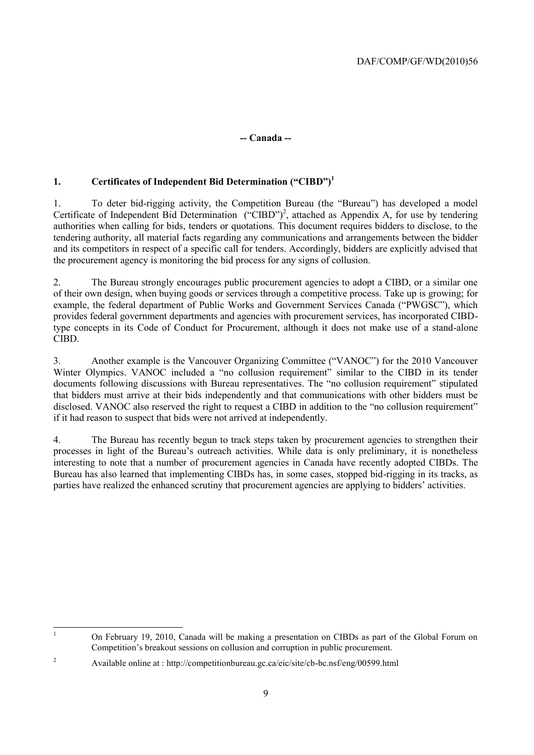**-- Canada --**

## 1. Certificates of Independent Bid Determination ("CIBD")[1]

1. To deter bid-rigging activity, the Competition Bureau (the "Bureau") has developed a model Certificate of Independent Bid Determination ("CIBD")[2], attached as Appendix A, for use by tendering authorities when calling for bids, tenders or quotations. This document requires bidders to disclose, to the tendering authority, all material facts regarding any communications and arrangements between the bidder and its competitors in respect of a specific call for tenders. Accordingly, bidders are explicitly advised that the procurement agency is monitoring the bid process for any signs of collusion.

2. The Bureau strongly encourages public procurement agencies to adopt a CIBD, or a similar one of their own design, when buying goods or services through a competitive process. Take up is growing; for example, the federal department of Public Works and Government Services Canada ("PWGSC"), which provides federal government departments and agencies with procurement services, has incorporated CIBD-type concepts in its Code of Conduct for Procurement, although it does not make use of a stand-alone CIBD.

3. Another example is the Vancouver Organizing Committee ("VANOC") for the 2010 Vancouver Winter Olympics. VANOC included a "no collusion requirement" similar to the CIBD in its tender documents following discussions with Bureau representatives. The "no collusion requirement" stipulated that bidders must arrive at their bids independently and that communications with other bidders must be disclosed. VANOC also reserved the right to request a CIBD in addition to the "no collusion requirement" if it had reason to suspect that bids were not arrived at independently.

4. The Bureau has recently begun to track steps taken by procurement agencies to strengthen their processes in light of the Bureau's outreach activities. While data is only preliminary, it is nonetheless interesting to note that a number of procurement agencies in Canada have recently adopted CIBDs. The Bureau has also learned that implementing CIBDs has, in some cases, stopped bid-rigging in its tracks, as parties have realized the enhanced scrutiny that procurement agencies are applying to bidders' activities.

---

[1] On February 19, 2010, Canada will be making a presentation on CIBDs as part of the Global Forum on Competition's breakout sessions on collusion and corruption in public procurement.

[2] Available online at : http://competitionbureau.gc.ca/eic/site/cb-bc.nsf/eng/00599.html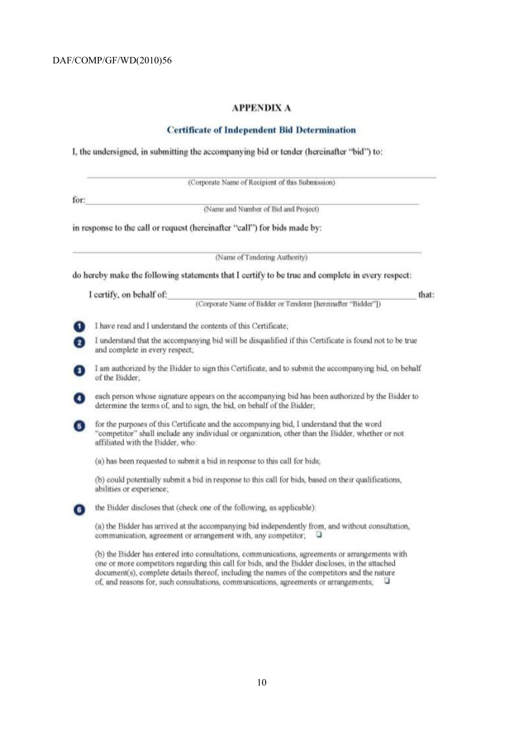## APPENDIX A

### Certificate of Independent Bid Determination

I, the undersigned, in submitting the accompanying bid or tender (hereinafter "bid") to:

\_\_\_\_\_\_\_\_\_\_\_\_\_\_\_\_\_\_\_\_\_\_\_\_\_\_\_\_\_\_\_\_\_\_\_\_\_\_\_\_\_\_\_\_\_\_\_\_\_\_\_\_\_\_\_\_\_\_\_\_

(Corporate Name of Recipient of this Submission)

for: \_\_\_\_\_\_\_\_\_\_\_\_\_\_\_\_\_\_\_\_\_\_\_\_\_\_\_\_\_\_\_\_\_\_\_\_\_\_\_\_\_\_\_\_\_\_\_\_\_\_\_\_\_\_\_\_

(Name and Number of Bid and Project)

in response to the call or request (hereinafter "call") for bids made by:

\_\_\_\_\_\_\_\_\_\_\_\_\_\_\_\_\_\_\_\_\_\_\_\_\_\_\_\_\_\_\_\_\_\_\_\_\_\_\_\_\_\_\_\_\_\_\_\_\_\_\_\_\_\_\_\_\_\_\_\_

(Name of Tendering Authority)

do hereby make the following statements that I certify to be true and complete in every respect:

I certify, on behalf of: \_\_\_\_\_\_\_\_\_\_\_\_\_\_\_\_\_\_\_\_\_\_\_\_\_\_\_\_\_\_\_\_\_\_\_\_\_\_\_\_\_\_\_\_ that:

(Corporate Name of Bidder or Tenderer [hereinafter "Bidder"])

1. I have read and I understand the contents of this Certificate;
2. I understand that the accompanying bid will be disqualified if this Certificate is found not to be true and complete in every respect;
3. I am authorized by the Bidder to sign this Certificate, and to submit the accompanying bid, on behalf of the Bidder;
4. each person whose signature appears on the accompanying bid has been authorized by the Bidder to determine the terms of, and to sign, the bid, on behalf of the Bidder;
5. for the purposes of this Certificate and the accompanying bid, I understand that the word "competitor" shall include any individual or organization, other than the Bidder, whether or not affiliated with the Bidder, who:

   (a) has been requested to submit a bid in response to this call for bids;

   (b) could potentially submit a bid in response to this call for bids, based on their qualifications, abilities or experience;
6. the Bidder discloses that (check one of the following, as applicable):

   (a) the Bidder has arrived at the accompanying bid independently from, and without consultation, communication, agreement or arrangement with, any competitor; ☐

   (b) the Bidder has entered into consultations, communications, agreements or arrangements with one or more competitors regarding this call for bids, and the Bidder discloses, in the attached document(s), complete details thereof, including the names of the competitors and the nature of, and reasons for, such consultations, communications, agreements or arrangements; ☐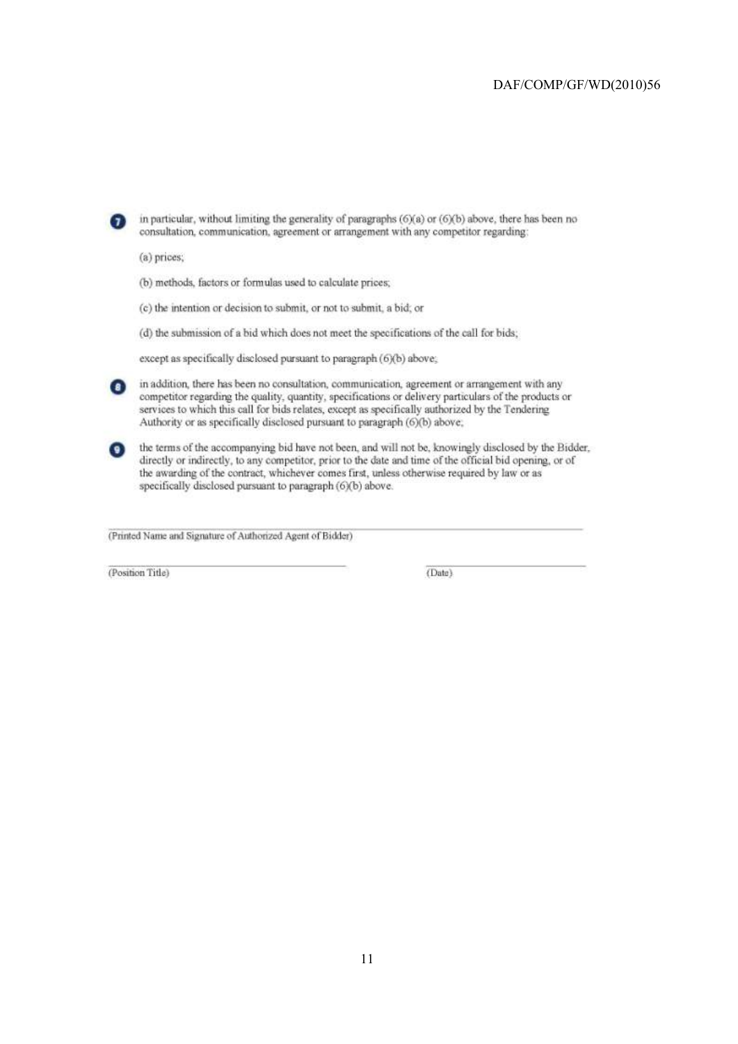7. in particular, without limiting the generality of paragraphs (6)(a) or (6)(b) above, there has been no consultation, communication, agreement or arrangement with any competitor regarding:

   (a) prices;

   (b) methods, factors or formulas used to calculate prices;

   (c) the intention or decision to submit, or not to submit, a bid; or

   (d) the submission of a bid which does not meet the specifications of the call for bids;

   except as specifically disclosed pursuant to paragraph (6)(b) above;

8. in addition, there has been no consultation, communication, agreement or arrangement with any competitor regarding the quality, quantity, specifications or delivery particulars of the products or services to which this call for bids relates, except as specifically authorized by the Tendering Authority or as specifically disclosed pursuant to paragraph (6)(b) above;

9. the terms of the accompanying bid have not been, and will not be, knowingly disclosed by the Bidder, directly or indirectly, to any competitor, prior to the date and time of the official bid opening, or of the awarding of the contract, whichever comes first, unless otherwise required by law or as specifically disclosed pursuant to paragraph (6)(b) above.

\_\_\_\_\_\_\_\_\_\_\_\_\_\_\_\_\_\_\_\_\_\_\_\_\_\_\_\_\_\_\_\_\_\_\_\_\_\_\_\_\_\_\_\_

(Printed Name and Signature of Authorized Agent of Bidder)

\_\_\_\_\_\_\_\_\_\_\_\_\_\_\_\_\_\_\_\_\_\_\_\_\_\_ \_\_\_\_\_\_\_\_\_\_\_\_\_\_\_\_\_\_

(Position Title) (Date)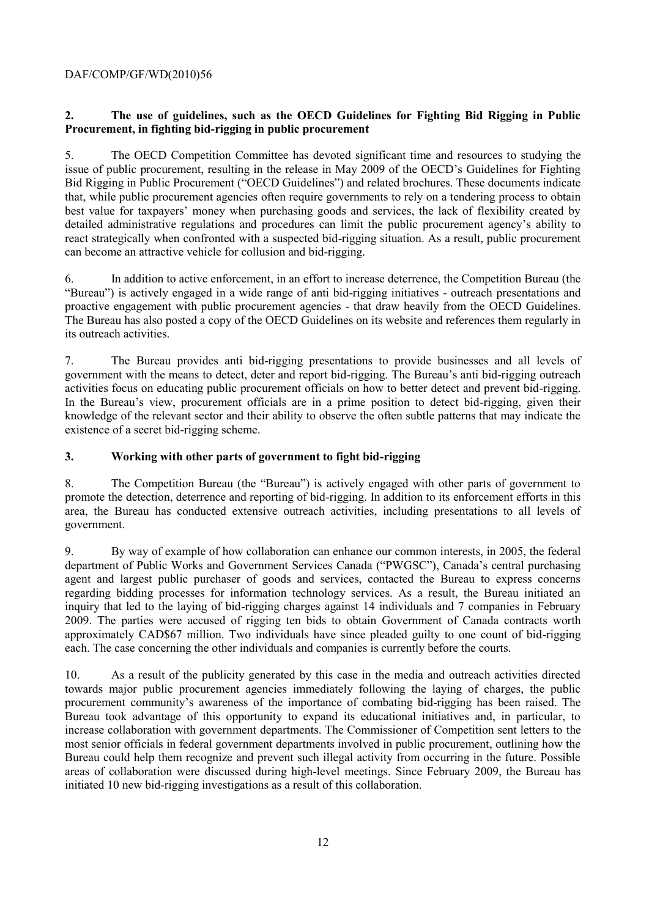## 2. The use of guidelines, such as the OECD Guidelines for Fighting Bid Rigging in Public Procurement, in fighting bid-rigging in public procurement

5. The OECD Competition Committee has devoted significant time and resources to studying the issue of public procurement, resulting in the release in May 2009 of the OECD's Guidelines for Fighting Bid Rigging in Public Procurement ("OECD Guidelines") and related brochures. These documents indicate that, while public procurement agencies often require governments to rely on a tendering process to obtain best value for taxpayers' money when purchasing goods and services, the lack of flexibility created by detailed administrative regulations and procedures can limit the public procurement agency's ability to react strategically when confronted with a suspected bid-rigging situation. As a result, public procurement can become an attractive vehicle for collusion and bid-rigging.

6. In addition to active enforcement, in an effort to increase deterrence, the Competition Bureau (the "Bureau") is actively engaged in a wide range of anti bid-rigging initiatives - outreach presentations and proactive engagement with public procurement agencies - that draw heavily from the OECD Guidelines. The Bureau has also posted a copy of the OECD Guidelines on its website and references them regularly in its outreach activities.

7. The Bureau provides anti bid-rigging presentations to provide businesses and all levels of government with the means to detect, deter and report bid-rigging. The Bureau's anti bid-rigging outreach activities focus on educating public procurement officials on how to better detect and prevent bid-rigging. In the Bureau's view, procurement officials are in a prime position to detect bid-rigging, given their knowledge of the relevant sector and their ability to observe the often subtle patterns that may indicate the existence of a secret bid-rigging scheme.

## 3. Working with other parts of government to fight bid-rigging

8. The Competition Bureau (the "Bureau") is actively engaged with other parts of government to promote the detection, deterrence and reporting of bid-rigging. In addition to its enforcement efforts in this area, the Bureau has conducted extensive outreach activities, including presentations to all levels of government.

9. By way of example of how collaboration can enhance our common interests, in 2005, the federal department of Public Works and Government Services Canada ("PWGSC"), Canada's central purchasing agent and largest public purchaser of goods and services, contacted the Bureau to express concerns regarding bidding processes for information technology services. As a result, the Bureau initiated an inquiry that led to the laying of bid-rigging charges against 14 individuals and 7 companies in February 2009. The parties were accused of rigging ten bids to obtain Government of Canada contracts worth approximately CAD$67 million. Two individuals have since pleaded guilty to one count of bid-rigging each. The case concerning the other individuals and companies is currently before the courts.

10. As a result of the publicity generated by this case in the media and outreach activities directed towards major public procurement agencies immediately following the laying of charges, the public procurement community's awareness of the importance of combating bid-rigging has been raised. The Bureau took advantage of this opportunity to expand its educational initiatives and, in particular, to increase collaboration with government departments. The Commissioner of Competition sent letters to the most senior officials in federal government departments involved in public procurement, outlining how the Bureau could help them recognize and prevent such illegal activity from occurring in the future. Possible areas of collaboration were discussed during high-level meetings. Since February 2009, the Bureau has initiated 10 new bid-rigging investigations as a result of this collaboration.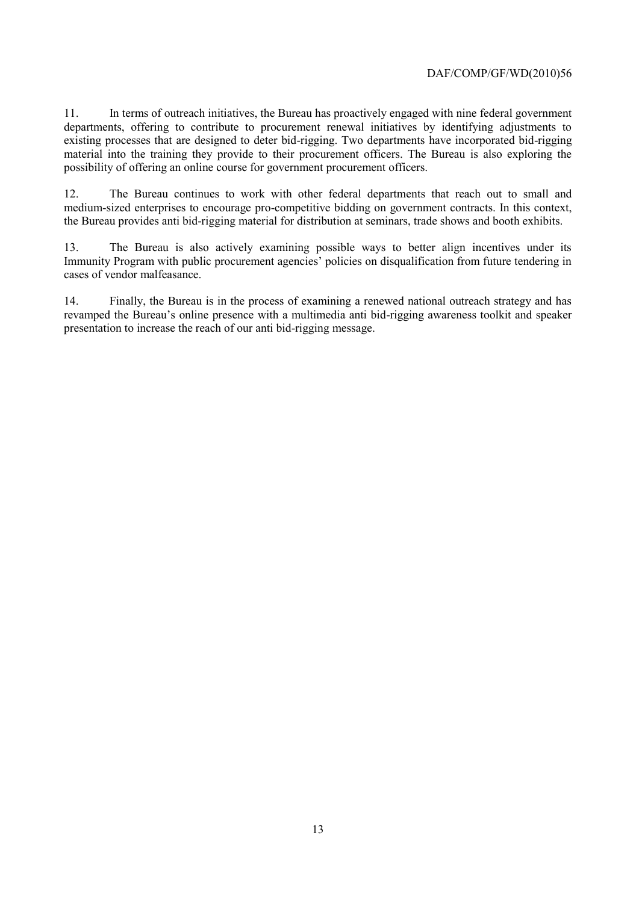11. In terms of outreach initiatives, the Bureau has proactively engaged with nine federal government departments, offering to contribute to procurement renewal initiatives by identifying adjustments to existing processes that are designed to deter bid-rigging. Two departments have incorporated bid-rigging material into the training they provide to their procurement officers. The Bureau is also exploring the possibility of offering an online course for government procurement officers.

12. The Bureau continues to work with other federal departments that reach out to small and medium-sized enterprises to encourage pro-competitive bidding on government contracts. In this context, the Bureau provides anti bid-rigging material for distribution at seminars, trade shows and booth exhibits.

13. The Bureau is also actively examining possible ways to better align incentives under its Immunity Program with public procurement agencies' policies on disqualification from future tendering in cases of vendor malfeasance.

14. Finally, the Bureau is in the process of examining a renewed national outreach strategy and has revamped the Bureau's online presence with a multimedia anti bid-rigging awareness toolkit and speaker presentation to increase the reach of our anti bid-rigging message.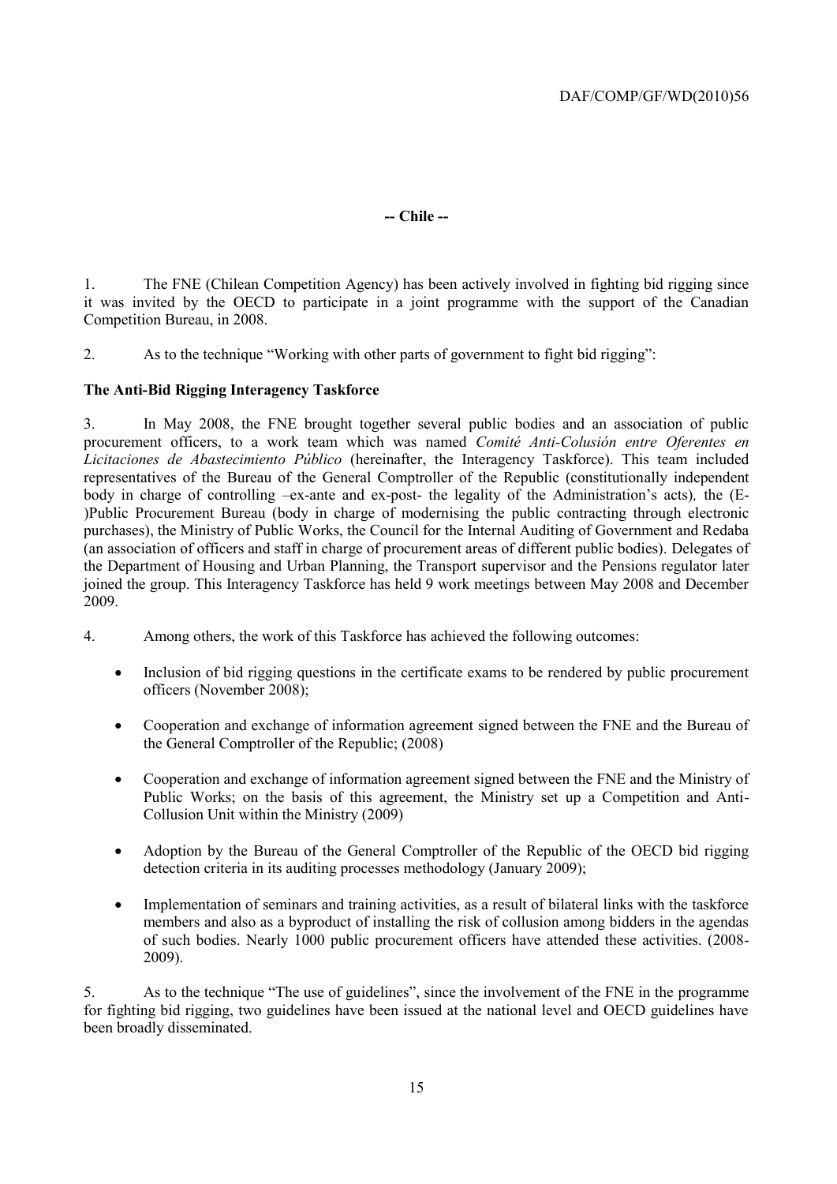**-- Chile --**

1. The FNE (Chilean Competition Agency) has been actively involved in fighting bid rigging since it was invited by the OECD to participate in a joint programme with the support of the Canadian Competition Bureau, in 2008.

2. As to the technique "Working with other parts of government to fight bid rigging":

**The Anti-Bid Rigging Interagency Taskforce**

3. In May 2008, the FNE brought together several public bodies and an association of public procurement officers, to a work team which was named *Comité Anti-Colusión entre Oferentes en Licitaciones de Abastecimiento Público* (hereinafter, the Interagency Taskforce). This team included representatives of the Bureau of the General Comptroller of the Republic (constitutionally independent body in charge of controlling –ex-ante and ex-post- the legality of the Administration's acts)*,* the (E-)Public Procurement Bureau (body in charge of modernising the public contracting through electronic purchases), the Ministry of Public Works, the Council for the Internal Auditing of Government and Redaba (an association of officers and staff in charge of procurement areas of different public bodies). Delegates of the Department of Housing and Urban Planning, the Transport supervisor and the Pensions regulator later joined the group. This Interagency Taskforce has held 9 work meetings between May 2008 and December 2009.

4. Among others, the work of this Taskforce has achieved the following outcomes:

- Inclusion of bid rigging questions in the certificate exams to be rendered by public procurement officers (November 2008);
- Cooperation and exchange of information agreement signed between the FNE and the Bureau of the General Comptroller of the Republic; (2008)
- Cooperation and exchange of information agreement signed between the FNE and the Ministry of Public Works; on the basis of this agreement, the Ministry set up a Competition and Anti-Collusion Unit within the Ministry (2009)
- Adoption by the Bureau of the General Comptroller of the Republic of the OECD bid rigging detection criteria in its auditing processes methodology (January 2009);
- Implementation of seminars and training activities, as a result of bilateral links with the taskforce members and also as a byproduct of installing the risk of collusion among bidders in the agendas of such bodies. Nearly 1000 public procurement officers have attended these activities. (2008-2009).

5. As to the technique "The use of guidelines", since the involvement of the FNE in the programme for fighting bid rigging, two guidelines have been issued at the national level and OECD guidelines have been broadly disseminated.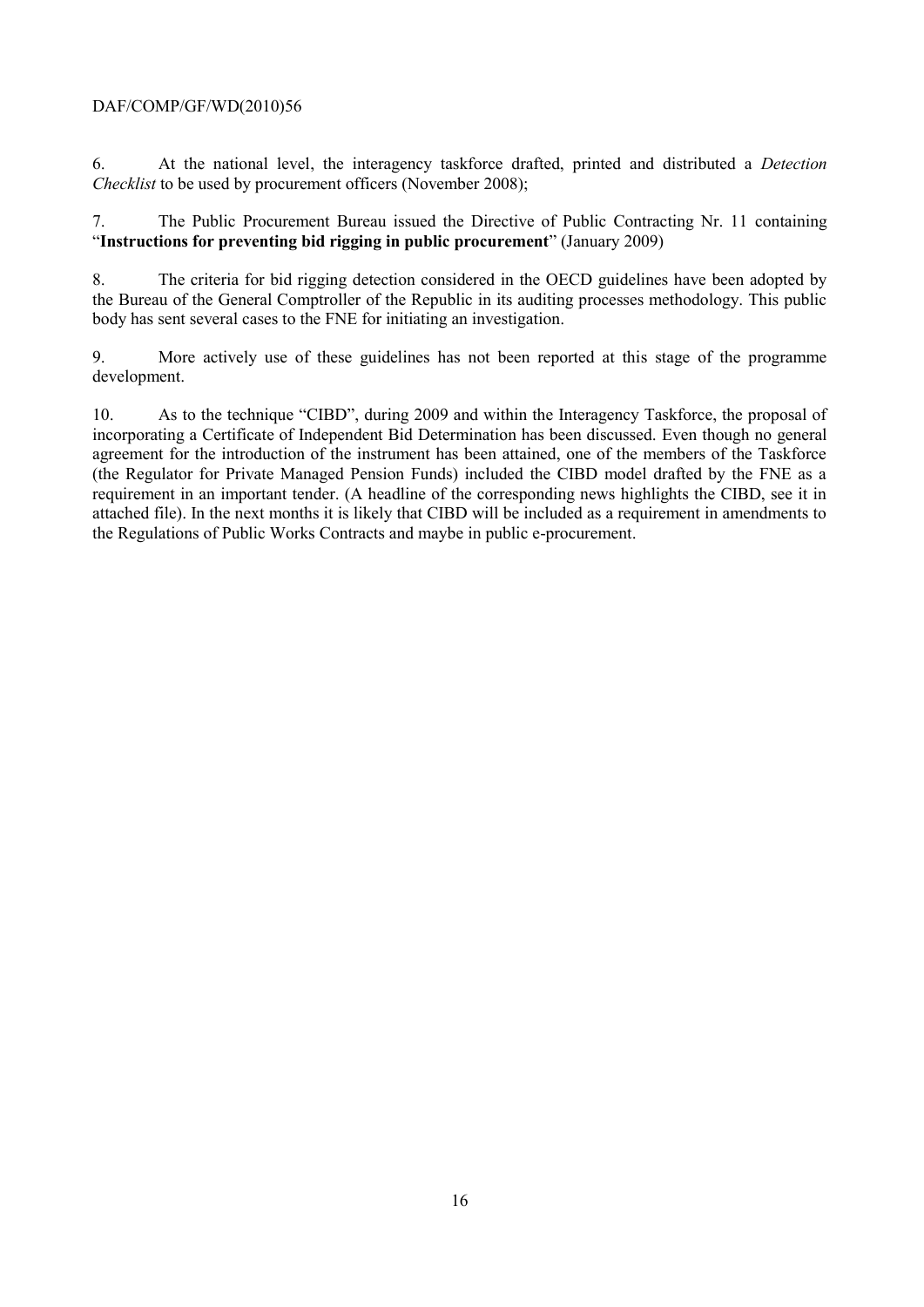6. At the national level, the interagency taskforce drafted, printed and distributed a *Detection Checklist* to be used by procurement officers (November 2008);

7. The Public Procurement Bureau issued the Directive of Public Contracting Nr. 11 containing "**Instructions for preventing bid rigging in public procurement**" (January 2009)

8. The criteria for bid rigging detection considered in the OECD guidelines have been adopted by the Bureau of the General Comptroller of the Republic in its auditing processes methodology. This public body has sent several cases to the FNE for initiating an investigation.

9. More actively use of these guidelines has not been reported at this stage of the programme development.

10. As to the technique "CIBD", during 2009 and within the Interagency Taskforce, the proposal of incorporating a Certificate of Independent Bid Determination has been discussed. Even though no general agreement for the introduction of the instrument has been attained, one of the members of the Taskforce (the Regulator for Private Managed Pension Funds) included the CIBD model drafted by the FNE as a requirement in an important tender. (A headline of the corresponding news highlights the CIBD, see it in attached file). In the next months it is likely that CIBD will be included as a requirement in amendments to the Regulations of Public Works Contracts and maybe in public e-procurement.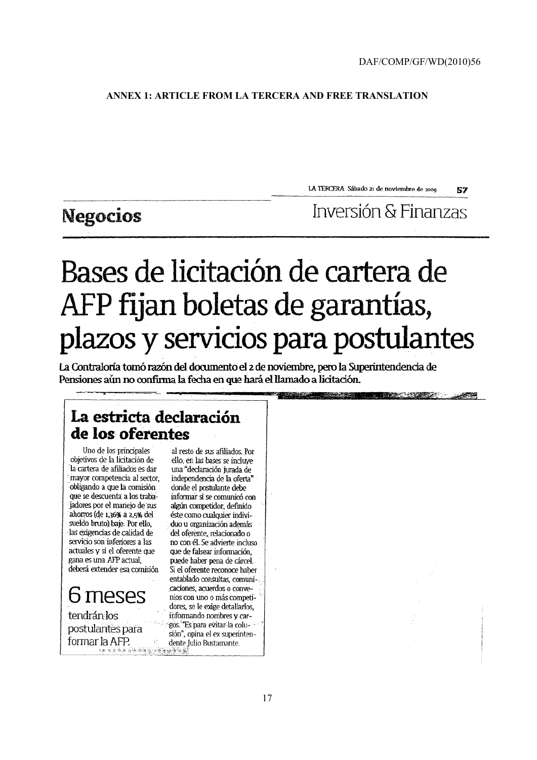## ANNEX 1: ARTICLE FROM LA TERCERA AND FREE TRANSLATION

LA TERCERA Sábado 21 de noviembre de 2009 57

**Negocios** Inversión & Finanzas

# Bases de licitación de cartera de AFP fijan boletas de garantías, plazos y servicios para postulantes

**La Contraloría tomó razón del documento el 2 de noviembre, pero la Superintendencia de Pensiones aún no confirma la fecha en que hará el llamado a licitación.**

## La estricta declaración de los oferentes

Uno de los principales objetivos de la licitación de la cartera de afiliados es dar mayor competencia al sector, obligando a que la comisión que se descuenta a los trabajadores por el manejo de sus ahorros (de 1,36% a 2,5% del sueldo bruto) baje. Por ello, las exigencias de calidad de servicio son inferiores a las actuales y si el oferente que gana es una AFP actual, deberá extender esa comisión al resto de sus afiliados. Por ello, en las bases se incluye una "declaración jurada de independencia de la oferta" donde el postulante debe informar si se comunicó con algún competidor, definido éste como cualquier individuo u organización además del oferente, relacionado o no con él. Se advierte incluso que de falsear información, puede haber pena de cárcel. Si el oferente reconoce haber entablado consultas, comunicaciones, acuerdos o convenios con uno o más competidores, se le exige detallarlos, informando nombres y cargos. "Es para evitar la colusión", opina el ex superintendente Julio Bustamante.

**6 meses** tendrán los postulantes para formar la AFP.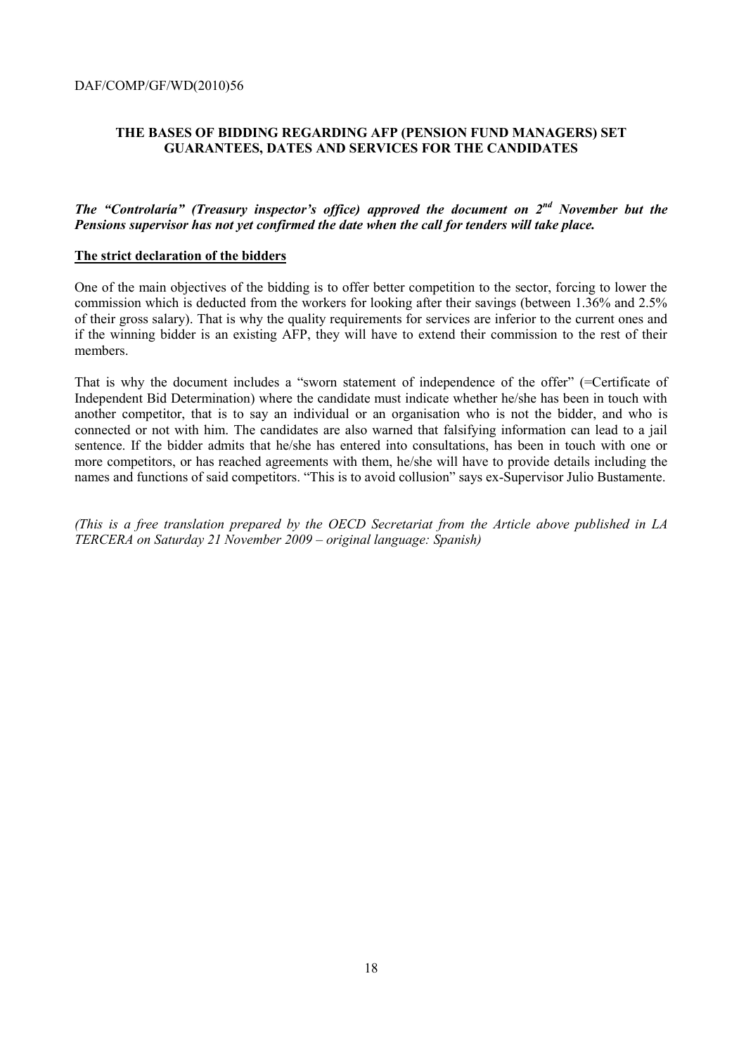**THE BASES OF BIDDING REGARDING AFP (PENSION FUND MANAGERS) SET GUARANTEES, DATES AND SERVICES FOR THE CANDIDATES**

***The "Controlaría" (Treasury inspector's office) approved the document on 2nd November but the Pensions supervisor has not yet confirmed the date when the call for tenders will take place.***

**The strict declaration of the bidders**

One of the main objectives of the bidding is to offer better competition to the sector, forcing to lower the commission which is deducted from the workers for looking after their savings (between 1.36% and 2.5% of their gross salary). That is why the quality requirements for services are inferior to the current ones and if the winning bidder is an existing AFP, they will have to extend their commission to the rest of their members.

That is why the document includes a "sworn statement of independence of the offer" (=Certificate of Independent Bid Determination) where the candidate must indicate whether he/she has been in touch with another competitor, that is to say an individual or an organisation who is not the bidder, and who is connected or not with him. The candidates are also warned that falsifying information can lead to a jail sentence. If the bidder admits that he/she has entered into consultations, has been in touch with one or more competitors, or has reached agreements with them, he/she will have to provide details including the names and functions of said competitors. "This is to avoid collusion" says ex-Supervisor Julio Bustamente.

*(This is a free translation prepared by the OECD Secretariat from the Article above published in LA TERCERA on Saturday 21 November 2009 – original language: Spanish)*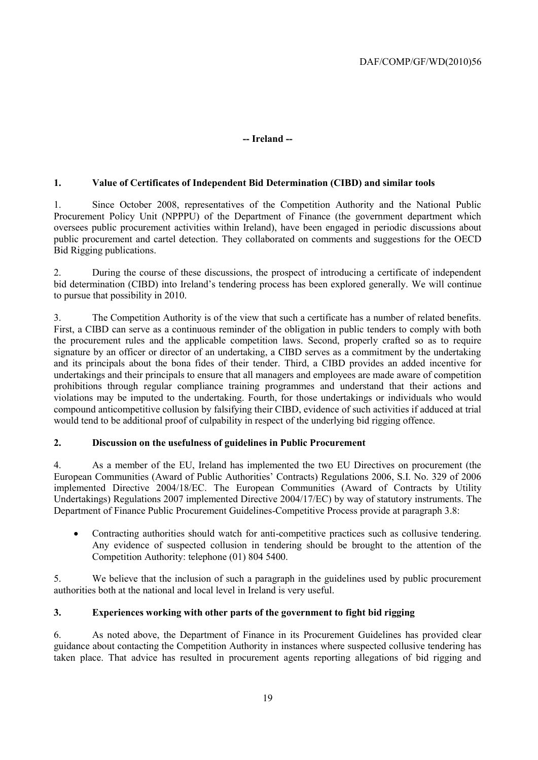## -- Ireland --

### 1. Value of Certificates of Independent Bid Determination (CIBD) and similar tools

1. Since October 2008, representatives of the Competition Authority and the National Public Procurement Policy Unit (NPPPU) of the Department of Finance (the government department which oversees public procurement activities within Ireland), have been engaged in periodic discussions about public procurement and cartel detection. They collaborated on comments and suggestions for the OECD Bid Rigging publications.

2. During the course of these discussions, the prospect of introducing a certificate of independent bid determination (CIBD) into Ireland's tendering process has been explored generally. We will continue to pursue that possibility in 2010.

3. The Competition Authority is of the view that such a certificate has a number of related benefits. First, a CIBD can serve as a continuous reminder of the obligation in public tenders to comply with both the procurement rules and the applicable competition laws. Second, properly crafted so as to require signature by an officer or director of an undertaking, a CIBD serves as a commitment by the undertaking and its principals about the bona fides of their tender. Third, a CIBD provides an added incentive for undertakings and their principals to ensure that all managers and employees are made aware of competition prohibitions through regular compliance training programmes and understand that their actions and violations may be imputed to the undertaking. Fourth, for those undertakings or individuals who would compound anticompetitive collusion by falsifying their CIBD, evidence of such activities if adduced at trial would tend to be additional proof of culpability in respect of the underlying bid rigging offence.

### 2. Discussion on the usefulness of guidelines in Public Procurement

4. As a member of the EU, Ireland has implemented the two EU Directives on procurement (the European Communities (Award of Public Authorities' Contracts) Regulations 2006, S.I. No. 329 of 2006 implemented Directive 2004/18/EC. The European Communities (Award of Contracts by Utility Undertakings) Regulations 2007 implemented Directive 2004/17/EC) by way of statutory instruments. The Department of Finance Public Procurement Guidelines-Competitive Process provide at paragraph 3.8:

- Contracting authorities should watch for anti-competitive practices such as collusive tendering. Any evidence of suspected collusion in tendering should be brought to the attention of the Competition Authority: telephone (01) 804 5400.

5. We believe that the inclusion of such a paragraph in the guidelines used by public procurement authorities both at the national and local level in Ireland is very useful.

### 3. Experiences working with other parts of the government to fight bid rigging

6. As noted above, the Department of Finance in its Procurement Guidelines has provided clear guidance about contacting the Competition Authority in instances where suspected collusive tendering has taken place. That advice has resulted in procurement agents reporting allegations of bid rigging and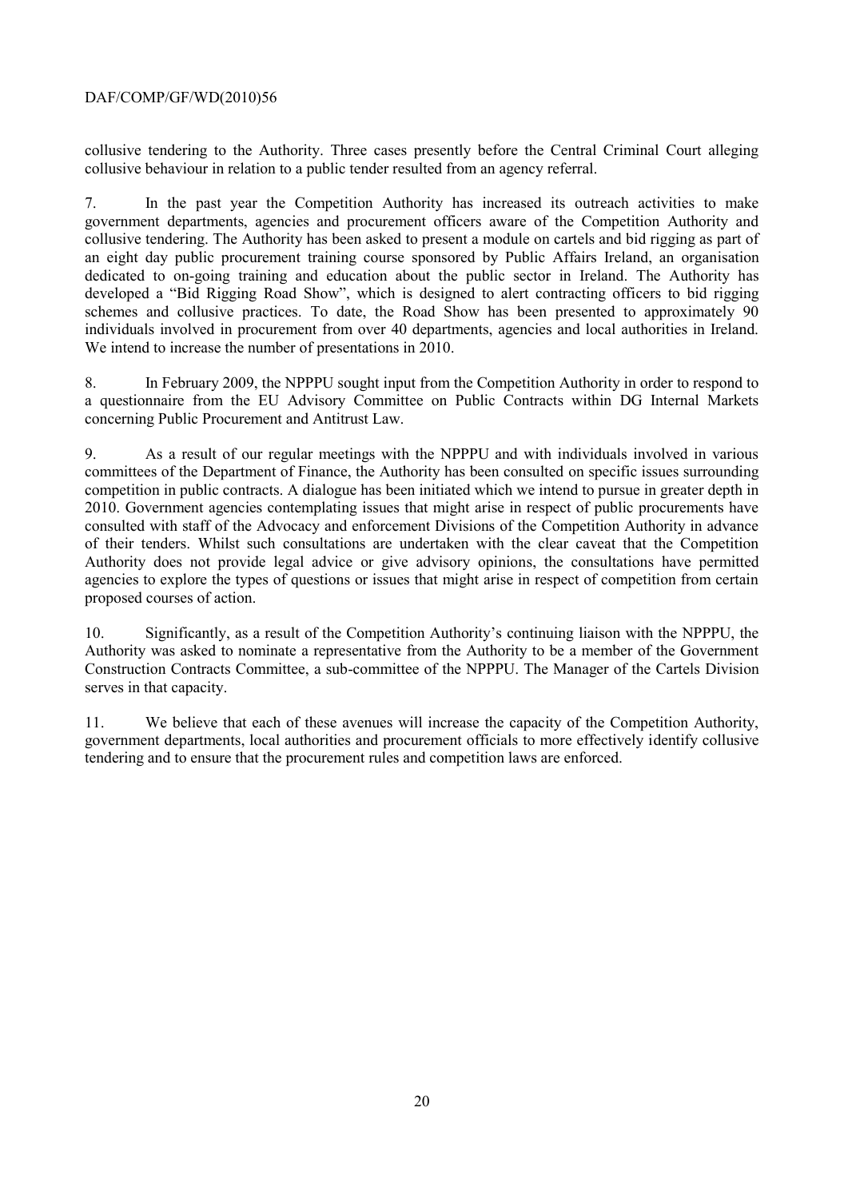collusive tendering to the Authority. Three cases presently before the Central Criminal Court alleging collusive behaviour in relation to a public tender resulted from an agency referral.

7. In the past year the Competition Authority has increased its outreach activities to make government departments, agencies and procurement officers aware of the Competition Authority and collusive tendering. The Authority has been asked to present a module on cartels and bid rigging as part of an eight day public procurement training course sponsored by Public Affairs Ireland, an organisation dedicated to on-going training and education about the public sector in Ireland. The Authority has developed a "Bid Rigging Road Show", which is designed to alert contracting officers to bid rigging schemes and collusive practices. To date, the Road Show has been presented to approximately 90 individuals involved in procurement from over 40 departments, agencies and local authorities in Ireland. We intend to increase the number of presentations in 2010.

8. In February 2009, the NPPPU sought input from the Competition Authority in order to respond to a questionnaire from the EU Advisory Committee on Public Contracts within DG Internal Markets concerning Public Procurement and Antitrust Law.

9. As a result of our regular meetings with the NPPPU and with individuals involved in various committees of the Department of Finance, the Authority has been consulted on specific issues surrounding competition in public contracts. A dialogue has been initiated which we intend to pursue in greater depth in 2010. Government agencies contemplating issues that might arise in respect of public procurements have consulted with staff of the Advocacy and enforcement Divisions of the Competition Authority in advance of their tenders. Whilst such consultations are undertaken with the clear caveat that the Competition Authority does not provide legal advice or give advisory opinions, the consultations have permitted agencies to explore the types of questions or issues that might arise in respect of competition from certain proposed courses of action.

10. Significantly, as a result of the Competition Authority's continuing liaison with the NPPPU, the Authority was asked to nominate a representative from the Authority to be a member of the Government Construction Contracts Committee, a sub-committee of the NPPPU. The Manager of the Cartels Division serves in that capacity.

11. We believe that each of these avenues will increase the capacity of the Competition Authority, government departments, local authorities and procurement officials to more effectively identify collusive tendering and to ensure that the procurement rules and competition laws are enforced.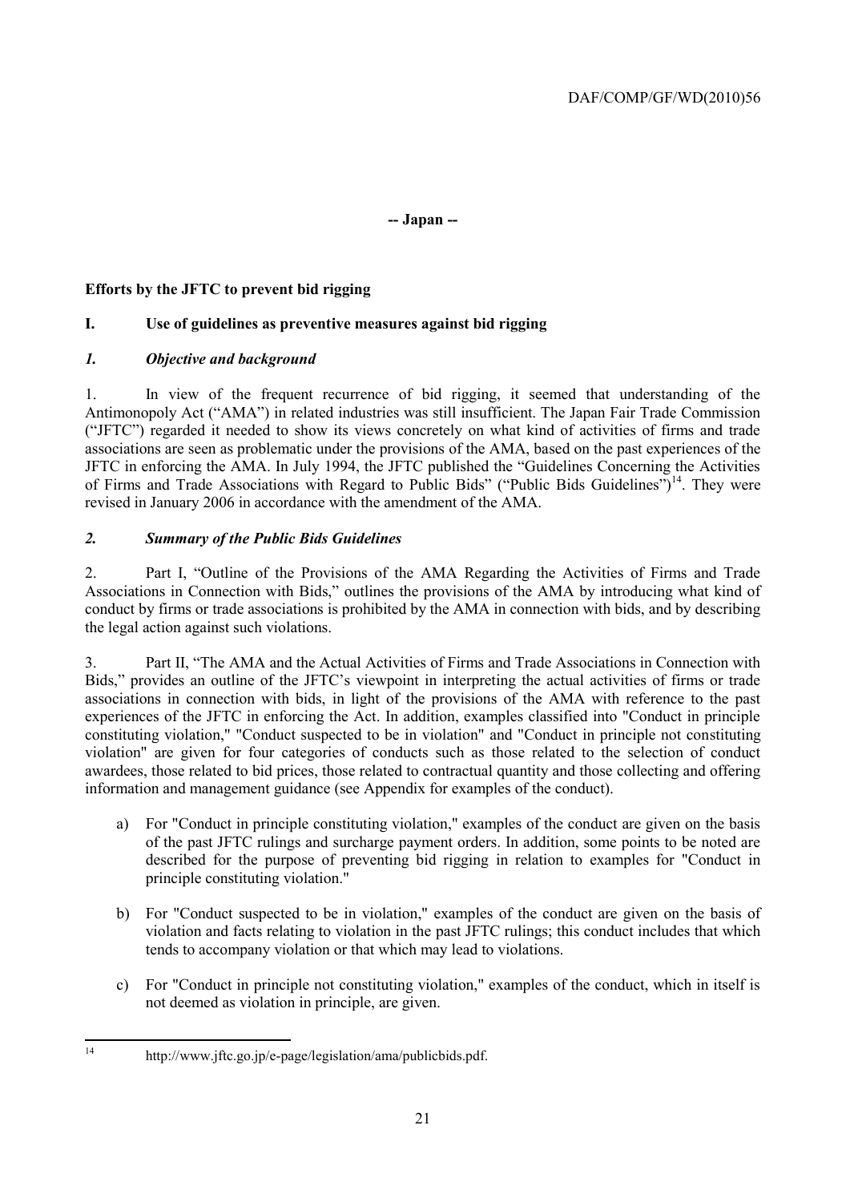**-- Japan --**

## Efforts by the JFTC to prevent bid rigging

### I. Use of guidelines as preventive measures against bid rigging

#### *1. Objective and background*

1. In view of the frequent recurrence of bid rigging, it seemed that understanding of the Antimonopoly Act ("AMA") in related industries was still insufficient. The Japan Fair Trade Commission ("JFTC") regarded it needed to show its views concretely on what kind of activities of firms and trade associations are seen as problematic under the provisions of the AMA, based on the past experiences of the JFTC in enforcing the AMA. In July 1994, the JFTC published the "Guidelines Concerning the Activities of Firms and Trade Associations with Regard to Public Bids" ("Public Bids Guidelines")[14]. They were revised in January 2006 in accordance with the amendment of the AMA.

#### *2. Summary of the Public Bids Guidelines*

2. Part I, "Outline of the Provisions of the AMA Regarding the Activities of Firms and Trade Associations in Connection with Bids," outlines the provisions of the AMA by introducing what kind of conduct by firms or trade associations is prohibited by the AMA in connection with bids, and by describing the legal action against such violations.

3. Part II, "The AMA and the Actual Activities of Firms and Trade Associations in Connection with Bids," provides an outline of the JFTC's viewpoint in interpreting the actual activities of firms or trade associations in connection with bids, in light of the provisions of the AMA with reference to the past experiences of the JFTC in enforcing the Act. In addition, examples classified into "Conduct in principle constituting violation," "Conduct suspected to be in violation" and "Conduct in principle not constituting violation" are given for four categories of conducts such as those related to the selection of conduct awardees, those related to bid prices, those related to contractual quantity and those collecting and offering information and management guidance (see Appendix for examples of the conduct).

a) For "Conduct in principle constituting violation," examples of the conduct are given on the basis of the past JFTC rulings and surcharge payment orders. In addition, some points to be noted are described for the purpose of preventing bid rigging in relation to examples for "Conduct in principle constituting violation."

b) For "Conduct suspected to be in violation," examples of the conduct are given on the basis of violation and facts relating to violation in the past JFTC rulings; this conduct includes that which tends to accompany violation or that which may lead to violations.

c) For "Conduct in principle not constituting violation," examples of the conduct, which in itself is not deemed as violation in principle, are given.

---

[14] http://www.jftc.go.jp/e-page/legislation/ama/publicbids.pdf.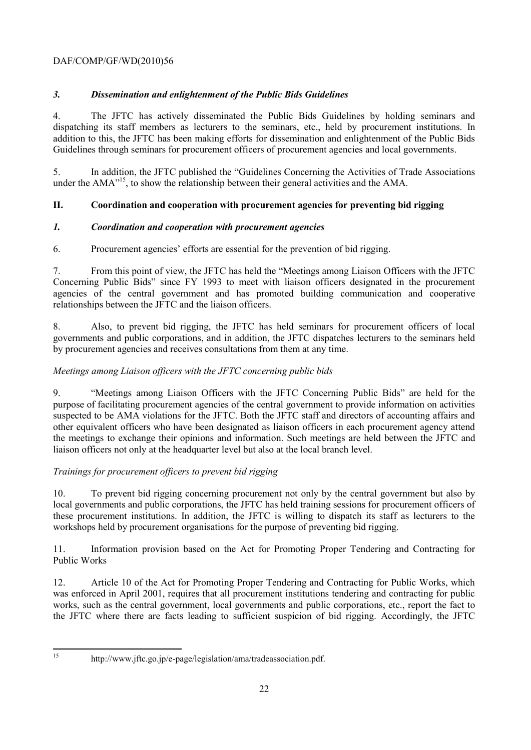### *3. Dissemination and enlightenment of the Public Bids Guidelines*

4. The JFTC has actively disseminated the Public Bids Guidelines by holding seminars and dispatching its staff members as lecturers to the seminars, etc., held by procurement institutions. In addition to this, the JFTC has been making efforts for dissemination and enlightenment of the Public Bids Guidelines through seminars for procurement officers of procurement agencies and local governments.

5. In addition, the JFTC published the "Guidelines Concerning the Activities of Trade Associations under the AMA"[15], to show the relationship between their general activities and the AMA.

## II. Coordination and cooperation with procurement agencies for preventing bid rigging

### *1. Coordination and cooperation with procurement agencies*

6. Procurement agencies' efforts are essential for the prevention of bid rigging.

7. From this point of view, the JFTC has held the "Meetings among Liaison Officers with the JFTC Concerning Public Bids" since FY 1993 to meet with liaison officers designated in the procurement agencies of the central government and has promoted building communication and cooperative relationships between the JFTC and the liaison officers.

8. Also, to prevent bid rigging, the JFTC has held seminars for procurement officers of local governments and public corporations, and in addition, the JFTC dispatches lecturers to the seminars held by procurement agencies and receives consultations from them at any time.

*Meetings among Liaison officers with the JFTC concerning public bids*

9. "Meetings among Liaison Officers with the JFTC Concerning Public Bids" are held for the purpose of facilitating procurement agencies of the central government to provide information on activities suspected to be AMA violations for the JFTC. Both the JFTC staff and directors of accounting affairs and other equivalent officers who have been designated as liaison officers in each procurement agency attend the meetings to exchange their opinions and information. Such meetings are held between the JFTC and liaison officers not only at the headquarter level but also at the local branch level.

*Trainings for procurement officers to prevent bid rigging*

10. To prevent bid rigging concerning procurement not only by the central government but also by local governments and public corporations, the JFTC has held training sessions for procurement officers of these procurement institutions. In addition, the JFTC is willing to dispatch its staff as lecturers to the workshops held by procurement organisations for the purpose of preventing bid rigging.

11. Information provision based on the Act for Promoting Proper Tendering and Contracting for Public Works

12. Article 10 of the Act for Promoting Proper Tendering and Contracting for Public Works, which was enforced in April 2001, requires that all procurement institutions tendering and contracting for public works, such as the central government, local governments and public corporations, etc., report the fact to the JFTC where there are facts leading to sufficient suspicion of bid rigging. Accordingly, the JFTC

---

[15] http://www.jftc.go.jp/e-page/legislation/ama/tradeassociation.pdf.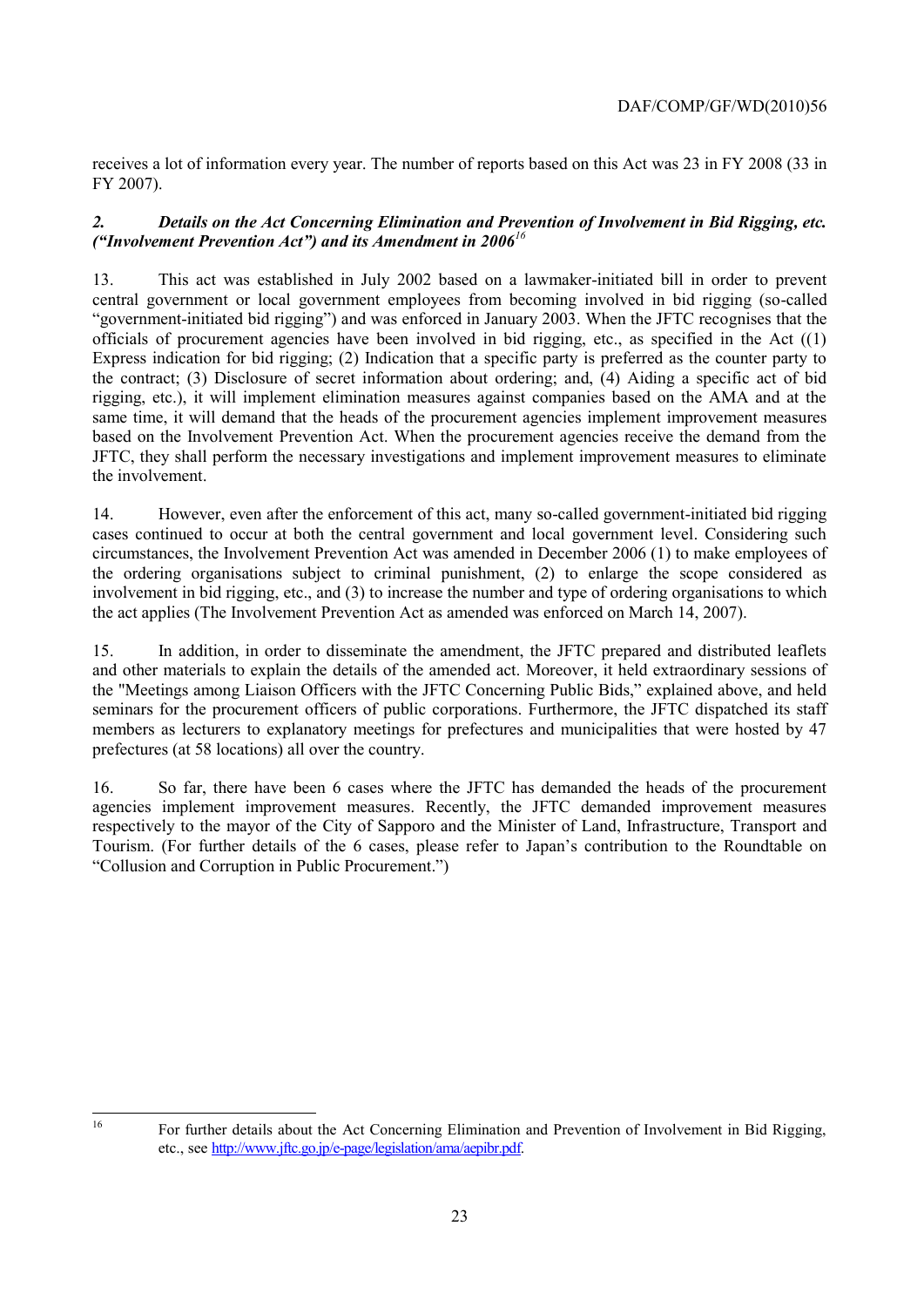receives a lot of information every year. The number of reports based on this Act was 23 in FY 2008 (33 in FY 2007).

### *2. Details on the Act Concerning Elimination and Prevention of Involvement in Bid Rigging, etc. ("Involvement Prevention Act") and its Amendment in 2006*[16]

13. This act was established in July 2002 based on a lawmaker-initiated bill in order to prevent central government or local government employees from becoming involved in bid rigging (so-called "government-initiated bid rigging") and was enforced in January 2003. When the JFTC recognises that the officials of procurement agencies have been involved in bid rigging, etc., as specified in the Act ((1) Express indication for bid rigging; (2) Indication that a specific party is preferred as the counter party to the contract; (3) Disclosure of secret information about ordering; and, (4) Aiding a specific act of bid rigging, etc.), it will implement elimination measures against companies based on the AMA and at the same time, it will demand that the heads of the procurement agencies implement improvement measures based on the Involvement Prevention Act. When the procurement agencies receive the demand from the JFTC, they shall perform the necessary investigations and implement improvement measures to eliminate the involvement.

14. However, even after the enforcement of this act, many so-called government-initiated bid rigging cases continued to occur at both the central government and local government level. Considering such circumstances, the Involvement Prevention Act was amended in December 2006 (1) to make employees of the ordering organisations subject to criminal punishment, (2) to enlarge the scope considered as involvement in bid rigging, etc., and (3) to increase the number and type of ordering organisations to which the act applies (The Involvement Prevention Act as amended was enforced on March 14, 2007).

15. In addition, in order to disseminate the amendment, the JFTC prepared and distributed leaflets and other materials to explain the details of the amended act. Moreover, it held extraordinary sessions of the "Meetings among Liaison Officers with the JFTC Concerning Public Bids," explained above, and held seminars for the procurement officers of public corporations. Furthermore, the JFTC dispatched its staff members as lecturers to explanatory meetings for prefectures and municipalities that were hosted by 47 prefectures (at 58 locations) all over the country.

16. So far, there have been 6 cases where the JFTC has demanded the heads of the procurement agencies implement improvement measures. Recently, the JFTC demanded improvement measures respectively to the mayor of the City of Sapporo and the Minister of Land, Infrastructure, Transport and Tourism. (For further details of the 6 cases, please refer to Japan's contribution to the Roundtable on "Collusion and Corruption in Public Procurement.")

---

[16] For further details about the Act Concerning Elimination and Prevention of Involvement in Bid Rigging, etc., see http://www.jftc.go.jp/e-page/legislation/ama/aepibr.pdf.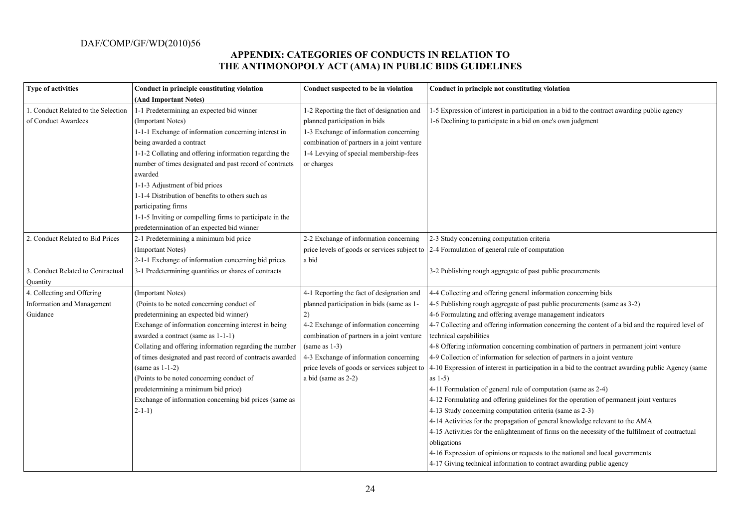## APPENDIX: CATEGORIES OF CONDUCTS IN RELATION TO THE ANTIMONOPOLY ACT (AMA) IN PUBLIC BIDS GUIDELINES

| Type of activities | Conduct in principle constituting violation (And Important Notes) | Conduct suspected to be in violation | Conduct in principle not constituting violation |
|---|---|---|---|
| 1. Conduct Related to the Selection of Conduct Awardees | 1-1 Predetermining an expected bid winner<br>(Important Notes)<br>1-1-1 Exchange of information concerning interest in being awarded a contract<br>1-1-2 Collating and offering information regarding the number of times designated and past record of contracts awarded<br>1-1-3 Adjustment of bid prices<br>1-1-4 Distribution of benefits to others such as participating firms<br>1-1-5 Inviting or compelling firms to participate in the predetermination of an expected bid winner | 1-2 Reporting the fact of designation and planned participation in bids<br>1-3 Exchange of information concerning combination of partners in a joint venture<br>1-4 Levying of special membership-fees or charges | 1-5 Expression of interest in participation in a bid to the contract awarding public agency<br>1-6 Declining to participate in a bid on one's own judgment |
| 2. Conduct Related to Bid Prices | 2-1 Predetermining a minimum bid price<br>(Important Notes)<br>2-1-1 Exchange of information concerning bid prices | 2-2 Exchange of information concerning price levels of goods or services subject to a bid | 2-3 Study concerning computation criteria<br>2-4 Formulation of general rule of computation |
| 3. Conduct Related to Contractual Quantity | 3-1 Predetermining quantities or shares of contracts | | 3-2 Publishing rough aggregate of past public procurements |
| 4. Collecting and Offering Information and Management Guidance | (Important Notes)<br>(Points to be noted concerning conduct of predetermining an expected bid winner)<br>Exchange of information concerning interest in being awarded a contract (same as 1-1-1)<br>Collating and offering information regarding the number of times designated and past record of contracts awarded (same as 1-1-2)<br>(Points to be noted concerning conduct of predetermining a minimum bid price)<br>Exchange of information concerning bid prices (same as 2-1-1) | 4-1 Reporting the fact of designation and planned participation in bids (same as 1-2)<br>4-2 Exchange of information concerning combination of partners in a joint venture (same as 1-3)<br>4-3 Exchange of information concerning price levels of goods or services subject to a bid (same as 2-2) | 4-4 Collecting and offering general information concerning bids<br>4-5 Publishing rough aggregate of past public procurements (same as 3-2)<br>4-6 Formulating and offering average management indicators<br>4-7 Collecting and offering information concerning the content of a bid and the required level of technical capabilities<br>4-8 Offering information concerning combination of partners in permanent joint venture<br>4-9 Collection of information for selection of partners in a joint venture<br>4-10 Expression of interest in participation in a bid to the contract awarding public Agency (same as 1-5)<br>4-11 Formulation of general rule of computation (same as 2-4)<br>4-12 Formulating and offering guidelines for the operation of permanent joint ventures<br>4-13 Study concerning computation criteria (same as 2-3)<br>4-14 Activities for the propagation of general knowledge relevant to the AMA<br>4-15 Activities for the enlightenment of firms on the necessity of the fulfilment of contractual obligations<br>4-16 Expression of opinions or requests to the national and local governments<br>4-17 Giving technical information to contract awarding public agency |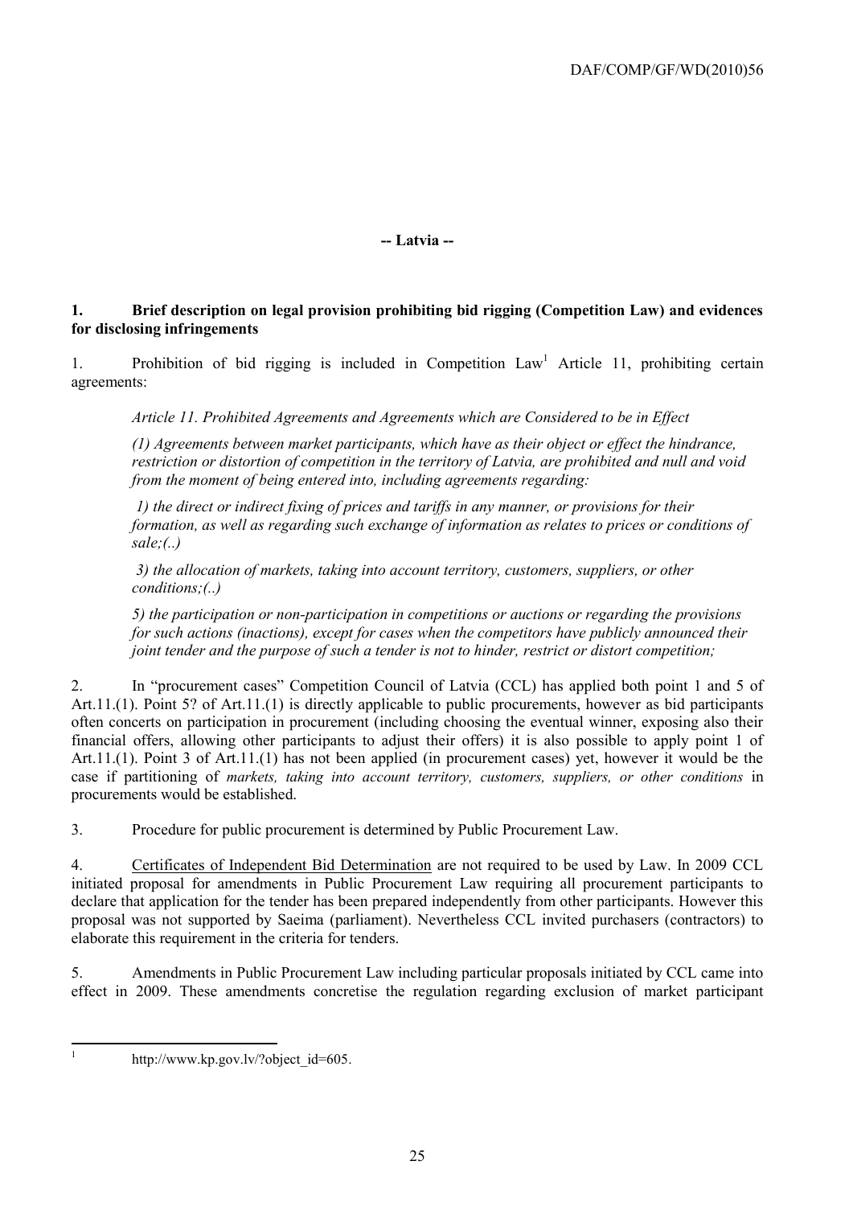## -- Latvia --

### 1. Brief description on legal provision prohibiting bid rigging (Competition Law) and evidences for disclosing infringements

1. Prohibition of bid rigging is included in Competition Law[1] Article 11, prohibiting certain agreements:

> *Article 11. Prohibited Agreements and Agreements which are Considered to be in Effect*
>
> *(1) Agreements between market participants, which have as their object or effect the hindrance, restriction or distortion of competition in the territory of Latvia, are prohibited and null and void from the moment of being entered into, including agreements regarding:*
>
> *1) the direct or indirect fixing of prices and tariffs in any manner, or provisions for their formation, as well as regarding such exchange of information as relates to prices or conditions of sale;(..)*
>
> *3) the allocation of markets, taking into account territory, customers, suppliers, or other conditions;(..)*
>
> *5) the participation or non-participation in competitions or auctions or regarding the provisions for such actions (inactions), except for cases when the competitors have publicly announced their joint tender and the purpose of such a tender is not to hinder, restrict or distort competition;*

2. In "procurement cases" Competition Council of Latvia (CCL) has applied both point 1 and 5 of Art.11.(1). Point 5? of Art.11.(1) is directly applicable to public procurements, however as bid participants often concerts on participation in procurement (including choosing the eventual winner, exposing also their financial offers, allowing other participants to adjust their offers) it is also possible to apply point 1 of Art.11.(1). Point 3 of Art.11.(1) has not been applied (in procurement cases) yet, however it would be the case if partitioning of *markets, taking into account territory, customers, suppliers, or other conditions* in procurements would be established.

3. Procedure for public procurement is determined by Public Procurement Law.

4. Certificates of Independent Bid Determination are not required to be used by Law. In 2009 CCL initiated proposal for amendments in Public Procurement Law requiring all procurement participants to declare that application for the tender has been prepared independently from other participants. However this proposal was not supported by Saeima (parliament). Nevertheless CCL invited purchasers (contractors) to elaborate this requirement in the criteria for tenders.

5. Amendments in Public Procurement Law including particular proposals initiated by CCL came into effect in 2009. These amendments concretise the regulation regarding exclusion of market participant

---

[1] http://www.kp.gov.lv/?object_id=605.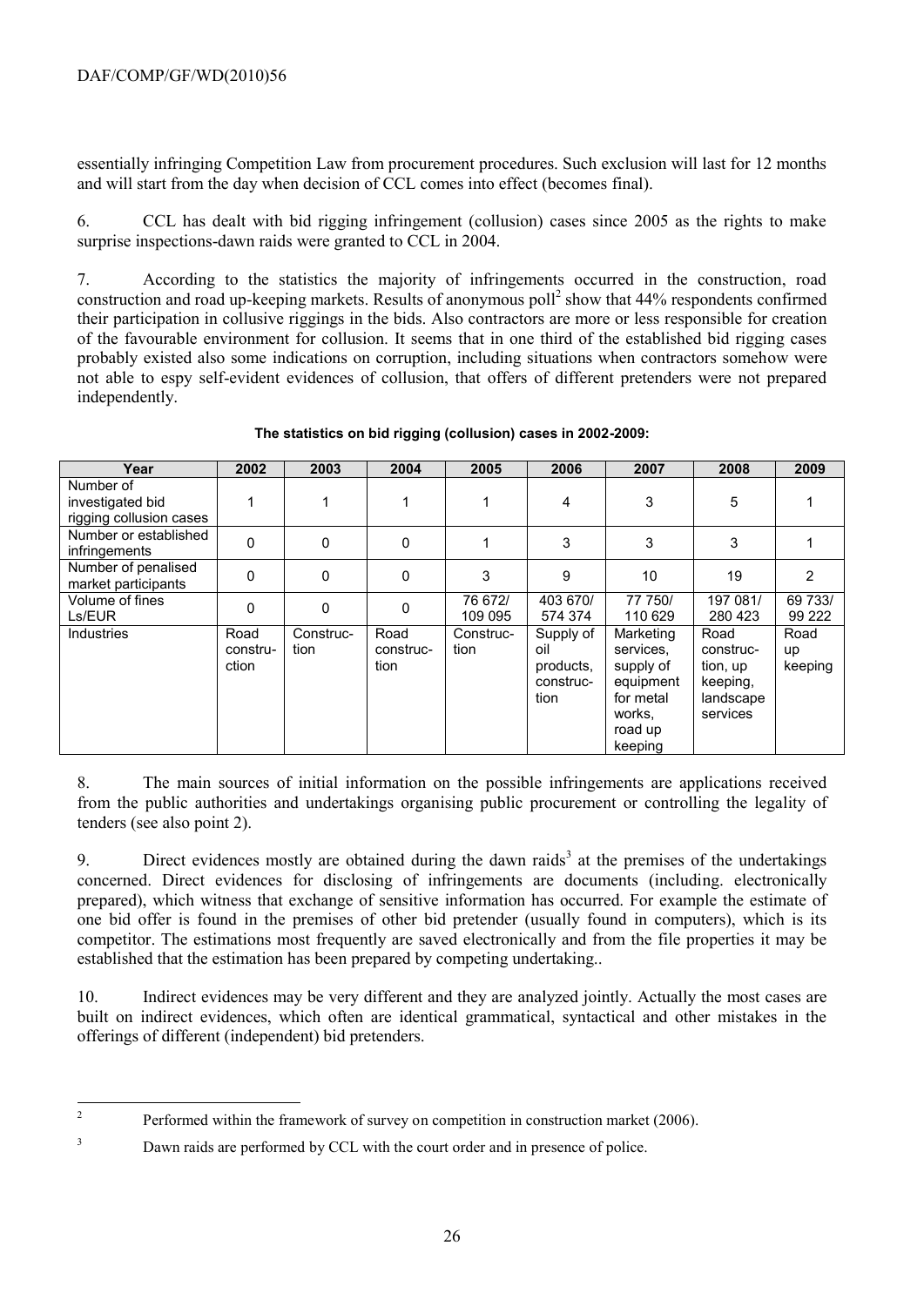essentially infringing Competition Law from procurement procedures. Such exclusion will last for 12 months and will start from the day when decision of CCL comes into effect (becomes final).

6. CCL has dealt with bid rigging infringement (collusion) cases since 2005 as the rights to make surprise inspections-dawn raids were granted to CCL in 2004.

7. According to the statistics the majority of infringements occurred in the construction, road construction and road up-keeping markets. Results of anonymous poll[2] show that 44% respondents confirmed their participation in collusive riggings in the bids. Also contractors are more or less responsible for creation of the favourable environment for collusion. It seems that in one third of the established bid rigging cases probably existed also some indications on corruption, including situations when contractors somehow were not able to espy self-evident evidences of collusion, that offers of different pretenders were not prepared independently.

**The statistics on bid rigging (collusion) cases in 2002-2009:**

| Year | 2002 | 2003 | 2004 | 2005 | 2006 | 2007 | 2008 | 2009 |
|---|---|---|---|---|---|---|---|---|
| Number of investigated bid rigging collusion cases | 1 | 1 | 1 | 1 | 4 | 3 | 5 | 1 |
| Number or established infringements | 0 | 0 | 0 | 1 | 3 | 3 | 3 | 1 |
| Number of penalised market participants | 0 | 0 | 0 | 3 | 9 | 10 | 19 | 2 |
| Volume of fines Ls/EUR | 0 | 0 | 0 | 76 672/ 109 095 | 403 670/ 574 374 | 77 750/ 110 629 | 197 081/ 280 423 | 69 733/ 99 222 |
| Industries | Road construction | Construction | Road construction | Construction | Supply of oil products, construction | Marketing services, supply of equipment for metal works, road up keeping | Road construction, up keeping, landscape services | Road up keeping |

8. The main sources of initial information on the possible infringements are applications received from the public authorities and undertakings organising public procurement or controlling the legality of tenders (see also point 2).

9. Direct evidences mostly are obtained during the dawn raids[3] at the premises of the undertakings concerned. Direct evidences for disclosing of infringements are documents (including. electronically prepared), which witness that exchange of sensitive information has occurred. For example the estimate of one bid offer is found in the premises of other bid pretender (usually found in computers), which is its competitor. The estimations most frequently are saved electronically and from the file properties it may be established that the estimation has been prepared by competing undertaking..

10. Indirect evidences may be very different and they are analyzed jointly. Actually the most cases are built on indirect evidences, which often are identical grammatical, syntactical and other mistakes in the offerings of different (independent) bid pretenders.

[2] Performed within the framework of survey on competition in construction market (2006).

[3] Dawn raids are performed by CCL with the court order and in presence of police.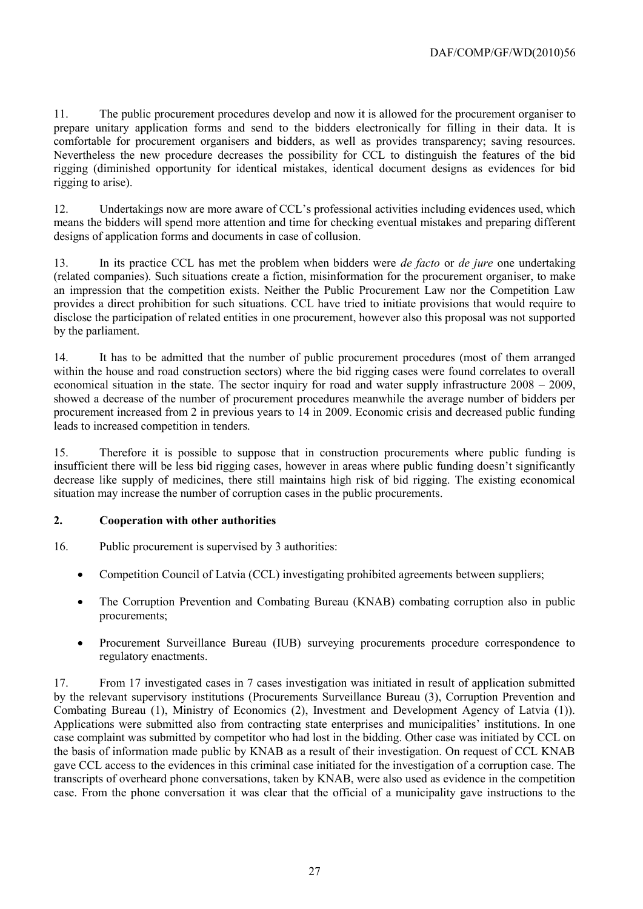11. The public procurement procedures develop and now it is allowed for the procurement organiser to prepare unitary application forms and send to the bidders electronically for filling in their data. It is comfortable for procurement organisers and bidders, as well as provides transparency; saving resources. Nevertheless the new procedure decreases the possibility for CCL to distinguish the features of the bid rigging (diminished opportunity for identical mistakes, identical document designs as evidences for bid rigging to arise).

12. Undertakings now are more aware of CCL's professional activities including evidences used, which means the bidders will spend more attention and time for checking eventual mistakes and preparing different designs of application forms and documents in case of collusion.

13. In its practice CCL has met the problem when bidders were *de facto* or *de jure* one undertaking (related companies). Such situations create a fiction, misinformation for the procurement organiser, to make an impression that the competition exists. Neither the Public Procurement Law nor the Competition Law provides a direct prohibition for such situations. CCL have tried to initiate provisions that would require to disclose the participation of related entities in one procurement, however also this proposal was not supported by the parliament.

14. It has to be admitted that the number of public procurement procedures (most of them arranged within the house and road construction sectors) where the bid rigging cases were found correlates to overall economical situation in the state. The sector inquiry for road and water supply infrastructure 2008 – 2009, showed a decrease of the number of procurement procedures meanwhile the average number of bidders per procurement increased from 2 in previous years to 14 in 2009. Economic crisis and decreased public funding leads to increased competition in tenders.

15. Therefore it is possible to suppose that in construction procurements where public funding is insufficient there will be less bid rigging cases, however in areas where public funding doesn't significantly decrease like supply of medicines, there still maintains high risk of bid rigging. The existing economical situation may increase the number of corruption cases in the public procurements.

## 2. Cooperation with other authorities

16. Public procurement is supervised by 3 authorities:

- Competition Council of Latvia (CCL) investigating prohibited agreements between suppliers;
- The Corruption Prevention and Combating Bureau (KNAB) combating corruption also in public procurements;
- Procurement Surveillance Bureau (IUB) surveying procurements procedure correspondence to regulatory enactments.

17. From 17 investigated cases in 7 cases investigation was initiated in result of application submitted by the relevant supervisory institutions (Procurements Surveillance Bureau (3), Corruption Prevention and Combating Bureau (1), Ministry of Economics (2), Investment and Development Agency of Latvia (1)). Applications were submitted also from contracting state enterprises and municipalities' institutions. In one case complaint was submitted by competitor who had lost in the bidding. Other case was initiated by CCL on the basis of information made public by KNAB as a result of their investigation. On request of CCL KNAB gave CCL access to the evidences in this criminal case initiated for the investigation of a corruption case. The transcripts of overheard phone conversations, taken by KNAB, were also used as evidence in the competition case. From the phone conversation it was clear that the official of a municipality gave instructions to the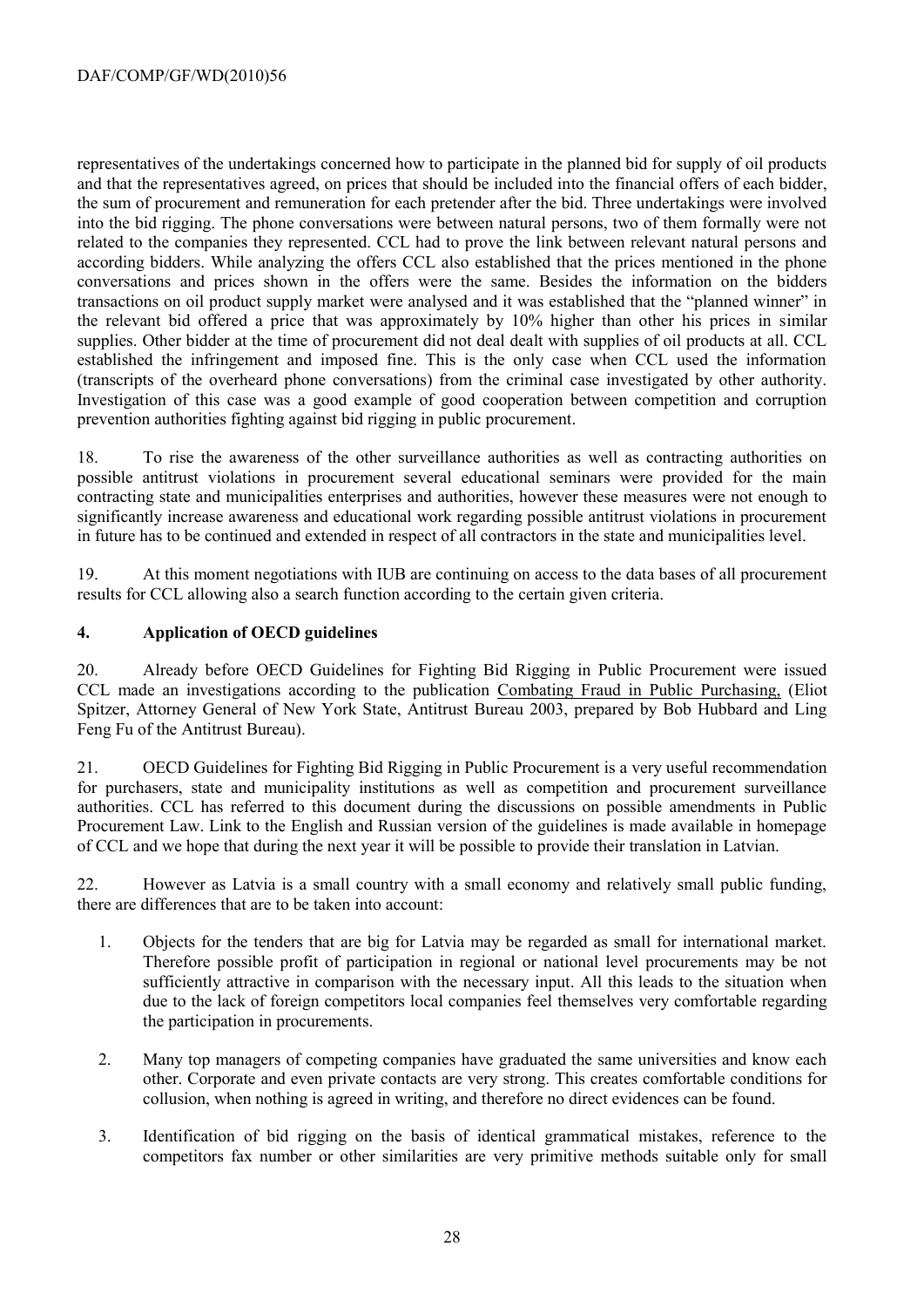representatives of the undertakings concerned how to participate in the planned bid for supply of oil products and that the representatives agreed, on prices that should be included into the financial offers of each bidder, the sum of procurement and remuneration for each pretender after the bid. Three undertakings were involved into the bid rigging. The phone conversations were between natural persons, two of them formally were not related to the companies they represented. CCL had to prove the link between relevant natural persons and according bidders. While analyzing the offers CCL also established that the prices mentioned in the phone conversations and prices shown in the offers were the same. Besides the information on the bidders transactions on oil product supply market were analysed and it was established that the "planned winner" in the relevant bid offered a price that was approximately by 10% higher than other his prices in similar supplies. Other bidder at the time of procurement did not deal dealt with supplies of oil products at all. CCL established the infringement and imposed fine. This is the only case when CCL used the information (transcripts of the overheard phone conversations) from the criminal case investigated by other authority. Investigation of this case was a good example of good cooperation between competition and corruption prevention authorities fighting against bid rigging in public procurement.

18. To rise the awareness of the other surveillance authorities as well as contracting authorities on possible antitrust violations in procurement several educational seminars were provided for the main contracting state and municipalities enterprises and authorities, however these measures were not enough to significantly increase awareness and educational work regarding possible antitrust violations in procurement in future has to be continued and extended in respect of all contractors in the state and municipalities level.

19. At this moment negotiations with IUB are continuing on access to the data bases of all procurement results for CCL allowing also a search function according to the certain given criteria.

## 4. Application of OECD guidelines

20. Already before OECD Guidelines for Fighting Bid Rigging in Public Procurement were issued CCL made an investigations according to the publication Combating Fraud in Public Purchasing, (Eliot Spitzer, Attorney General of New York State, Antitrust Bureau 2003, prepared by Bob Hubbard and Ling Feng Fu of the Antitrust Bureau).

21. OECD Guidelines for Fighting Bid Rigging in Public Procurement is a very useful recommendation for purchasers, state and municipality institutions as well as competition and procurement surveillance authorities. CCL has referred to this document during the discussions on possible amendments in Public Procurement Law. Link to the English and Russian version of the guidelines is made available in homepage of CCL and we hope that during the next year it will be possible to provide their translation in Latvian.

22. However as Latvia is a small country with a small economy and relatively small public funding, there are differences that are to be taken into account:

1. Objects for the tenders that are big for Latvia may be regarded as small for international market. Therefore possible profit of participation in regional or national level procurements may be not sufficiently attractive in comparison with the necessary input. All this leads to the situation when due to the lack of foreign competitors local companies feel themselves very comfortable regarding the participation in procurements.

2. Many top managers of competing companies have graduated the same universities and know each other. Corporate and even private contacts are very strong. This creates comfortable conditions for collusion, when nothing is agreed in writing, and therefore no direct evidences can be found.

3. Identification of bid rigging on the basis of identical grammatical mistakes, reference to the competitors fax number or other similarities are very primitive methods suitable only for small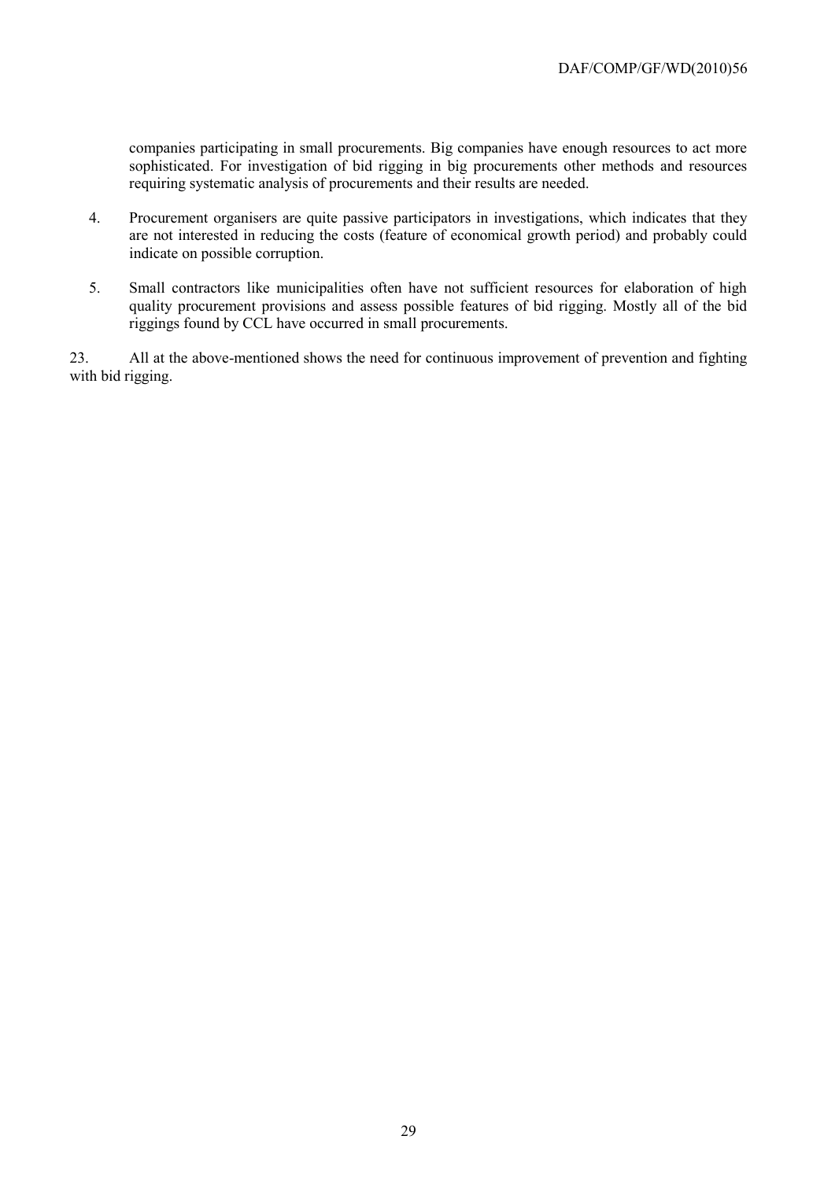companies participating in small procurements. Big companies have enough resources to act more sophisticated. For investigation of bid rigging in big procurements other methods and resources requiring systematic analysis of procurements and their results are needed.

4. Procurement organisers are quite passive participators in investigations, which indicates that they are not interested in reducing the costs (feature of economical growth period) and probably could indicate on possible corruption.

5. Small contractors like municipalities often have not sufficient resources for elaboration of high quality procurement provisions and assess possible features of bid rigging. Mostly all of the bid riggings found by CCL have occurred in small procurements.

23. All at the above-mentioned shows the need for continuous improvement of prevention and fighting with bid rigging.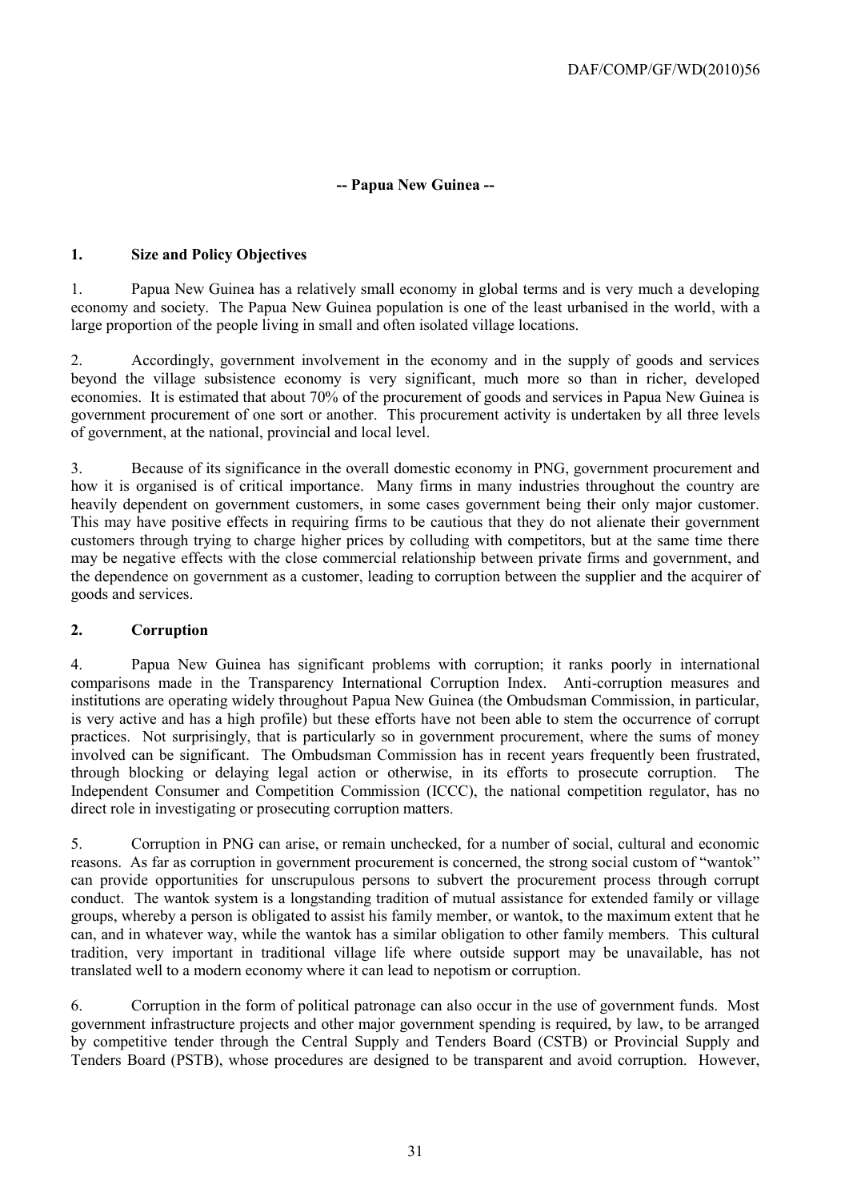## -- Papua New Guinea --

### 1. Size and Policy Objectives

1. Papua New Guinea has a relatively small economy in global terms and is very much a developing economy and society. The Papua New Guinea population is one of the least urbanised in the world, with a large proportion of the people living in small and often isolated village locations.

2. Accordingly, government involvement in the economy and in the supply of goods and services beyond the village subsistence economy is very significant, much more so than in richer, developed economies. It is estimated that about 70% of the procurement of goods and services in Papua New Guinea is government procurement of one sort or another. This procurement activity is undertaken by all three levels of government, at the national, provincial and local level.

3. Because of its significance in the overall domestic economy in PNG, government procurement and how it is organised is of critical importance. Many firms in many industries throughout the country are heavily dependent on government customers, in some cases government being their only major customer. This may have positive effects in requiring firms to be cautious that they do not alienate their government customers through trying to charge higher prices by colluding with competitors, but at the same time there may be negative effects with the close commercial relationship between private firms and government, and the dependence on government as a customer, leading to corruption between the supplier and the acquirer of goods and services.

### 2. Corruption

4. Papua New Guinea has significant problems with corruption; it ranks poorly in international comparisons made in the Transparency International Corruption Index. Anti-corruption measures and institutions are operating widely throughout Papua New Guinea (the Ombudsman Commission, in particular, is very active and has a high profile) but these efforts have not been able to stem the occurrence of corrupt practices. Not surprisingly, that is particularly so in government procurement, where the sums of money involved can be significant. The Ombudsman Commission has in recent years frequently been frustrated, through blocking or delaying legal action or otherwise, in its efforts to prosecute corruption. The Independent Consumer and Competition Commission (ICCC), the national competition regulator, has no direct role in investigating or prosecuting corruption matters.

5. Corruption in PNG can arise, or remain unchecked, for a number of social, cultural and economic reasons. As far as corruption in government procurement is concerned, the strong social custom of "wantok" can provide opportunities for unscrupulous persons to subvert the procurement process through corrupt conduct. The wantok system is a longstanding tradition of mutual assistance for extended family or village groups, whereby a person is obligated to assist his family member, or wantok, to the maximum extent that he can, and in whatever way, while the wantok has a similar obligation to other family members. This cultural tradition, very important in traditional village life where outside support may be unavailable, has not translated well to a modern economy where it can lead to nepotism or corruption.

6. Corruption in the form of political patronage can also occur in the use of government funds. Most government infrastructure projects and other major government spending is required, by law, to be arranged by competitive tender through the Central Supply and Tenders Board (CSTB) or Provincial Supply and Tenders Board (PSTB), whose procedures are designed to be transparent and avoid corruption. However,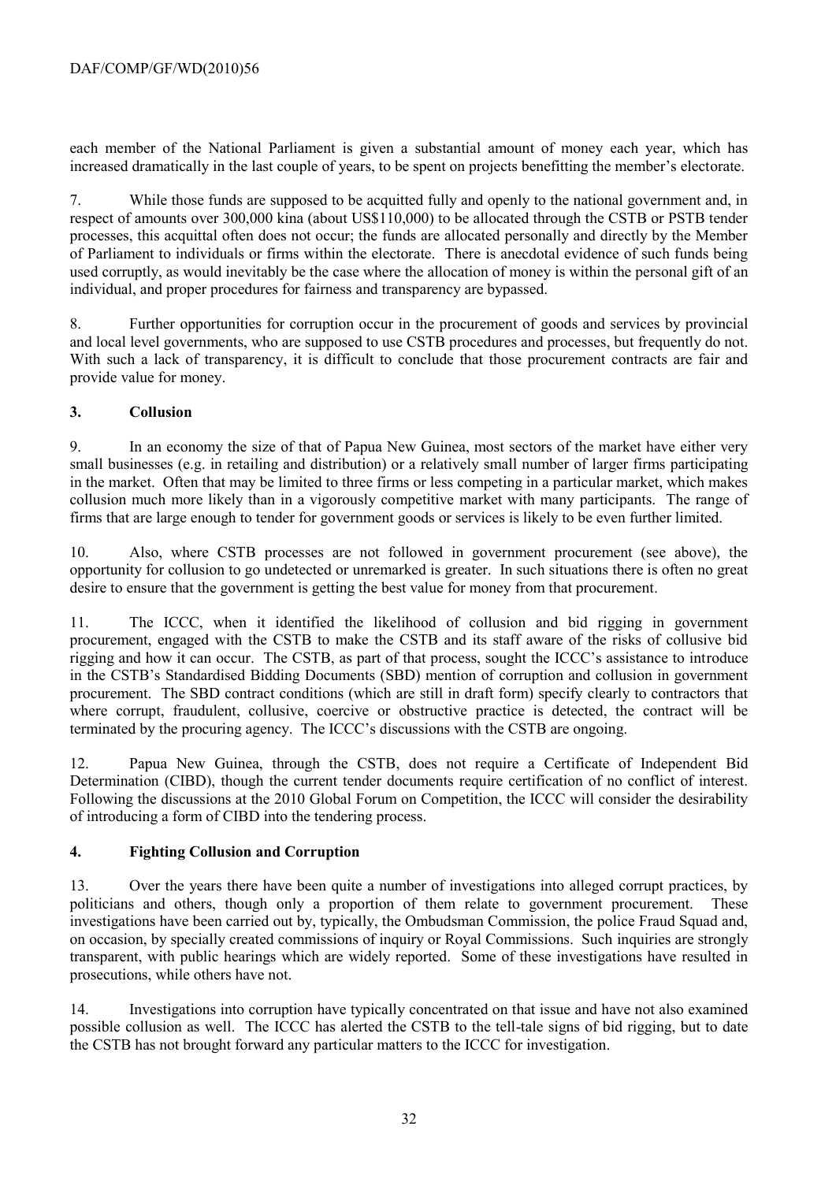each member of the National Parliament is given a substantial amount of money each year, which has increased dramatically in the last couple of years, to be spent on projects benefitting the member's electorate.

7. While those funds are supposed to be acquitted fully and openly to the national government and, in respect of amounts over 300,000 kina (about US$110,000) to be allocated through the CSTB or PSTB tender processes, this acquittal often does not occur; the funds are allocated personally and directly by the Member of Parliament to individuals or firms within the electorate. There is anecdotal evidence of such funds being used corruptly, as would inevitably be the case where the allocation of money is within the personal gift of an individual, and proper procedures for fairness and transparency are bypassed.

8. Further opportunities for corruption occur in the procurement of goods and services by provincial and local level governments, who are supposed to use CSTB procedures and processes, but frequently do not. With such a lack of transparency, it is difficult to conclude that those procurement contracts are fair and provide value for money.

## 3. Collusion

9. In an economy the size of that of Papua New Guinea, most sectors of the market have either very small businesses (e.g. in retailing and distribution) or a relatively small number of larger firms participating in the market. Often that may be limited to three firms or less competing in a particular market, which makes collusion much more likely than in a vigorously competitive market with many participants. The range of firms that are large enough to tender for government goods or services is likely to be even further limited.

10. Also, where CSTB processes are not followed in government procurement (see above), the opportunity for collusion to go undetected or unremarked is greater. In such situations there is often no great desire to ensure that the government is getting the best value for money from that procurement.

11. The ICCC, when it identified the likelihood of collusion and bid rigging in government procurement, engaged with the CSTB to make the CSTB and its staff aware of the risks of collusive bid rigging and how it can occur. The CSTB, as part of that process, sought the ICCC's assistance to introduce in the CSTB's Standardised Bidding Documents (SBD) mention of corruption and collusion in government procurement. The SBD contract conditions (which are still in draft form) specify clearly to contractors that where corrupt, fraudulent, collusive, coercive or obstructive practice is detected, the contract will be terminated by the procuring agency. The ICCC's discussions with the CSTB are ongoing.

12. Papua New Guinea, through the CSTB, does not require a Certificate of Independent Bid Determination (CIBD), though the current tender documents require certification of no conflict of interest. Following the discussions at the 2010 Global Forum on Competition, the ICCC will consider the desirability of introducing a form of CIBD into the tendering process.

## 4. Fighting Collusion and Corruption

13. Over the years there have been quite a number of investigations into alleged corrupt practices, by politicians and others, though only a proportion of them relate to government procurement. These investigations have been carried out by, typically, the Ombudsman Commission, the police Fraud Squad and, on occasion, by specially created commissions of inquiry or Royal Commissions. Such inquiries are strongly transparent, with public hearings which are widely reported. Some of these investigations have resulted in prosecutions, while others have not.

14. Investigations into corruption have typically concentrated on that issue and have not also examined possible collusion as well. The ICCC has alerted the CSTB to the tell-tale signs of bid rigging, but to date the CSTB has not brought forward any particular matters to the ICCC for investigation.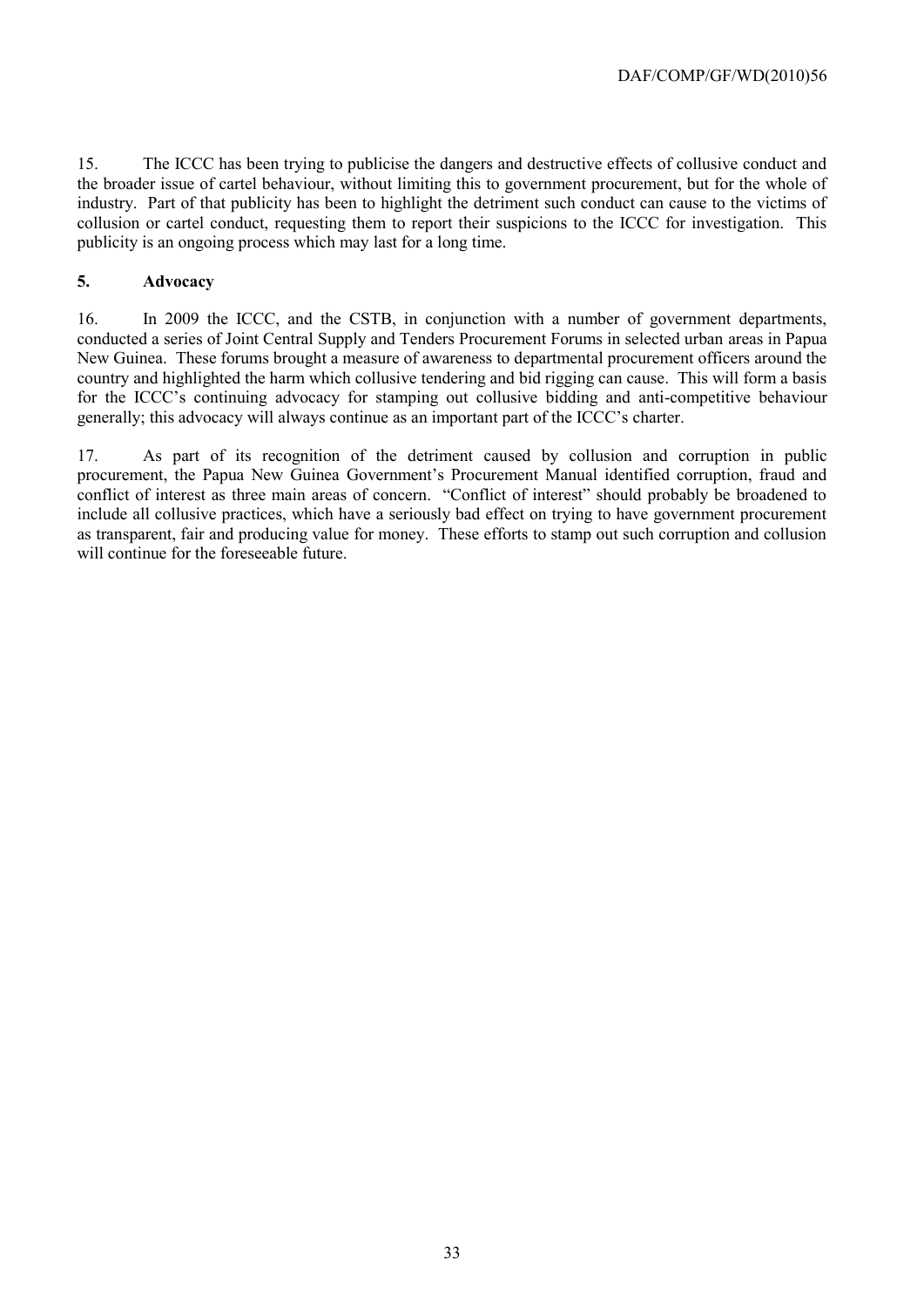15. The ICCC has been trying to publicise the dangers and destructive effects of collusive conduct and the broader issue of cartel behaviour, without limiting this to government procurement, but for the whole of industry. Part of that publicity has been to highlight the detriment such conduct can cause to the victims of collusion or cartel conduct, requesting them to report their suspicions to the ICCC for investigation. This publicity is an ongoing process which may last for a long time.

## 5. Advocacy

16. In 2009 the ICCC, and the CSTB, in conjunction with a number of government departments, conducted a series of Joint Central Supply and Tenders Procurement Forums in selected urban areas in Papua New Guinea. These forums brought a measure of awareness to departmental procurement officers around the country and highlighted the harm which collusive tendering and bid rigging can cause. This will form a basis for the ICCC's continuing advocacy for stamping out collusive bidding and anti-competitive behaviour generally; this advocacy will always continue as an important part of the ICCC's charter.

17. As part of its recognition of the detriment caused by collusion and corruption in public procurement, the Papua New Guinea Government's Procurement Manual identified corruption, fraud and conflict of interest as three main areas of concern. "Conflict of interest" should probably be broadened to include all collusive practices, which have a seriously bad effect on trying to have government procurement as transparent, fair and producing value for money. These efforts to stamp out such corruption and collusion will continue for the foreseeable future.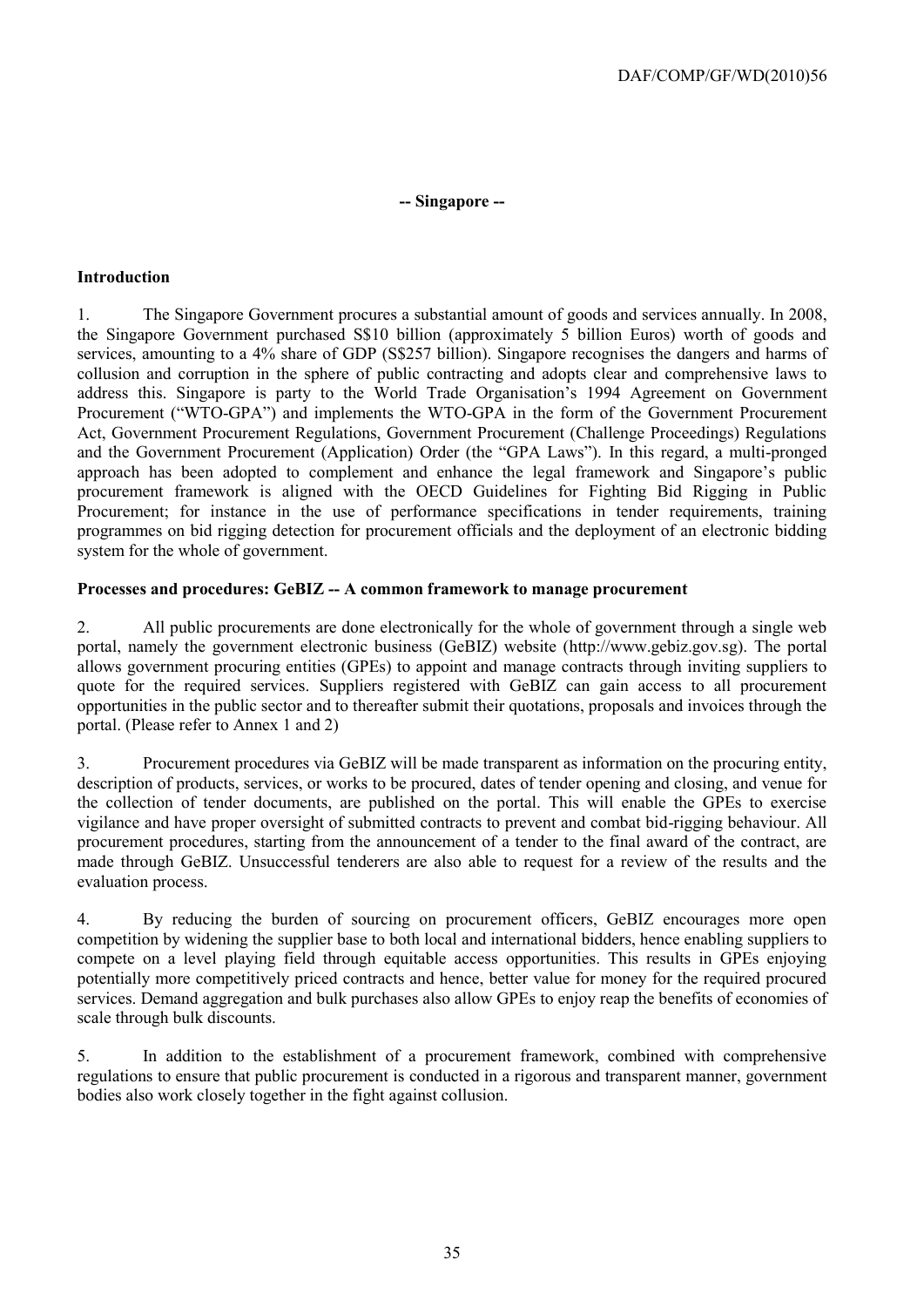## -- Singapore --

### Introduction

1. The Singapore Government procures a substantial amount of goods and services annually. In 2008, the Singapore Government purchased S$10 billion (approximately 5 billion Euros) worth of goods and services, amounting to a 4% share of GDP (S$257 billion). Singapore recognises the dangers and harms of collusion and corruption in the sphere of public contracting and adopts clear and comprehensive laws to address this. Singapore is party to the World Trade Organisation's 1994 Agreement on Government Procurement ("WTO-GPA") and implements the WTO-GPA in the form of the Government Procurement Act, Government Procurement Regulations, Government Procurement (Challenge Proceedings) Regulations and the Government Procurement (Application) Order (the "GPA Laws"). In this regard, a multi-pronged approach has been adopted to complement and enhance the legal framework and Singapore's public procurement framework is aligned with the OECD Guidelines for Fighting Bid Rigging in Public Procurement; for instance in the use of performance specifications in tender requirements, training programmes on bid rigging detection for procurement officials and the deployment of an electronic bidding system for the whole of government.

### Processes and procedures: GeBIZ -- A common framework to manage procurement

2. All public procurements are done electronically for the whole of government through a single web portal, namely the government electronic business (GeBIZ) website (http://www.gebiz.gov.sg). The portal allows government procuring entities (GPEs) to appoint and manage contracts through inviting suppliers to quote for the required services. Suppliers registered with GeBIZ can gain access to all procurement opportunities in the public sector and to thereafter submit their quotations, proposals and invoices through the portal. (Please refer to Annex 1 and 2)

3. Procurement procedures via GeBIZ will be made transparent as information on the procuring entity, description of products, services, or works to be procured, dates of tender opening and closing, and venue for the collection of tender documents, are published on the portal. This will enable the GPEs to exercise vigilance and have proper oversight of submitted contracts to prevent and combat bid-rigging behaviour. All procurement procedures, starting from the announcement of a tender to the final award of the contract, are made through GeBIZ. Unsuccessful tenderers are also able to request for a review of the results and the evaluation process.

4. By reducing the burden of sourcing on procurement officers, GeBIZ encourages more open competition by widening the supplier base to both local and international bidders, hence enabling suppliers to compete on a level playing field through equitable access opportunities. This results in GPEs enjoying potentially more competitively priced contracts and hence, better value for money for the required procured services. Demand aggregation and bulk purchases also allow GPEs to enjoy reap the benefits of economies of scale through bulk discounts.

5. In addition to the establishment of a procurement framework, combined with comprehensive regulations to ensure that public procurement is conducted in a rigorous and transparent manner, government bodies also work closely together in the fight against collusion.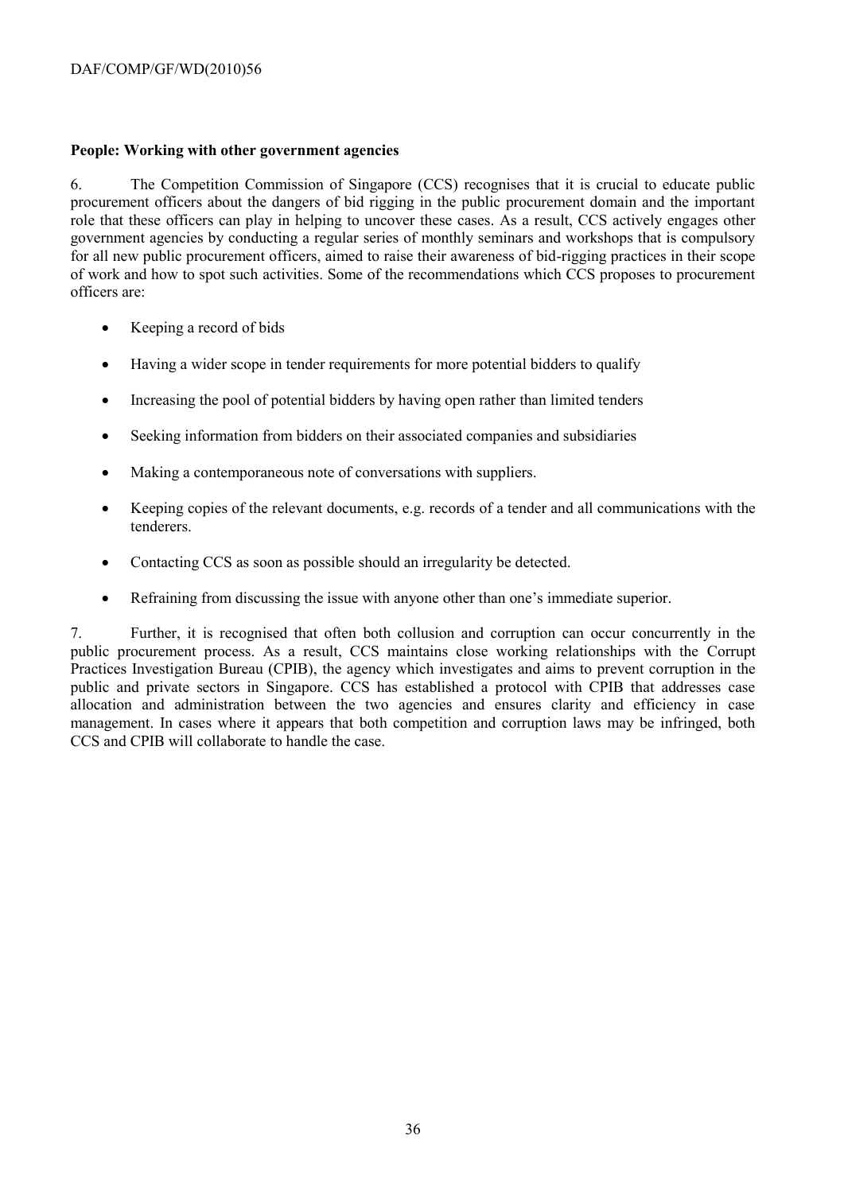**People: Working with other government agencies**

6. The Competition Commission of Singapore (CCS) recognises that it is crucial to educate public procurement officers about the dangers of bid rigging in the public procurement domain and the important role that these officers can play in helping to uncover these cases. As a result, CCS actively engages other government agencies by conducting a regular series of monthly seminars and workshops that is compulsory for all new public procurement officers, aimed to raise their awareness of bid-rigging practices in their scope of work and how to spot such activities. Some of the recommendations which CCS proposes to procurement officers are:

- Keeping a record of bids
- Having a wider scope in tender requirements for more potential bidders to qualify
- Increasing the pool of potential bidders by having open rather than limited tenders
- Seeking information from bidders on their associated companies and subsidiaries
- Making a contemporaneous note of conversations with suppliers.
- Keeping copies of the relevant documents, e.g. records of a tender and all communications with the tenderers.
- Contacting CCS as soon as possible should an irregularity be detected.
- Refraining from discussing the issue with anyone other than one's immediate superior.

7. Further, it is recognised that often both collusion and corruption can occur concurrently in the public procurement process. As a result, CCS maintains close working relationships with the Corrupt Practices Investigation Bureau (CPIB), the agency which investigates and aims to prevent corruption in the public and private sectors in Singapore. CCS has established a protocol with CPIB that addresses case allocation and administration between the two agencies and ensures clarity and efficiency in case management. In cases where it appears that both competition and corruption laws may be infringed, both CCS and CPIB will collaborate to handle the case.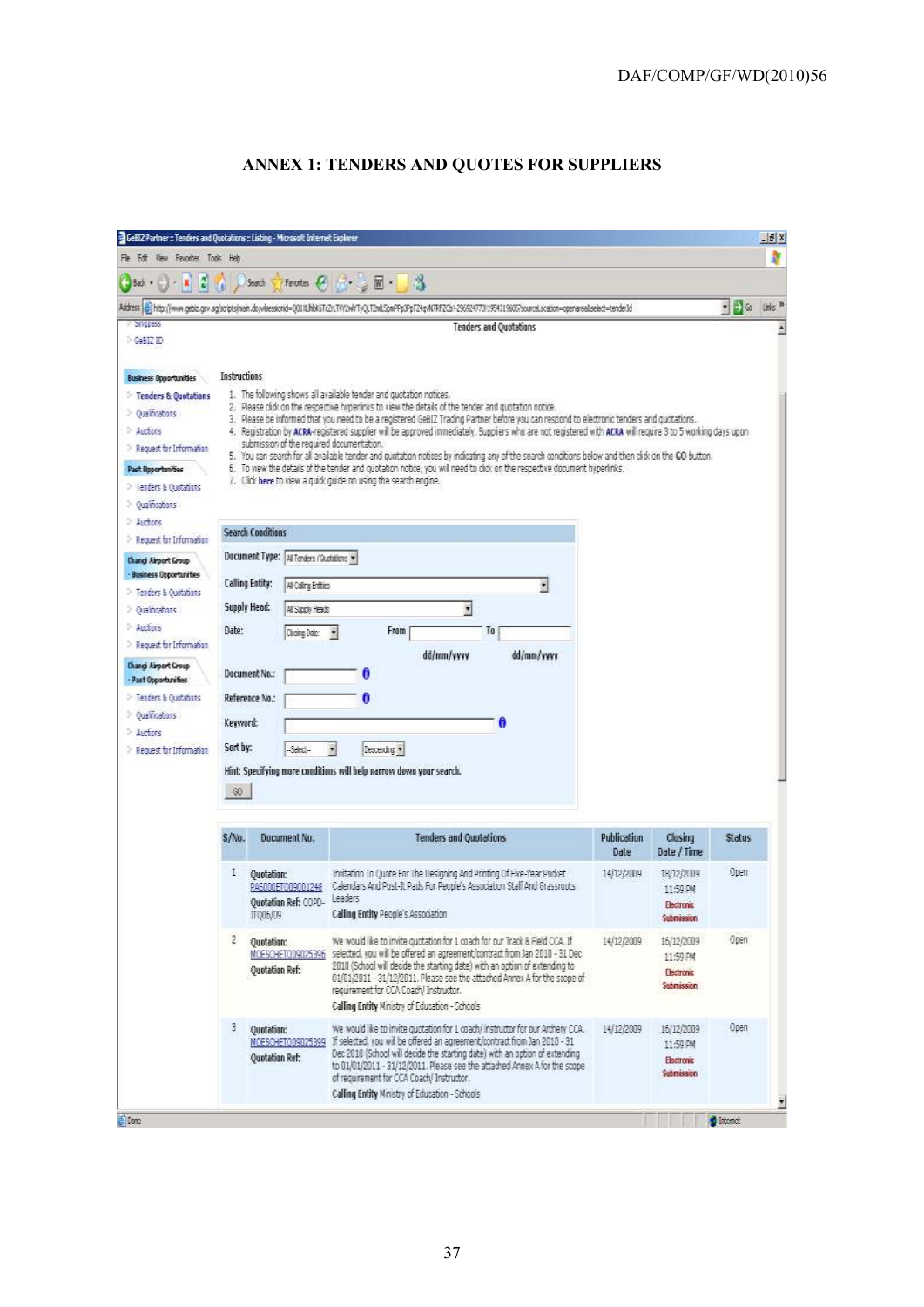## ANNEX 1: TENDERS AND QUOTES FOR SUPPLIERS

GeBIZ Partner :: Tenders and Quotations :: Listing - Microsoft Internet Explorer

File Edit View Favorites Tools Help

Address http://www.gebiz.gov.sg/scripts/main.do?sessionid=...

- SingPass
- GeBIZ ID

**Business Opportunities**

- Tenders & Quotations
- Qualifications
- Auctions
- Request for Information

**Past Opportunities**

- Tenders & Quotations
- Qualifications
- Auctions
- Request for Information

**Changi Airport Group - Business Opportunities**

- Tenders & Quotations
- Qualifications
- Auctions
- Request for Information

**Changi Airport Group - Past Opportunities**

- Tenders & Quotations
- Qualifications
- Auctions
- Request for Information

**Tenders and Quotations**

Instructions

1. The following shows all available tender and quotation notices.
2. Please click on the respective hyperlinks to view the details of the tender and quotation notice.
3. Please be informed that you need to be a registered GeBIZ Trading Partner before you can respond to electronic tenders and quotations.
4. Registration by ACRA-registered supplier will be approved immediately. Suppliers who are not registered with ACRA will require 3 to 5 working days upon submission of the required documentation.
5. You can search for all available tender and quotation notices by indicating any of the search conditions below and then click on the GO button.
6. To view the details of the tender and quotation notice, you will need to click on the respective document hyperlinks.
7. Click here to view a quick guide on using the search engine.

**Search Conditions**

- Document Type: All Tenders / Quotations
- Calling Entity: All Calling Entities
- Supply Head: All Supply Heads
- Date: Closing Date From (dd/mm/yyyy) To (dd/mm/yyyy)
- Document No.:
- Reference No.:
- Keyword:
- Sort by: --Select-- Descending

Hint: Specifying more conditions will help narrow down your search.

GO

| S/No. | Document No. | Tenders and Quotations | Publication Date | Closing Date / Time | Status |
|---|---|---|---|---|---|
| 1 | Quotation: PAS000ETQ09001248 Quotation Ref: COPD-ITQ06/09 | Invitation To Quote For The Designing And Printing Of Five-Year Pocket Calendars And Post-It Pads For People's Association Staff And Grassroots Leaders. Calling Entity People's Association | 14/12/2009 | 18/12/2009 11:59 PM Electronic Submission | Open |
| 2 | Quotation: MOESCHETQ09025396 Quotation Ref: | We would like to invite quotation for 1 coach for our Track & Field CCA. If selected, you will be offered an agreement/contract from Jan 2010 - 31 Dec 2010 (School will decide the starting date) with an option of extending to 01/01/2011 - 31/12/2011. Please see the attached Annex A for the scope of requirement for CCA Coach/ Instructor. Calling Entity Ministry of Education - Schools | 14/12/2009 | 16/12/2009 11:59 PM Electronic Submission | Open |
| 3 | Quotation: MOESCHETQ09025399 Quotation Ref: | We would like to invite quotation for 1 coach/ instructor for our Archery CCA. If selected, you will be offered an agreement/contract from Jan 2010 - 31 Dec 2010 (School will decide the starting date) with an option of extending to 01/01/2011 - 31/12/2011. Please see the attached Annex A for the scope of requirement for CCA Coach/ Instructor. Calling Entity Ministry of Education - Schools | 14/12/2009 | 16/12/2009 11:59 PM Electronic Submission | Open |

Done | Internet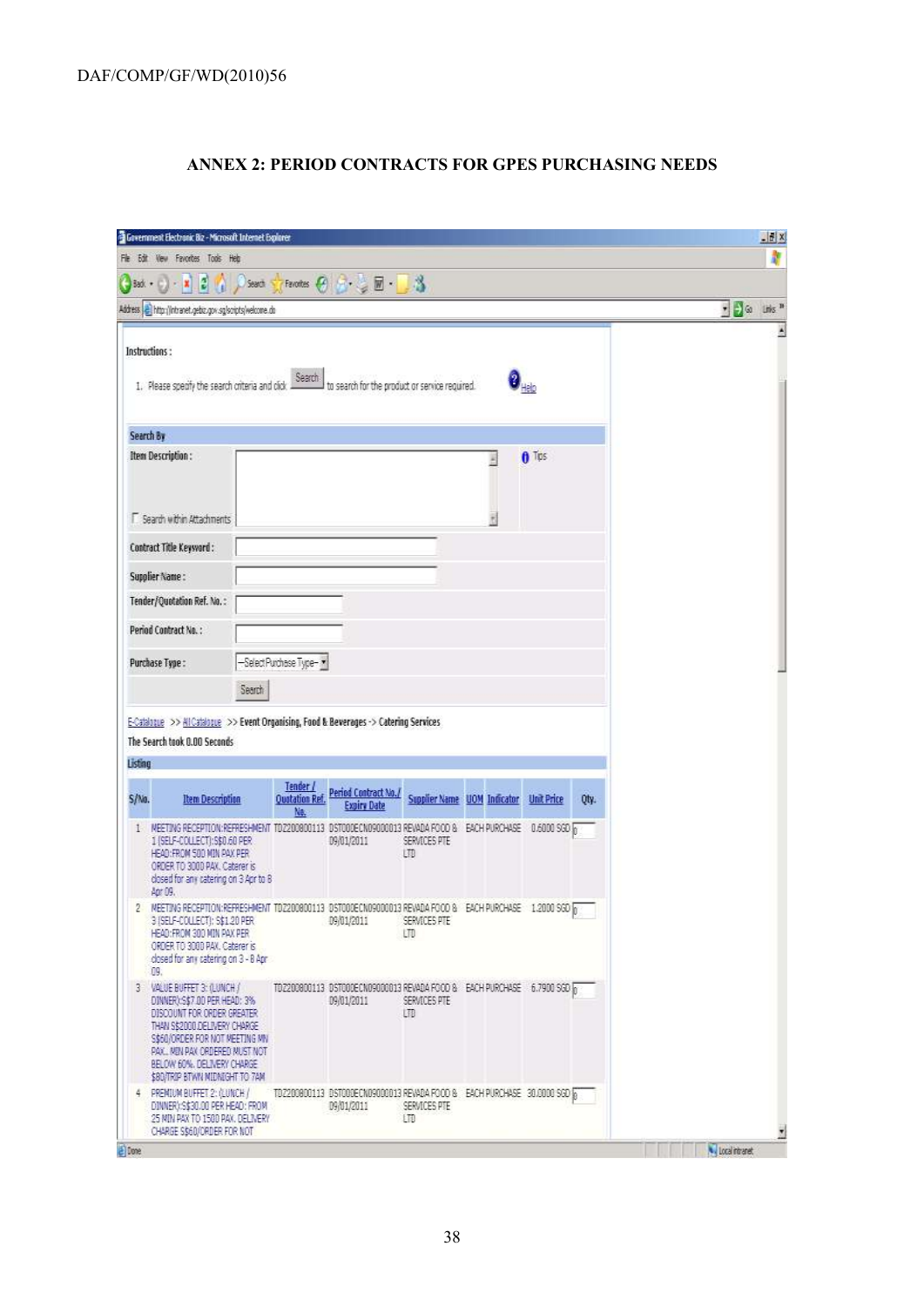## ANNEX 2: PERIOD CONTRACTS FOR GPES PURCHASING NEEDS

Government Electronic Biz - Microsoft Internet Explorer

File Edit View Favorites Tools Help

Address http://intranet.gebiz.gov.sg/scripts/welcome.do

Instructions :

1. Please specify the search criteria and click Search to search for the product or service required.

Help

**Search By**

Item Description :

Search within Attachments

Tips

Contract Title Keyword :

Supplier Name :

Tender/Quotation Ref. No. :

Period Contract No. :

Purchase Type : --Select Purchase Type--

Search

E-Catalogue >> All Catalogue >> Event Organising, Food & Beverages -> Catering Services

The Search took 0.00 Seconds

**Listing**

| S/No. | Item Description | Tender / Quotation Ref. No. | Period Contract No./ Expiry Date | Supplier Name | UOM | Indicator | Unit Price | Qty. |
|---|---|---|---|---|---|---|---|---|
| 1 | MEETING RECEPTION:REFRESHMENT 1 (SELF-COLLECT):S$0.60 PER HEAD:FROM 500 MIN PAX PER ORDER TO 3000 PAX. Caterer is closed for any catering on 3 Apr to 8 Apr 09. | TD200800113 | DST000ECN09000013 09/01/2011 | REVADA FOOD & SERVICES PTE LTD | EACH | PURCHASE | 0.6000 SGD | 0 |
| 2 | MEETING RECEPTION:REFRESHMENT 3 (SELF-COLLECT): S$1.20 PER HEAD:FROM 300 MIN PAX PER ORDER TO 3000 PAX. Caterer is closed for any catering on 3 - 8 Apr 09. | TD200800113 | DST000ECN09000013 09/01/2011 | REVADA FOOD & SERVICES PTE LTD | EACH | PURCHASE | 1.2000 SGD | 0 |
| 3 | VALUE BUFFET 3: (LUNCH / DINNER):S$7.00 PER HEAD: 3% DISCOUNT FOR ORDER GREATER THAN S$2000.DELIVERY CHARGE S$60/ORDER FOR NOT MEETING MIN PAX.. MIN PAX ORDERED MUST NOT BELOW 60%. DELIVERY CHARGE $80/TRIP BTWN MIDNIGHT TO 7AM | TD200800113 | DST000ECN09000013 09/01/2011 | REVADA FOOD & SERVICES PTE LTD | EACH | PURCHASE | 6.7900 SGD | 0 |
| 4 | PREMIUM BUFFET 2: (LUNCH / DINNER):S$30.00 PER HEAD: FROM 25 MIN PAX TO 1500 PAX. DELIVERY CHARGE S$60/ORDER FOR NOT | TD200800113 | DST000ECN09000013 09/01/2011 | REVADA FOOD & SERVICES PTE LTD | EACH | PURCHASE | 30.0000 SGD | 0 |

Done — Local intranet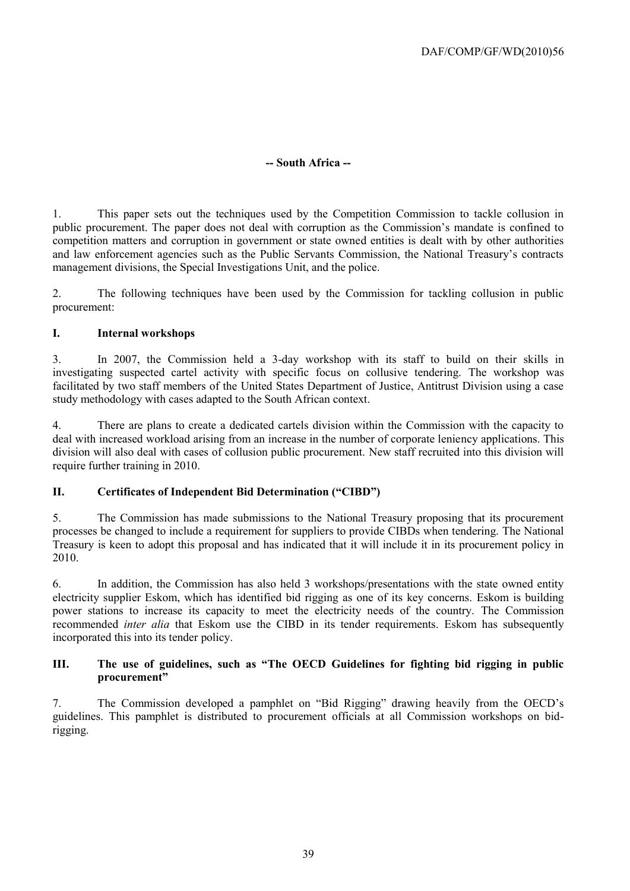## -- South Africa --

1. This paper sets out the techniques used by the Competition Commission to tackle collusion in public procurement. The paper does not deal with corruption as the Commission's mandate is confined to competition matters and corruption in government or state owned entities is dealt with by other authorities and law enforcement agencies such as the Public Servants Commission, the National Treasury's contracts management divisions, the Special Investigations Unit, and the police.

2. The following techniques have been used by the Commission for tackling collusion in public procurement:

### I. Internal workshops

3. In 2007, the Commission held a 3-day workshop with its staff to build on their skills in investigating suspected cartel activity with specific focus on collusive tendering. The workshop was facilitated by two staff members of the United States Department of Justice, Antitrust Division using a case study methodology with cases adapted to the South African context.

4. There are plans to create a dedicated cartels division within the Commission with the capacity to deal with increased workload arising from an increase in the number of corporate leniency applications. This division will also deal with cases of collusion public procurement. New staff recruited into this division will require further training in 2010.

### II. Certificates of Independent Bid Determination ("CIBD")

5. The Commission has made submissions to the National Treasury proposing that its procurement processes be changed to include a requirement for suppliers to provide CIBDs when tendering. The National Treasury is keen to adopt this proposal and has indicated that it will include it in its procurement policy in 2010.

6. In addition, the Commission has also held 3 workshops/presentations with the state owned entity electricity supplier Eskom, which has identified bid rigging as one of its key concerns. Eskom is building power stations to increase its capacity to meet the electricity needs of the country. The Commission recommended *inter alia* that Eskom use the CIBD in its tender requirements. Eskom has subsequently incorporated this into its tender policy.

### III. The use of guidelines, such as "The OECD Guidelines for fighting bid rigging in public procurement"

7. The Commission developed a pamphlet on "Bid Rigging" drawing heavily from the OECD's guidelines. This pamphlet is distributed to procurement officials at all Commission workshops on bid-rigging.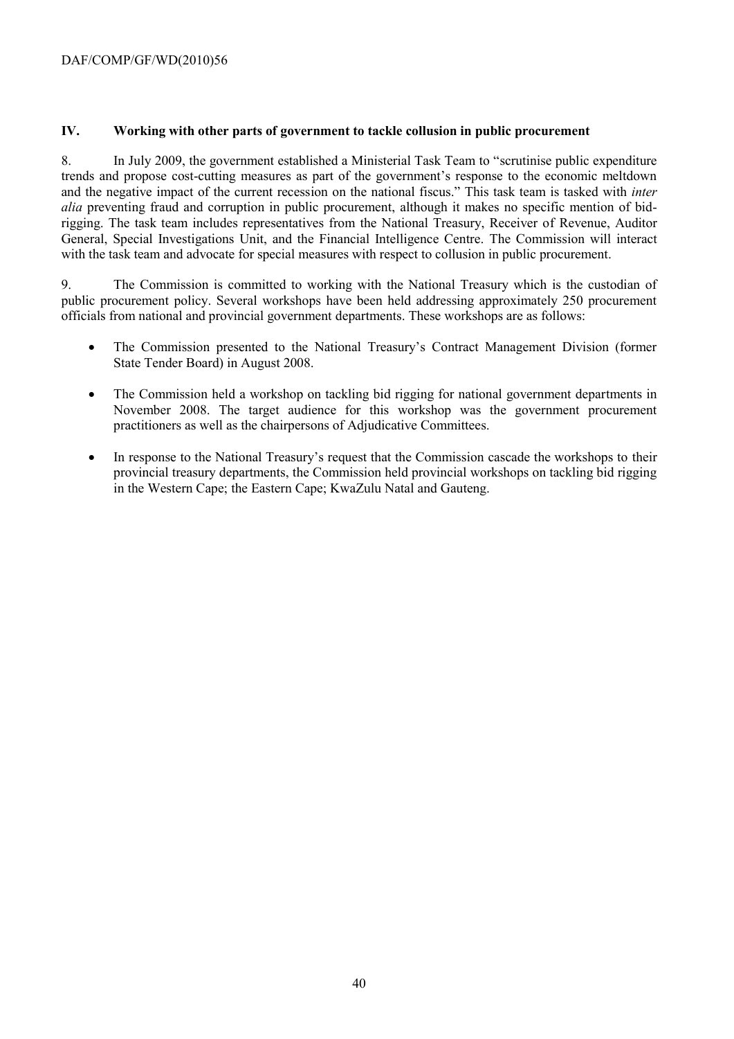## IV. Working with other parts of government to tackle collusion in public procurement

8. In July 2009, the government established a Ministerial Task Team to "scrutinise public expenditure trends and propose cost-cutting measures as part of the government's response to the economic meltdown and the negative impact of the current recession on the national fiscus." This task team is tasked with *inter alia* preventing fraud and corruption in public procurement, although it makes no specific mention of bid-rigging. The task team includes representatives from the National Treasury, Receiver of Revenue, Auditor General, Special Investigations Unit, and the Financial Intelligence Centre. The Commission will interact with the task team and advocate for special measures with respect to collusion in public procurement.

9. The Commission is committed to working with the National Treasury which is the custodian of public procurement policy. Several workshops have been held addressing approximately 250 procurement officials from national and provincial government departments. These workshops are as follows:

- The Commission presented to the National Treasury's Contract Management Division (former State Tender Board) in August 2008.
- The Commission held a workshop on tackling bid rigging for national government departments in November 2008. The target audience for this workshop was the government procurement practitioners as well as the chairpersons of Adjudicative Committees.
- In response to the National Treasury's request that the Commission cascade the workshops to their provincial treasury departments, the Commission held provincial workshops on tackling bid rigging in the Western Cape; the Eastern Cape; KwaZulu Natal and Gauteng.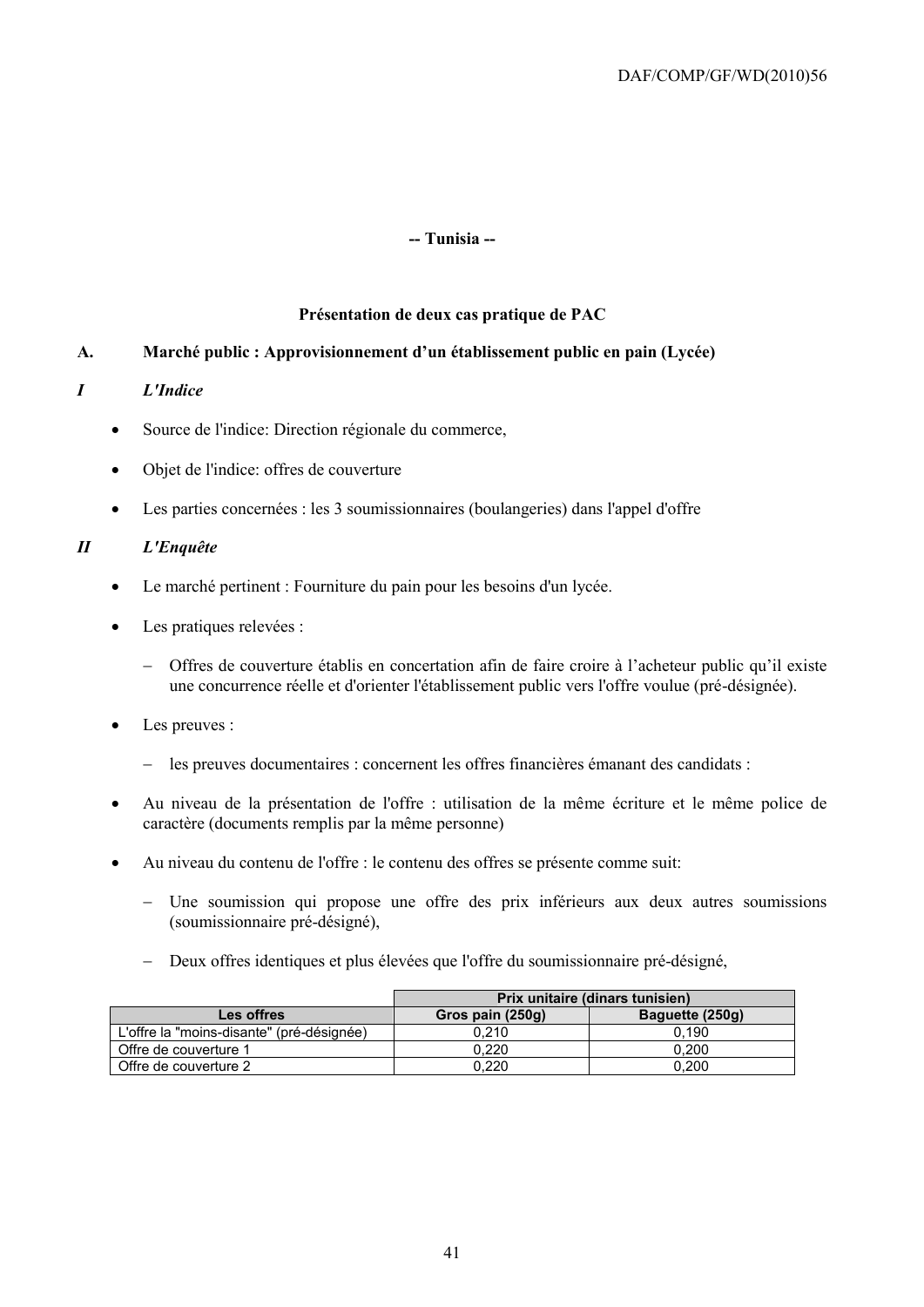**-- Tunisia --**

**Présentation de deux cas pratique de PAC**

## A. Marché public : Approvisionnement d'un établissement public en pain (Lycée)

### *I L'Indice*

- Source de l'indice: Direction régionale du commerce,
- Objet de l'indice: offres de couverture
- Les parties concernées : les 3 soumissionnaires (boulangeries) dans l'appel d'offre

### *II L'Enquête*

- Le marché pertinent : Fourniture du pain pour les besoins d'un lycée.
- Les pratiques relevées :
  - Offres de couverture établis en concertation afin de faire croire à l'acheteur public qu'il existe une concurrence réelle et d'orienter l'établissement public vers l'offre voulue (pré-désignée).
- Les preuves :
  - les preuves documentaires : concernent les offres financières émanant des candidats :
- Au niveau de la présentation de l'offre : utilisation de la même écriture et le même police de caractère (documents remplis par la même personne)
- Au niveau du contenu de l'offre : le contenu des offres se présente comme suit:
  - Une soumission qui propose une offre des prix inférieurs aux deux autres soumissions (soumissionnaire pré-désigné),
  - Deux offres identiques et plus élevées que l'offre du soumissionnaire pré-désigné,

| | Prix unitaire (dinars tunisien) | |
|---|---|---|
| **Les offres** | **Gros pain (250g)** | **Baguette (250g)** |
| L'offre la "moins-disante" (pré-désignée) | 0,210 | 0,190 |
| Offre de couverture 1 | 0,220 | 0,200 |
| Offre de couverture 2 | 0,220 | 0,200 |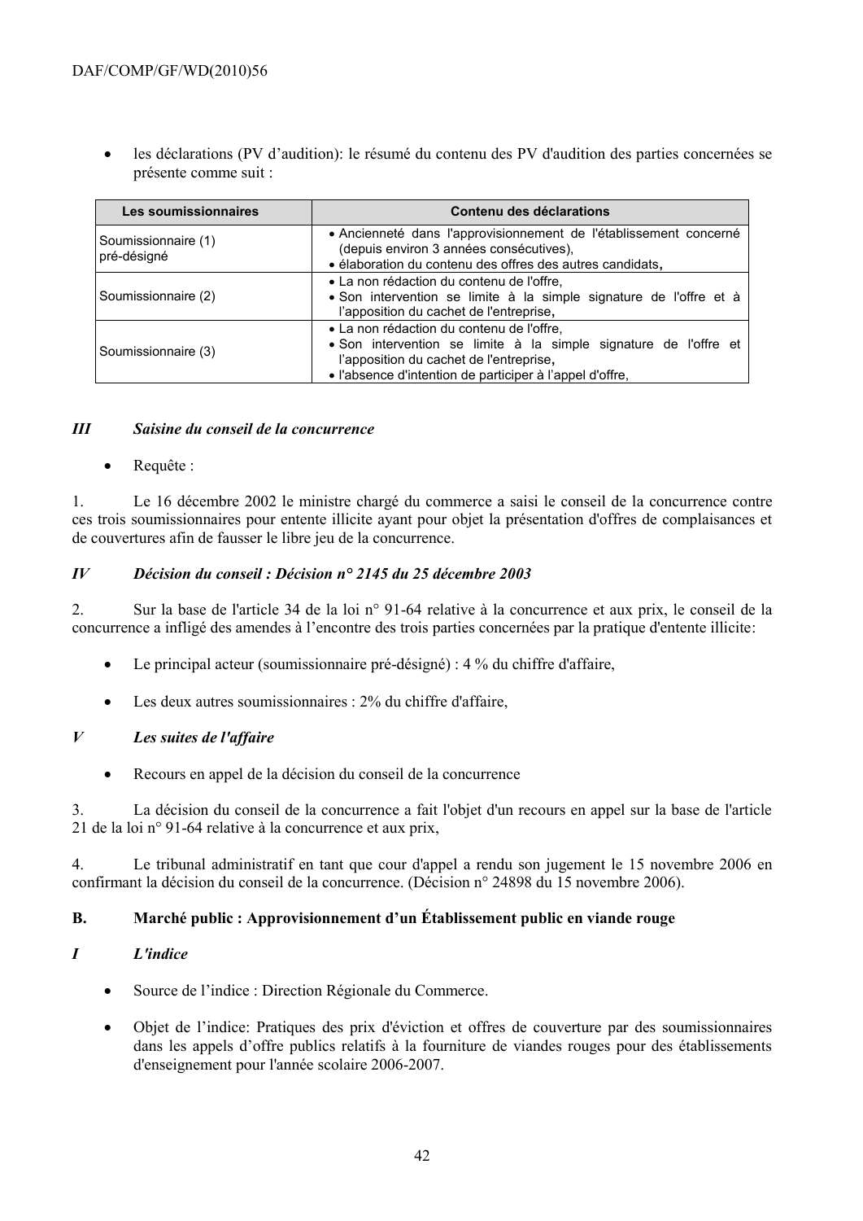- les déclarations (PV d'audition): le résumé du contenu des PV d'audition des parties concernées se présente comme suit :

| Les soumissionnaires | Contenu des déclarations |
|---|---|
| Soumissionnaire (1) pré-désigné | • Ancienneté dans l'approvisionnement de l'établissement concerné (depuis environ 3 années consécutives),<br>• élaboration du contenu des offres des autres candidats**,** |
| Soumissionnaire (2) | • La non rédaction du contenu de l'offre,<br>• Son intervention se limite à la simple signature de l'offre et à l'apposition du cachet de l'entreprise**,** |
| Soumissionnaire (3) | • La non rédaction du contenu de l'offre,<br>• Son intervention se limite à la simple signature de l'offre et l'apposition du cachet de l'entreprise**,**<br>• l'absence d'intention de participer à l'appel d'offre, |

### *III Saisine du conseil de la concurrence*

- Requête :

1. Le 16 décembre 2002 le ministre chargé du commerce a saisi le conseil de la concurrence contre ces trois soumissionnaires pour entente illicite ayant pour objet la présentation d'offres de complaisances et de couvertures afin de fausser le libre jeu de la concurrence.

### *IV Décision du conseil : Décision n° 2145 du 25 décembre 2003*

2. Sur la base de l'article 34 de la loi n° 91-64 relative à la concurrence et aux prix, le conseil de la concurrence a infligé des amendes à l'encontre des trois parties concernées par la pratique d'entente illicite:

- Le principal acteur (soumissionnaire pré-désigné) : 4 % du chiffre d'affaire,
- Les deux autres soumissionnaires : 2% du chiffre d'affaire,

### *V Les suites de l'affaire*

- Recours en appel de la décision du conseil de la concurrence

3. La décision du conseil de la concurrence a fait l'objet d'un recours en appel sur la base de l'article 21 de la loi n° 91-64 relative à la concurrence et aux prix,

4. Le tribunal administratif en tant que cour d'appel a rendu son jugement le 15 novembre 2006 en confirmant la décision du conseil de la concurrence. (Décision n° 24898 du 15 novembre 2006).

## B. Marché public : Approvisionnement d'un Établissement public en viande rouge

### *I L'indice*

- Source de l'indice : Direction Régionale du Commerce.
- Objet de l'indice: Pratiques des prix d'éviction et offres de couverture par des soumissionnaires dans les appels d'offre publics relatifs à la fourniture de viandes rouges pour des établissements d'enseignement pour l'année scolaire 2006-2007.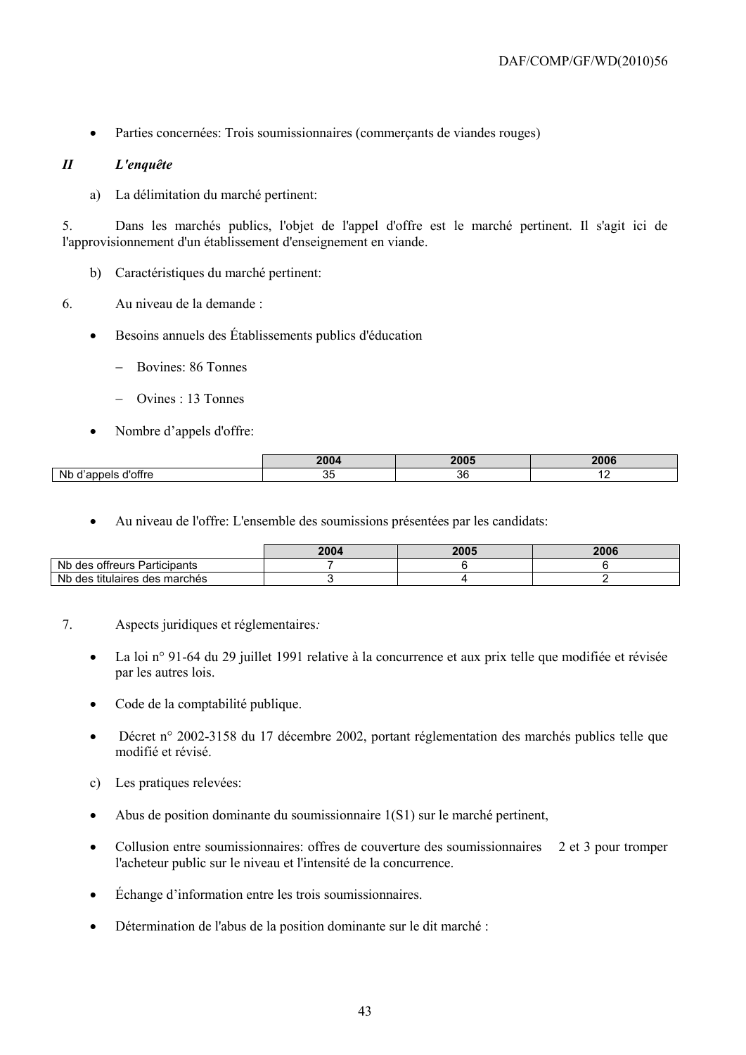- Parties concernées: Trois soumissionnaires (commerçants de viandes rouges)

## *II L'enquête*

a) La délimitation du marché pertinent:

5. Dans les marchés publics, l'objet de l'appel d'offre est le marché pertinent. Il s'agit ici de l'approvisionnement d'un établissement d'enseignement en viande.

b) Caractéristiques du marché pertinent:

6. Au niveau de la demande :

- Besoins annuels des Établissements publics d'éducation
  - Bovines: 86 Tonnes
  - Ovines : 13 Tonnes
- Nombre d'appels d'offre:

| | 2004 | 2005 | 2006 |
|---|---|---|---|
| Nb d'appels d'offre | 35 | 36 | 12 |

- Au niveau de l'offre: L'ensemble des soumissions présentées par les candidats:

| | 2004 | 2005 | 2006 |
|---|---|---|---|
| Nb des offreurs Participants | 7 | 6 | 6 |
| Nb des titulaires des marchés | 3 | 4 | 2 |

7. Aspects juridiques et réglementaires*:*

- La loi n° 91-64 du 29 juillet 1991 relative à la concurrence et aux prix telle que modifiée et révisée par les autres lois.
- Code de la comptabilité publique.
- Décret n° 2002-3158 du 17 décembre 2002, portant réglementation des marchés publics telle que modifié et révisé.

c) Les pratiques relevées:

- Abus de position dominante du soumissionnaire 1(S1) sur le marché pertinent,
- Collusion entre soumissionnaires: offres de couverture des soumissionnaires 2 et 3 pour tromper l'acheteur public sur le niveau et l'intensité de la concurrence.
- Échange d'information entre les trois soumissionnaires.
- Détermination de l'abus de la position dominante sur le dit marché :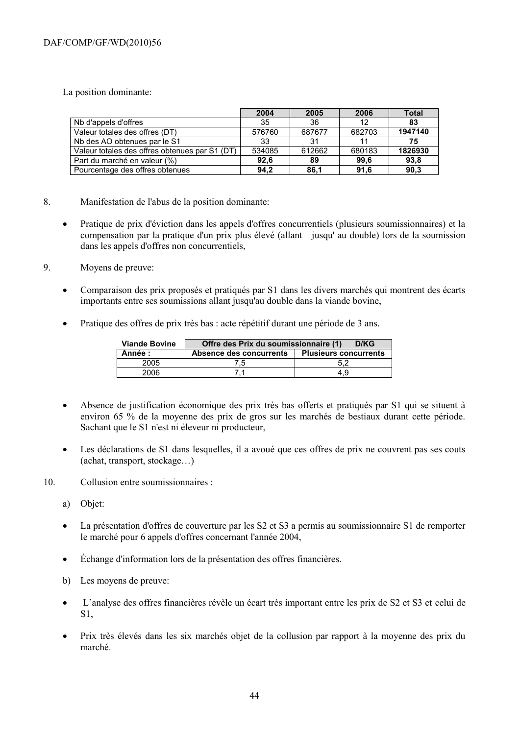La position dominante:

| | 2004 | 2005 | 2006 | Total |
|---|---|---|---|---|
| Nb d'appels d'offres | 35 | 36 | 12 | **83** |
| Valeur totales des offres (DT) | 576760 | 687677 | 682703 | **1947140** |
| Nb des AO obtenues par le S1 | 33 | 31 | 11 | **75** |
| Valeur totales des offres obtenues par S1 (DT) | 534085 | 612662 | 680183 | **1826930** |
| Part du marché en valeur (%) | **92,6** | **89** | **99,6** | **93,8** |
| Pourcentage des offres obtenues | **94,2** | **86,1** | **91,6** | **90,3** |

8. Manifestation de l'abus de la position dominante:

- Pratique de prix d'éviction dans les appels d'offres concurrentiels (plusieurs soumissionnaires) et la compensation par la pratique d'un prix plus élevé (allant jusqu' au double) lors de la soumission dans les appels d'offres non concurrentiels,

9. Moyens de preuve:

- Comparaison des prix proposés et pratiqués par S1 dans les divers marchés qui montrent des écarts importants entre ses soumissions allant jusqu'au double dans la viande bovine,

- Pratique des offres de prix très bas : acte répétitif durant une période de 3 ans.

| Viande Bovine | Offre des Prix du soumissionnaire (1) D/KG | |
|---|---|---|
| Année : | Absence des concurrents | Plusieurs concurrents |
| 2005 | 7,5 | 5,2 |
| 2006 | 7,1 | 4,9 |

- Absence de justification économique des prix très bas offerts et pratiqués par S1 qui se situent à environ 65 % de la moyenne des prix de gros sur les marchés de bestiaux durant cette période. Sachant que le S1 n'est ni éleveur ni producteur,

- Les déclarations de S1 dans lesquelles, il a avoué que ces offres de prix ne couvrent pas ses couts (achat, transport, stockage…)

10. Collusion entre soumissionnaires :

a) Objet:

- La présentation d'offres de couverture par les S2 et S3 a permis au soumissionnaire S1 de remporter le marché pour 6 appels d'offres concernant l'année 2004,

- Échange d'information lors de la présentation des offres financières.

b) Les moyens de preuve:

- L'analyse des offres financières révèle un écart très important entre les prix de S2 et S3 et celui de S1,

- Prix très élevés dans les six marchés objet de la collusion par rapport à la moyenne des prix du marché.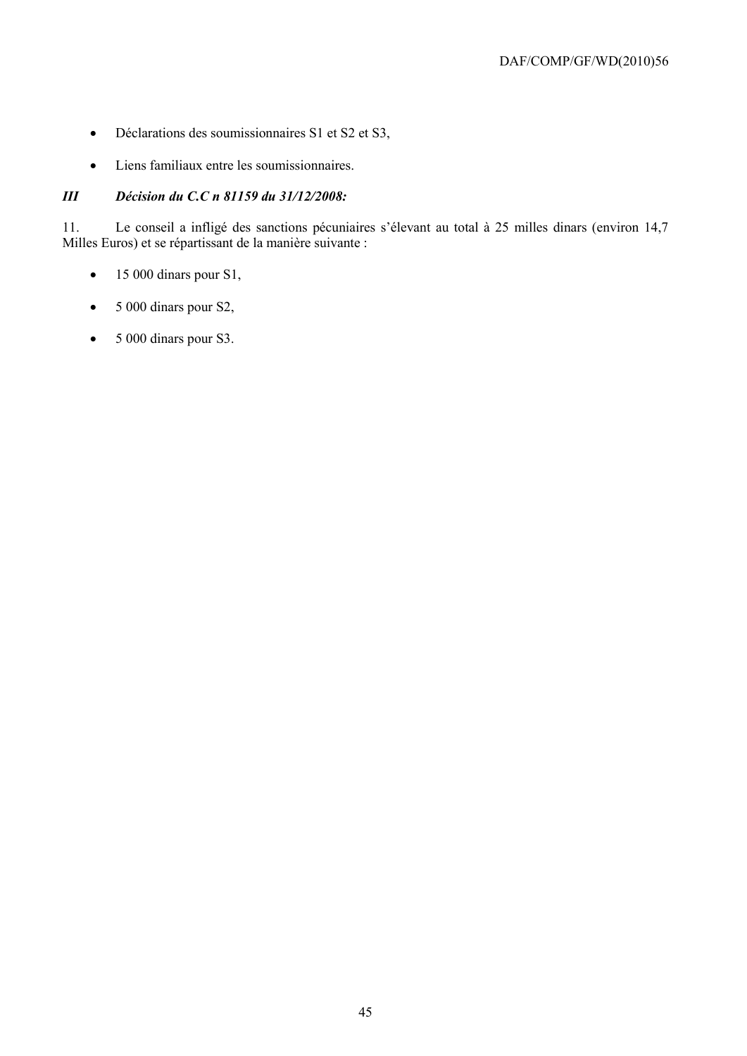- Déclarations des soumissionnaires S1 et S2 et S3,
- Liens familiaux entre les soumissionnaires.

### *III Décision du C.C n 81159 du 31/12/2008:*

11. Le conseil a infligé des sanctions pécuniaires s'élevant au total à 25 milles dinars (environ 14,7 Milles Euros) et se répartissant de la manière suivante :

- 15 000 dinars pour S1,
- 5 000 dinars pour S2,
- 5 000 dinars pour S3.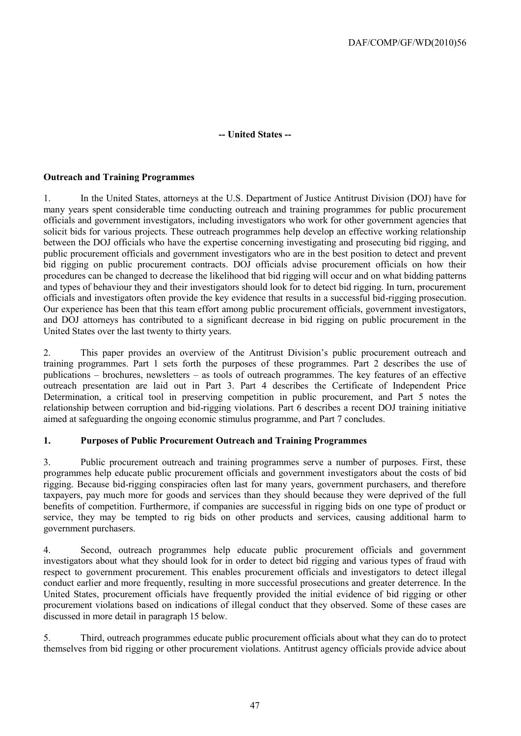**-- United States --**

**Outreach and Training Programmes**

1. In the United States, attorneys at the U.S. Department of Justice Antitrust Division (DOJ) have for many years spent considerable time conducting outreach and training programmes for public procurement officials and government investigators, including investigators who work for other government agencies that solicit bids for various projects. These outreach programmes help develop an effective working relationship between the DOJ officials who have the expertise concerning investigating and prosecuting bid rigging, and public procurement officials and government investigators who are in the best position to detect and prevent bid rigging on public procurement contracts. DOJ officials advise procurement officials on how their procedures can be changed to decrease the likelihood that bid rigging will occur and on what bidding patterns and types of behaviour they and their investigators should look for to detect bid rigging. In turn, procurement officials and investigators often provide the key evidence that results in a successful bid-rigging prosecution. Our experience has been that this team effort among public procurement officials, government investigators, and DOJ attorneys has contributed to a significant decrease in bid rigging on public procurement in the United States over the last twenty to thirty years.

2. This paper provides an overview of the Antitrust Division's public procurement outreach and training programmes. Part 1 sets forth the purposes of these programmes. Part 2 describes the use of publications – brochures, newsletters – as tools of outreach programmes. The key features of an effective outreach presentation are laid out in Part 3. Part 4 describes the Certificate of Independent Price Determination, a critical tool in preserving competition in public procurement, and Part 5 notes the relationship between corruption and bid-rigging violations. Part 6 describes a recent DOJ training initiative aimed at safeguarding the ongoing economic stimulus programme, and Part 7 concludes.

## 1. Purposes of Public Procurement Outreach and Training Programmes

3. Public procurement outreach and training programmes serve a number of purposes. First, these programmes help educate public procurement officials and government investigators about the costs of bid rigging. Because bid-rigging conspiracies often last for many years, government purchasers, and therefore taxpayers, pay much more for goods and services than they should because they were deprived of the full benefits of competition. Furthermore, if companies are successful in rigging bids on one type of product or service, they may be tempted to rig bids on other products and services, causing additional harm to government purchasers.

4. Second, outreach programmes help educate public procurement officials and government investigators about what they should look for in order to detect bid rigging and various types of fraud with respect to government procurement. This enables procurement officials and investigators to detect illegal conduct earlier and more frequently, resulting in more successful prosecutions and greater deterrence. In the United States, procurement officials have frequently provided the initial evidence of bid rigging or other procurement violations based on indications of illegal conduct that they observed. Some of these cases are discussed in more detail in paragraph 15 below.

5. Third, outreach programmes educate public procurement officials about what they can do to protect themselves from bid rigging or other procurement violations. Antitrust agency officials provide advice about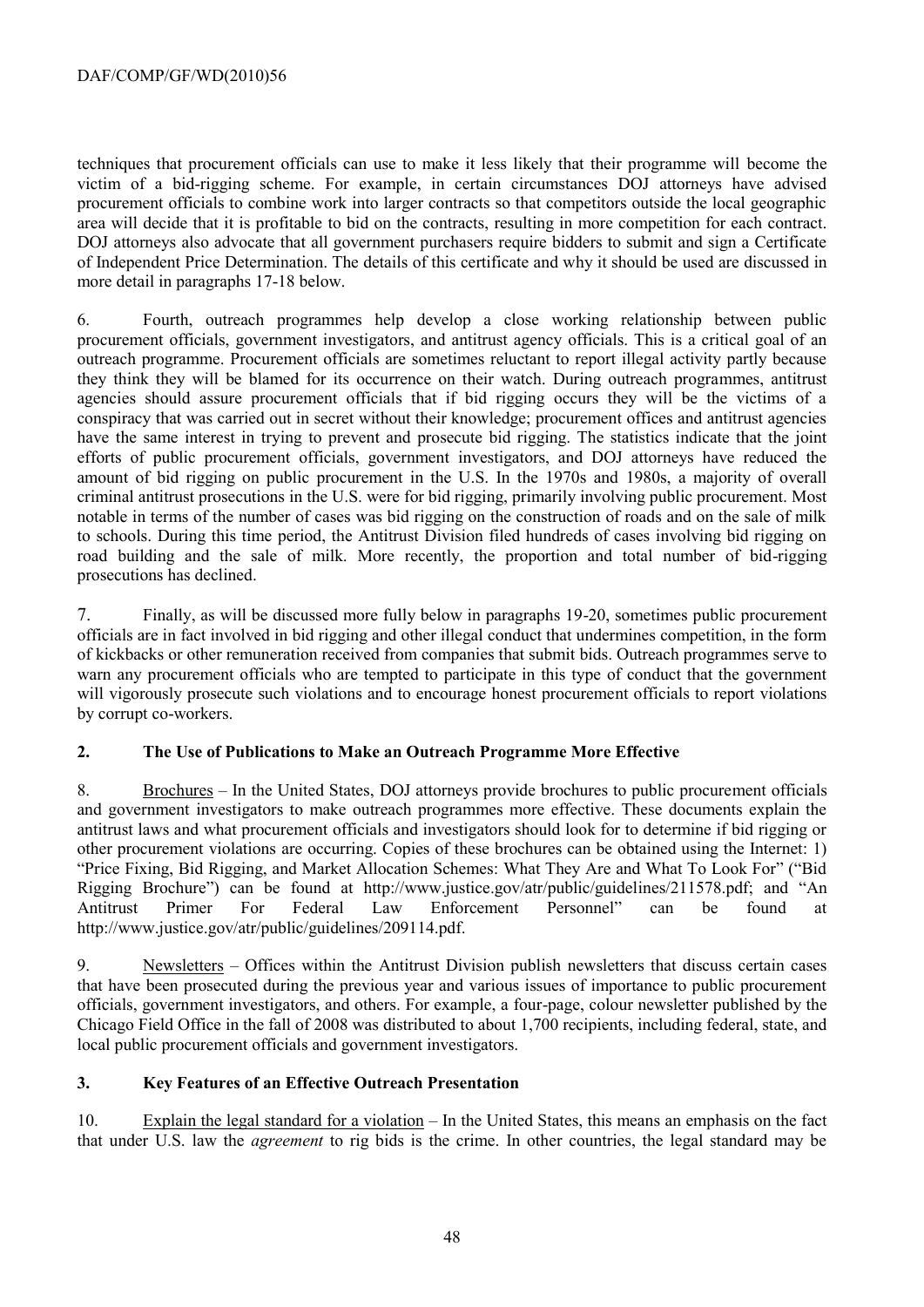techniques that procurement officials can use to make it less likely that their programme will become the victim of a bid-rigging scheme. For example, in certain circumstances DOJ attorneys have advised procurement officials to combine work into larger contracts so that competitors outside the local geographic area will decide that it is profitable to bid on the contracts, resulting in more competition for each contract. DOJ attorneys also advocate that all government purchasers require bidders to submit and sign a Certificate of Independent Price Determination. The details of this certificate and why it should be used are discussed in more detail in paragraphs 17-18 below.

6. Fourth, outreach programmes help develop a close working relationship between public procurement officials, government investigators, and antitrust agency officials. This is a critical goal of an outreach programme. Procurement officials are sometimes reluctant to report illegal activity partly because they think they will be blamed for its occurrence on their watch. During outreach programmes, antitrust agencies should assure procurement officials that if bid rigging occurs they will be the victims of a conspiracy that was carried out in secret without their knowledge; procurement offices and antitrust agencies have the same interest in trying to prevent and prosecute bid rigging. The statistics indicate that the joint efforts of public procurement officials, government investigators, and DOJ attorneys have reduced the amount of bid rigging on public procurement in the U.S. In the 1970s and 1980s, a majority of overall criminal antitrust prosecutions in the U.S. were for bid rigging, primarily involving public procurement. Most notable in terms of the number of cases was bid rigging on the construction of roads and on the sale of milk to schools. During this time period, the Antitrust Division filed hundreds of cases involving bid rigging on road building and the sale of milk. More recently, the proportion and total number of bid-rigging prosecutions has declined.

7. Finally, as will be discussed more fully below in paragraphs 19-20, sometimes public procurement officials are in fact involved in bid rigging and other illegal conduct that undermines competition, in the form of kickbacks or other remuneration received from companies that submit bids. Outreach programmes serve to warn any procurement officials who are tempted to participate in this type of conduct that the government will vigorously prosecute such violations and to encourage honest procurement officials to report violations by corrupt co-workers.

## 2. The Use of Publications to Make an Outreach Programme More Effective

8. Brochures – In the United States, DOJ attorneys provide brochures to public procurement officials and government investigators to make outreach programmes more effective. These documents explain the antitrust laws and what procurement officials and investigators should look for to determine if bid rigging or other procurement violations are occurring. Copies of these brochures can be obtained using the Internet: 1) "Price Fixing, Bid Rigging, and Market Allocation Schemes: What They Are and What To Look For" ("Bid Rigging Brochure") can be found at http://www.justice.gov/atr/public/guidelines/211578.pdf; and "An Antitrust Primer For Federal Law Enforcement Personnel" can be found at http://www.justice.gov/atr/public/guidelines/209114.pdf.

9. Newsletters – Offices within the Antitrust Division publish newsletters that discuss certain cases that have been prosecuted during the previous year and various issues of importance to public procurement officials, government investigators, and others. For example, a four-page, colour newsletter published by the Chicago Field Office in the fall of 2008 was distributed to about 1,700 recipients, including federal, state, and local public procurement officials and government investigators.

## 3. Key Features of an Effective Outreach Presentation

10. Explain the legal standard for a violation – In the United States, this means an emphasis on the fact that under U.S. law the *agreement* to rig bids is the crime. In other countries, the legal standard may be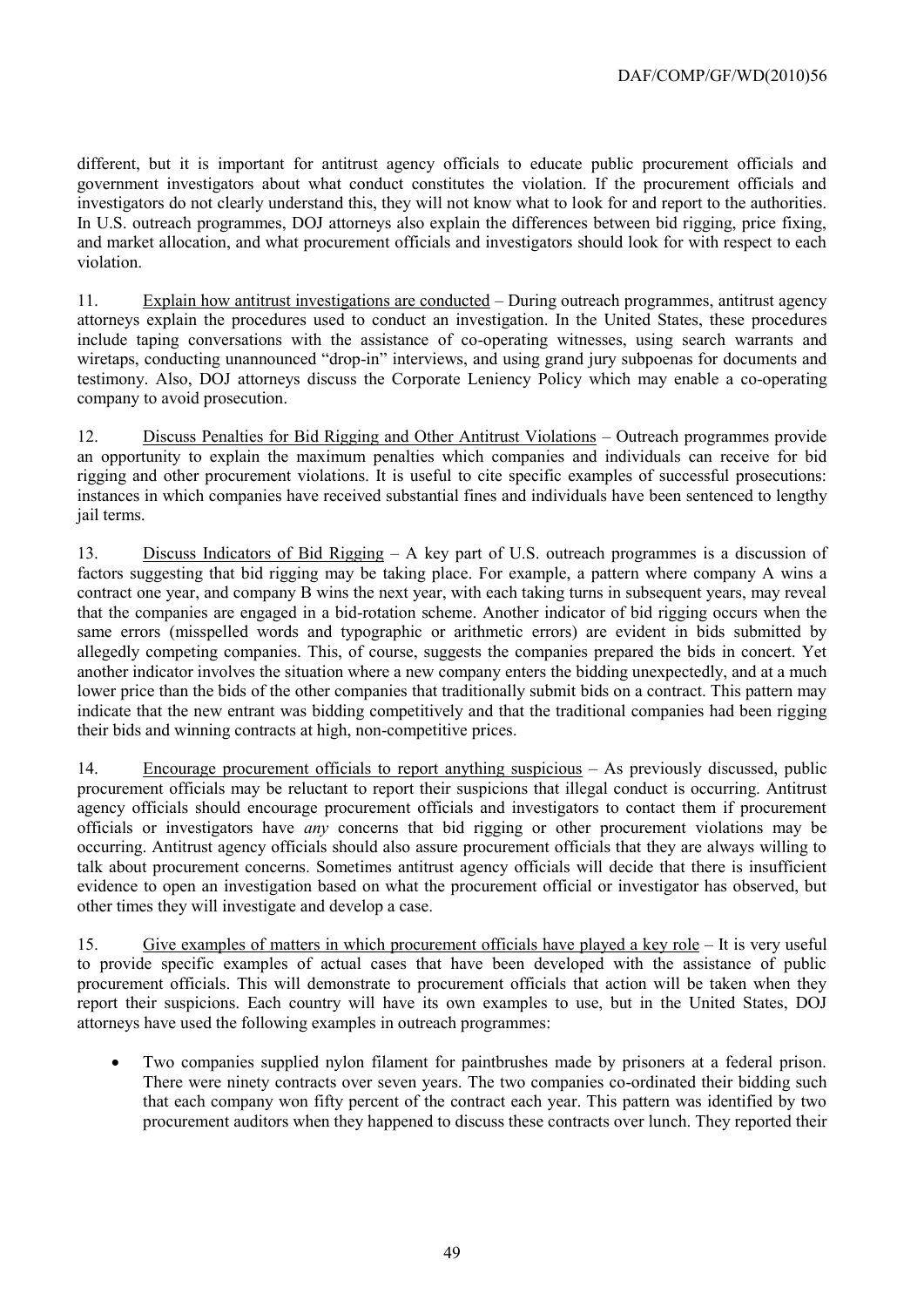different, but it is important for antitrust agency officials to educate public procurement officials and government investigators about what conduct constitutes the violation. If the procurement officials and investigators do not clearly understand this, they will not know what to look for and report to the authorities. In U.S. outreach programmes, DOJ attorneys also explain the differences between bid rigging, price fixing, and market allocation, and what procurement officials and investigators should look for with respect to each violation.

11. Explain how antitrust investigations are conducted – During outreach programmes, antitrust agency attorneys explain the procedures used to conduct an investigation. In the United States, these procedures include taping conversations with the assistance of co-operating witnesses, using search warrants and wiretaps, conducting unannounced "drop-in" interviews, and using grand jury subpoenas for documents and testimony. Also, DOJ attorneys discuss the Corporate Leniency Policy which may enable a co-operating company to avoid prosecution.

12. Discuss Penalties for Bid Rigging and Other Antitrust Violations – Outreach programmes provide an opportunity to explain the maximum penalties which companies and individuals can receive for bid rigging and other procurement violations. It is useful to cite specific examples of successful prosecutions: instances in which companies have received substantial fines and individuals have been sentenced to lengthy jail terms.

13. Discuss Indicators of Bid Rigging – A key part of U.S. outreach programmes is a discussion of factors suggesting that bid rigging may be taking place. For example, a pattern where company A wins a contract one year, and company B wins the next year, with each taking turns in subsequent years, may reveal that the companies are engaged in a bid-rotation scheme. Another indicator of bid rigging occurs when the same errors (misspelled words and typographic or arithmetic errors) are evident in bids submitted by allegedly competing companies. This, of course, suggests the companies prepared the bids in concert. Yet another indicator involves the situation where a new company enters the bidding unexpectedly, and at a much lower price than the bids of the other companies that traditionally submit bids on a contract. This pattern may indicate that the new entrant was bidding competitively and that the traditional companies had been rigging their bids and winning contracts at high, non-competitive prices.

14. Encourage procurement officials to report anything suspicious – As previously discussed, public procurement officials may be reluctant to report their suspicions that illegal conduct is occurring. Antitrust agency officials should encourage procurement officials and investigators to contact them if procurement officials or investigators have *any* concerns that bid rigging or other procurement violations may be occurring. Antitrust agency officials should also assure procurement officials that they are always willing to talk about procurement concerns. Sometimes antitrust agency officials will decide that there is insufficient evidence to open an investigation based on what the procurement official or investigator has observed, but other times they will investigate and develop a case.

15. Give examples of matters in which procurement officials have played a key role – It is very useful to provide specific examples of actual cases that have been developed with the assistance of public procurement officials. This will demonstrate to procurement officials that action will be taken when they report their suspicions. Each country will have its own examples to use, but in the United States, DOJ attorneys have used the following examples in outreach programmes:

- Two companies supplied nylon filament for paintbrushes made by prisoners at a federal prison. There were ninety contracts over seven years. The two companies co-ordinated their bidding such that each company won fifty percent of the contract each year. This pattern was identified by two procurement auditors when they happened to discuss these contracts over lunch. They reported their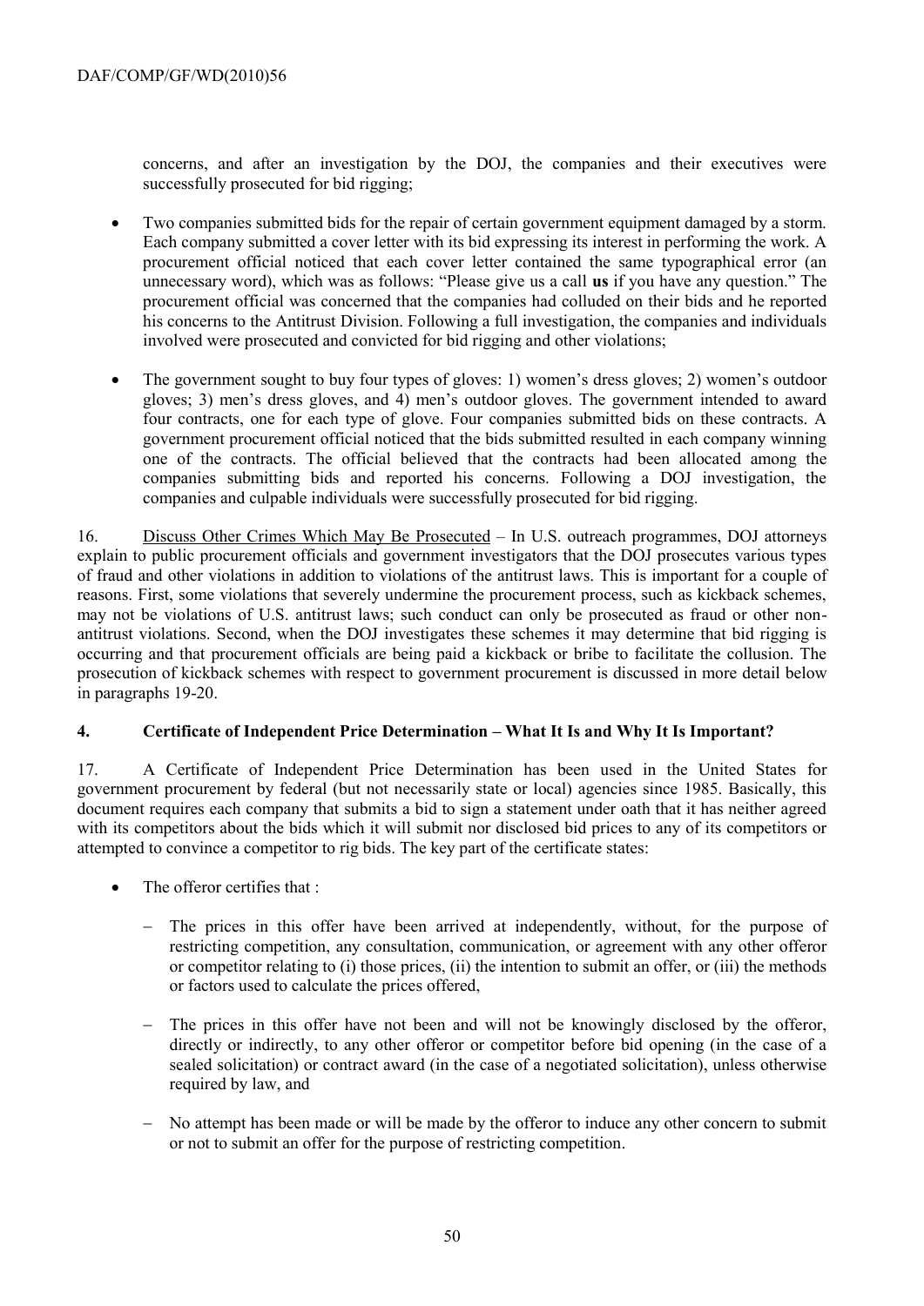concerns, and after an investigation by the DOJ, the companies and their executives were successfully prosecuted for bid rigging;

- Two companies submitted bids for the repair of certain government equipment damaged by a storm. Each company submitted a cover letter with its bid expressing its interest in performing the work. A procurement official noticed that each cover letter contained the same typographical error (an unnecessary word), which was as follows: "Please give us a call **us** if you have any question." The procurement official was concerned that the companies had colluded on their bids and he reported his concerns to the Antitrust Division. Following a full investigation, the companies and individuals involved were prosecuted and convicted for bid rigging and other violations;

- The government sought to buy four types of gloves: 1) women's dress gloves; 2) women's outdoor gloves; 3) men's dress gloves, and 4) men's outdoor gloves. The government intended to award four contracts, one for each type of glove. Four companies submitted bids on these contracts. A government procurement official noticed that the bids submitted resulted in each company winning one of the contracts. The official believed that the contracts had been allocated among the companies submitting bids and reported his concerns. Following a DOJ investigation, the companies and culpable individuals were successfully prosecuted for bid rigging.

16. Discuss Other Crimes Which May Be Prosecuted – In U.S. outreach programmes, DOJ attorneys explain to public procurement officials and government investigators that the DOJ prosecutes various types of fraud and other violations in addition to violations of the antitrust laws. This is important for a couple of reasons. First, some violations that severely undermine the procurement process, such as kickback schemes, may not be violations of U.S. antitrust laws; such conduct can only be prosecuted as fraud or other non-antitrust violations. Second, when the DOJ investigates these schemes it may determine that bid rigging is occurring and that procurement officials are being paid a kickback or bribe to facilitate the collusion. The prosecution of kickback schemes with respect to government procurement is discussed in more detail below in paragraphs 19-20.

## 4. Certificate of Independent Price Determination – What It Is and Why It Is Important?

17. A Certificate of Independent Price Determination has been used in the United States for government procurement by federal (but not necessarily state or local) agencies since 1985. Basically, this document requires each company that submits a bid to sign a statement under oath that it has neither agreed with its competitors about the bids which it will submit nor disclosed bid prices to any of its competitors or attempted to convince a competitor to rig bids. The key part of the certificate states:

- The offeror certifies that :
  - The prices in this offer have been arrived at independently, without, for the purpose of restricting competition, any consultation, communication, or agreement with any other offeror or competitor relating to (i) those prices, (ii) the intention to submit an offer, or (iii) the methods or factors used to calculate the prices offered,
  - The prices in this offer have not been and will not be knowingly disclosed by the offeror, directly or indirectly, to any other offeror or competitor before bid opening (in the case of a sealed solicitation) or contract award (in the case of a negotiated solicitation), unless otherwise required by law, and
  - No attempt has been made or will be made by the offeror to induce any other concern to submit or not to submit an offer for the purpose of restricting competition.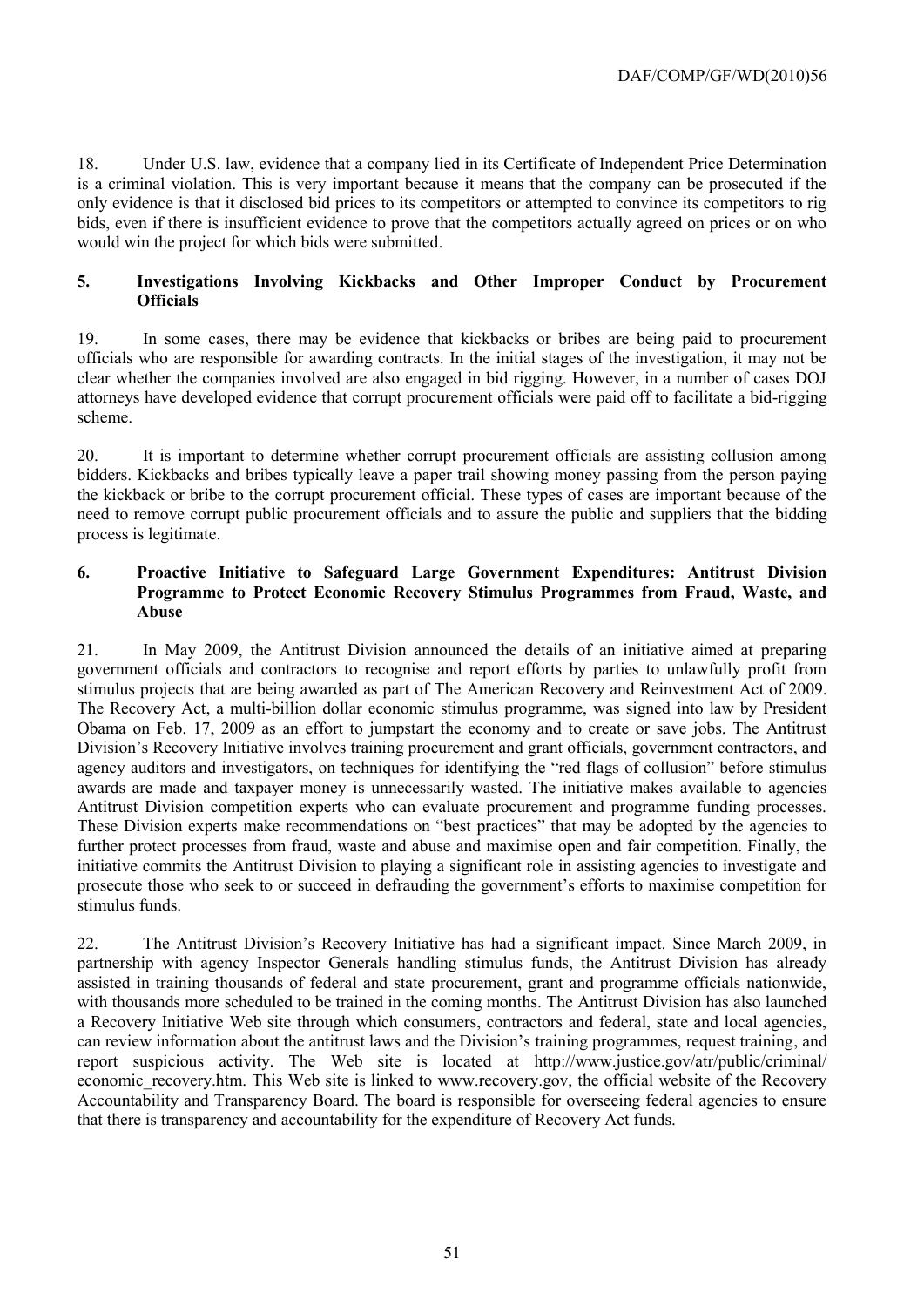18. Under U.S. law, evidence that a company lied in its Certificate of Independent Price Determination is a criminal violation. This is very important because it means that the company can be prosecuted if the only evidence is that it disclosed bid prices to its competitors or attempted to convince its competitors to rig bids, even if there is insufficient evidence to prove that the competitors actually agreed on prices or on who would win the project for which bids were submitted.

## 5. Investigations Involving Kickbacks and Other Improper Conduct by Procurement Officials

19. In some cases, there may be evidence that kickbacks or bribes are being paid to procurement officials who are responsible for awarding contracts. In the initial stages of the investigation, it may not be clear whether the companies involved are also engaged in bid rigging. However, in a number of cases DOJ attorneys have developed evidence that corrupt procurement officials were paid off to facilitate a bid-rigging scheme.

20. It is important to determine whether corrupt procurement officials are assisting collusion among bidders. Kickbacks and bribes typically leave a paper trail showing money passing from the person paying the kickback or bribe to the corrupt procurement official. These types of cases are important because of the need to remove corrupt public procurement officials and to assure the public and suppliers that the bidding process is legitimate.

## 6. Proactive Initiative to Safeguard Large Government Expenditures: Antitrust Division Programme to Protect Economic Recovery Stimulus Programmes from Fraud, Waste, and Abuse

21. In May 2009, the Antitrust Division announced the details of an initiative aimed at preparing government officials and contractors to recognise and report efforts by parties to unlawfully profit from stimulus projects that are being awarded as part of The American Recovery and Reinvestment Act of 2009. The Recovery Act, a multi-billion dollar economic stimulus programme, was signed into law by President Obama on Feb. 17, 2009 as an effort to jumpstart the economy and to create or save jobs. The Antitrust Division's Recovery Initiative involves training procurement and grant officials, government contractors, and agency auditors and investigators, on techniques for identifying the "red flags of collusion" before stimulus awards are made and taxpayer money is unnecessarily wasted. The initiative makes available to agencies Antitrust Division competition experts who can evaluate procurement and programme funding processes. These Division experts make recommendations on "best practices" that may be adopted by the agencies to further protect processes from fraud, waste and abuse and maximise open and fair competition. Finally, the initiative commits the Antitrust Division to playing a significant role in assisting agencies to investigate and prosecute those who seek to or succeed in defrauding the government's efforts to maximise competition for stimulus funds.

22. The Antitrust Division's Recovery Initiative has had a significant impact. Since March 2009, in partnership with agency Inspector Generals handling stimulus funds, the Antitrust Division has already assisted in training thousands of federal and state procurement, grant and programme officials nationwide, with thousands more scheduled to be trained in the coming months. The Antitrust Division has also launched a Recovery Initiative Web site through which consumers, contractors and federal, state and local agencies, can review information about the antitrust laws and the Division's training programmes, request training, and report suspicious activity. The Web site is located at http://www.justice.gov/atr/public/criminal/economic_recovery.htm. This Web site is linked to www.recovery.gov, the official website of the Recovery Accountability and Transparency Board. The board is responsible for overseeing federal agencies to ensure that there is transparency and accountability for the expenditure of Recovery Act funds.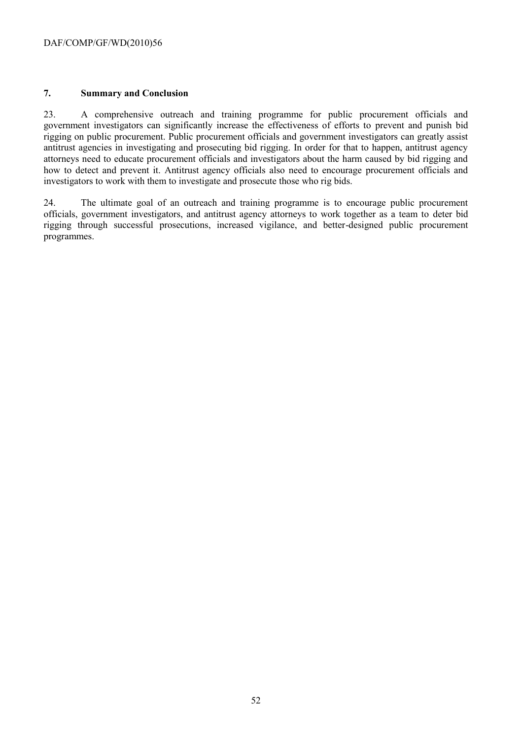## 7. Summary and Conclusion

23. A comprehensive outreach and training programme for public procurement officials and government investigators can significantly increase the effectiveness of efforts to prevent and punish bid rigging on public procurement. Public procurement officials and government investigators can greatly assist antitrust agencies in investigating and prosecuting bid rigging. In order for that to happen, antitrust agency attorneys need to educate procurement officials and investigators about the harm caused by bid rigging and how to detect and prevent it. Antitrust agency officials also need to encourage procurement officials and investigators to work with them to investigate and prosecute those who rig bids.

24. The ultimate goal of an outreach and training programme is to encourage public procurement officials, government investigators, and antitrust agency attorneys to work together as a team to deter bid rigging through successful prosecutions, increased vigilance, and better-designed public procurement programmes.